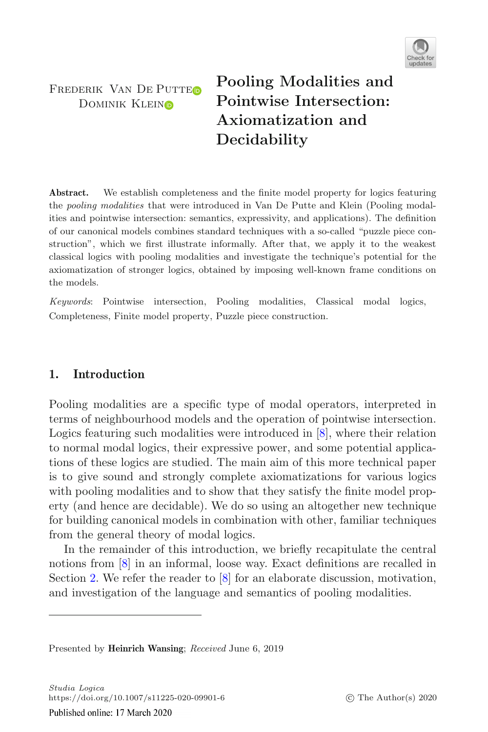Frederik Van De Putte
Dominik Klein

# Pooling Modalities and Pointwise Intersection: Axiomatization and Decidability

**Abstract.** We establish completeness and the finite model property for logics featuring the *pooling modalities* that were introduced in Van De Putte and Klein (Pooling modalities and pointwise intersection: semantics, expressivity, and applications). The definition of our canonical models combines standard techniques with a so-called "puzzle piece construction", which we first illustrate informally. After that, we apply it to the weakest classical logics with pooling modalities and investigate the technique's potential for the axiomatization of stronger logics, obtained by imposing well-known frame conditions on the models.

*Keywords*: Pointwise intersection, Pooling modalities, Classical modal logics, Completeness, Finite model property, Puzzle piece construction.

## 1. Introduction

Pooling modalities are a specific type of modal operators, interpreted in terms of neighbourhood models and the operation of pointwise intersection. Logics featuring such modalities were introduced in [8], where their relation to normal modal logics, their expressive power, and some potential applications of these logics are studied. The main aim of this more technical paper is to give sound and strongly complete axiomatizations for various logics with pooling modalities and to show that they satisfy the finite model property (and hence are decidable). We do so using an altogether new technique for building canonical models in combination with other, familiar techniques from the general theory of modal logics.

In the remainder of this introduction, we briefly recapitulate the central notions from [8] in an informal, loose way. Exact definitions are recalled in Section 2. We refer the reader to [8] for an elaborate discussion, motivation, and investigation of the language and semantics of pooling modalities.

Presented by **Heinrich Wansing**; *Received* June 6, 2019

*Studia Logica*
https://doi.org/10.1007/s11225-020-09901-6
© The Author(s) 2020
Published online: 17 March 2020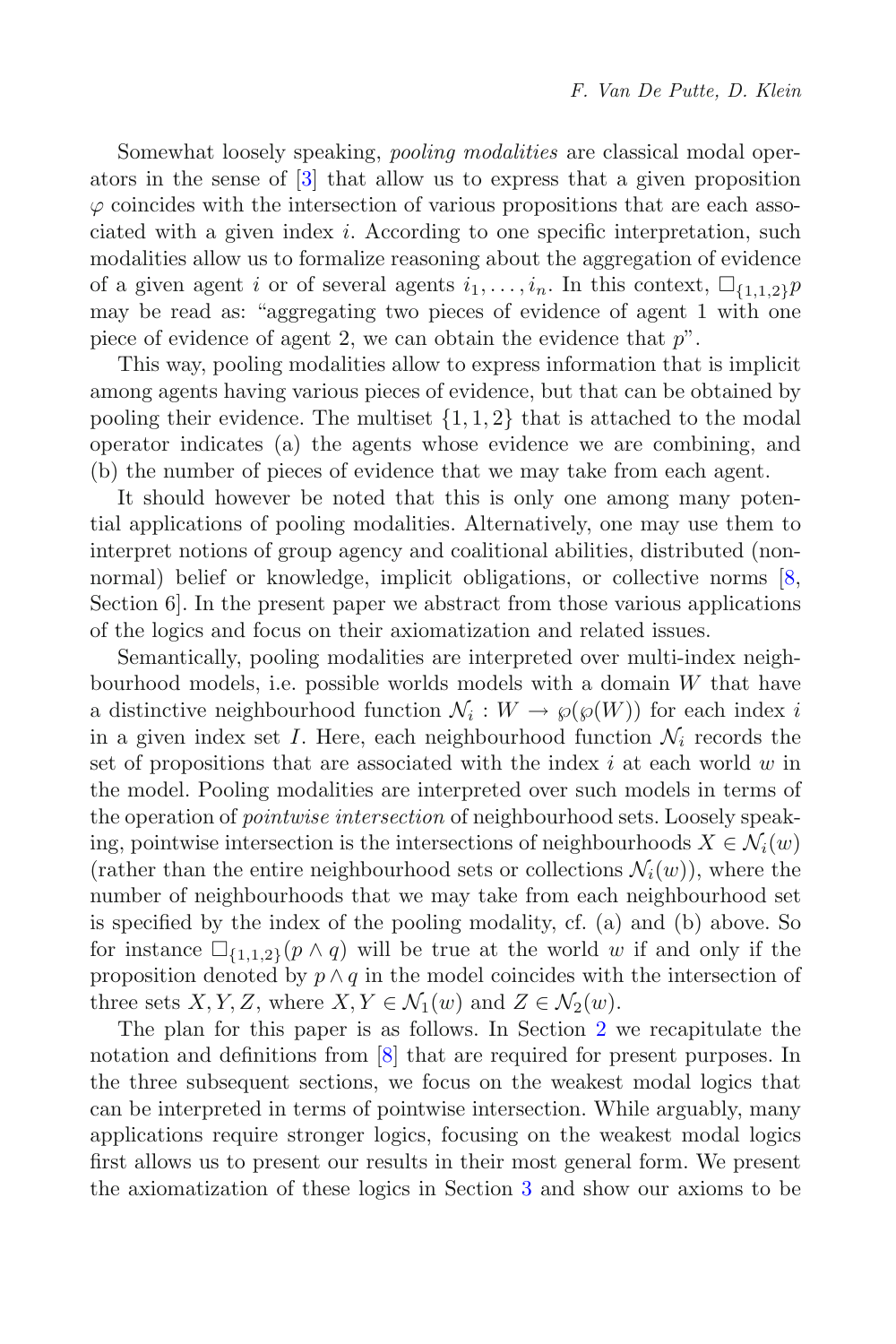Somewhat loosely speaking, *pooling modalities* are classical modal operators in the sense of [3] that allow us to express that a given proposition $\varphi$ coincides with the intersection of various propositions that are each associated with a given index $i$. According to one specific interpretation, such modalities allow us to formalize reasoning about the aggregation of evidence of a given agent $i$ or of several agents $i_1, \ldots, i_n$. In this context, $\Box_{\{1,1,2\}}p$ may be read as: "aggregating two pieces of evidence of agent 1 with one piece of evidence of agent 2, we can obtain the evidence that $p$".

This way, pooling modalities allow to express information that is implicit among agents having various pieces of evidence, but that can be obtained by pooling their evidence. The multiset $\{1, 1, 2\}$ that is attached to the modal operator indicates (a) the agents whose evidence we are combining, and (b) the number of pieces of evidence that we may take from each agent.

It should however be noted that this is only one among many potential applications of pooling modalities. Alternatively, one may use them to interpret notions of group agency and coalitional abilities, distributed (non-normal) belief or knowledge, implicit obligations, or collective norms [8, Section 6]. In the present paper we abstract from those various applications of the logics and focus on their axiomatization and related issues.

Semantically, pooling modalities are interpreted over multi-index neighbourhood models, i.e. possible worlds models with a domain $W$ that have a distinctive neighbourhood function $\mathcal{N}_i : W \to \wp(\wp(W))$ for each index $i$ in a given index set $I$. Here, each neighbourhood function $\mathcal{N}_i$ records the set of propositions that are associated with the index $i$ at each world $w$ in the model. Pooling modalities are interpreted over such models in terms of the operation of *pointwise intersection* of neighbourhood sets. Loosely speaking, pointwise intersection is the intersections of neighbourhoods $X \in \mathcal{N}_i(w)$ (rather than the entire neighbourhood sets or collections $\mathcal{N}_i(w)$), where the number of neighbourhoods that we may take from each neighbourhood set is specified by the index of the pooling modality, cf. (a) and (b) above. So for instance $\Box_{\{1,1,2\}}(p \wedge q)$ will be true at the world $w$ if and only if the proposition denoted by $p \wedge q$ in the model coincides with the intersection of three sets $X, Y, Z$, where $X, Y \in \mathcal{N}_1(w)$ and $Z \in \mathcal{N}_2(w)$.

The plan for this paper is as follows. In Section 2 we recapitulate the notation and definitions from [8] that are required for present purposes. In the three subsequent sections, we focus on the weakest modal logics that can be interpreted in terms of pointwise intersection. While arguably, many applications require stronger logics, focusing on the weakest modal logics first allows us to present our results in their most general form. We present the axiomatization of these logics in Section 3 and show our axioms to be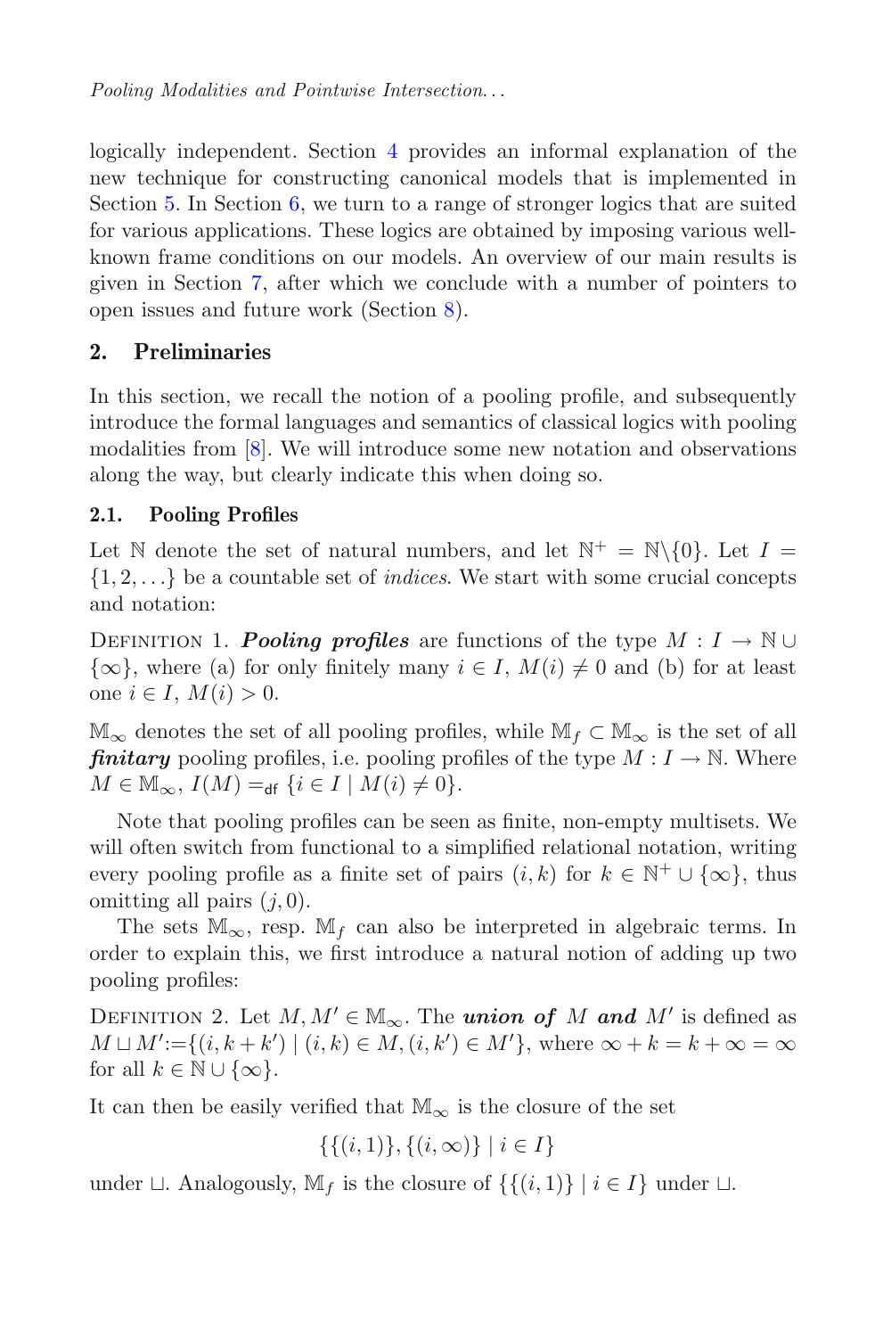logically independent. Section 4 provides an informal explanation of the new technique for constructing canonical models that is implemented in Section 5. In Section 6, we turn to a range of stronger logics that are suited for various applications. These logics are obtained by imposing various well-known frame conditions on our models. An overview of our main results is given in Section 7, after which we conclude with a number of pointers to open issues and future work (Section 8).

## 2. Preliminaries

In this section, we recall the notion of a pooling profile, and subsequently introduce the formal languages and semantics of classical logics with pooling modalities from [8]. We will introduce some new notation and observations along the way, but clearly indicate this when doing so.

### 2.1. Pooling Profiles

Let $\mathbb{N}$ denote the set of natural numbers, and let $\mathbb{N}^+ = \mathbb{N}\backslash\{0\}$. Let $I = \{1, 2, \ldots\}$ be a countable set of *indices*. We start with some crucial concepts and notation:

Definition 1. ***Pooling profiles*** are functions of the type $M : I \to \mathbb{N} \cup \{\infty\}$, where (a) for only finitely many $i \in I$, $M(i) \neq 0$ and (b) for at least one $i \in I$, $M(i) > 0$.

$\mathbb{M}_\infty$ denotes the set of all pooling profiles, while $\mathbb{M}_f \subset \mathbb{M}_\infty$ is the set of all ***finitary*** pooling profiles, i.e. pooling profiles of the type $M : I \to \mathbb{N}$. Where $M \in \mathbb{M}_\infty$, $I(M) =_{\mathsf{df}} \{i \in I \mid M(i) \neq 0\}$.

Note that pooling profiles can be seen as finite, non-empty multisets. We will often switch from functional to a simplified relational notation, writing every pooling profile as a finite set of pairs $(i, k)$ for $k \in \mathbb{N}^+ \cup \{\infty\}$, thus omitting all pairs $(j, 0)$.

The sets $\mathbb{M}_\infty$, resp. $\mathbb{M}_f$ can also be interpreted in algebraic terms. In order to explain this, we first introduce a natural notion of adding up two pooling profiles:

Definition 2. Let $M, M' \in \mathbb{M}_\infty$. The ***union of*** $M$ ***and*** $M'$ is defined as $M \sqcup M' := \{(i, k + k') \mid (i, k) \in M, (i, k') \in M'\}$, where $\infty + k = k + \infty = \infty$ for all $k \in \mathbb{N} \cup \{\infty\}$.

It can then be easily verified that $\mathbb{M}_\infty$ is the closure of the set

$$\{\{(i, 1)\}, \{(i, \infty)\} \mid i \in I\}$$

under $\sqcup$. Analogously, $\mathbb{M}_f$ is the closure of $\{\{(i, 1)\} \mid i \in I\}$ under $\sqcup$.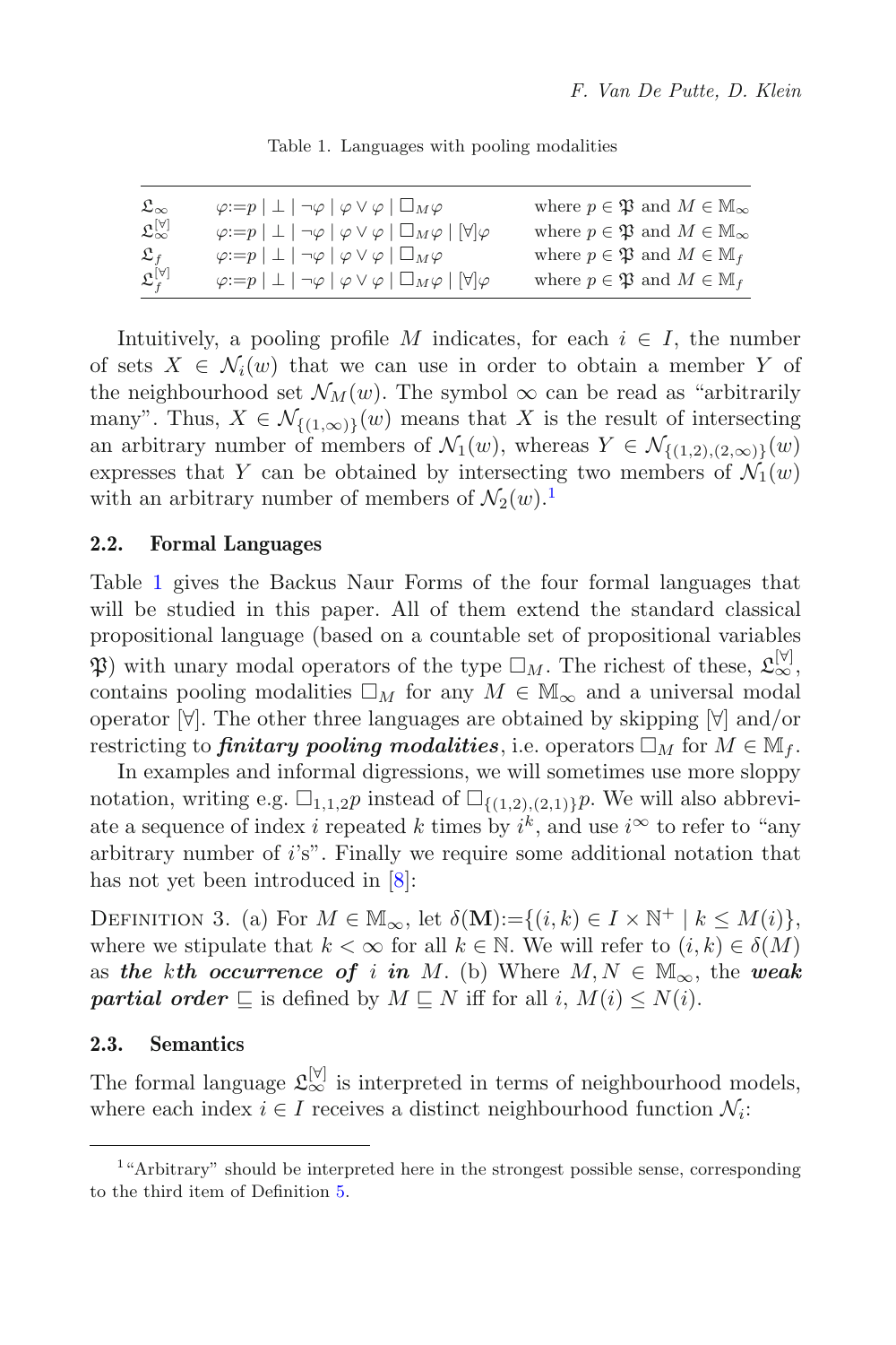Table 1. Languages with pooling modalities

| | | |
|---|---|---|
| $\mathfrak{L}_\infty$ | $\varphi := p \mid \bot \mid \neg\varphi \mid \varphi \vee \varphi \mid \Box_M \varphi$ | where $p \in \mathfrak{P}$ and $M \in \mathbb{M}_\infty$ |
| $\mathfrak{L}_\infty^{[\forall]}$ | $\varphi := p \mid \bot \mid \neg\varphi \mid \varphi \vee \varphi \mid \Box_M \varphi \mid [\forall]\varphi$ | where $p \in \mathfrak{P}$ and $M \in \mathbb{M}_\infty$ |
| $\mathfrak{L}_f$ | $\varphi := p \mid \bot \mid \neg\varphi \mid \varphi \vee \varphi \mid \Box_M \varphi$ | where $p \in \mathfrak{P}$ and $M \in \mathbb{M}_f$ |
| $\mathfrak{L}_f^{[\forall]}$ | $\varphi := p \mid \bot \mid \neg\varphi \mid \varphi \vee \varphi \mid \Box_M \varphi \mid [\forall]\varphi$ | where $p \in \mathfrak{P}$ and $M \in \mathbb{M}_f$ |

Intuitively, a pooling profile $M$ indicates, for each $i \in I$, the number of sets $X \in \mathcal{N}_i(w)$ that we can use in order to obtain a member $Y$ of the neighbourhood set $\mathcal{N}_M(w)$. The symbol $\infty$ can be read as "arbitrarily many". Thus, $X \in \mathcal{N}_{\{(1,\infty)\}}(w)$ means that $X$ is the result of intersecting an arbitrary number of members of $\mathcal{N}_1(w)$, whereas $Y \in \mathcal{N}_{\{(1,2),(2,\infty)\}}(w)$ expresses that $Y$ can be obtained by intersecting two members of $\mathcal{N}_1(w)$ with an arbitrary number of members of $\mathcal{N}_2(w)$.[1]

### 2.2. Formal Languages

Table 1 gives the Backus Naur Forms of the four formal languages that will be studied in this paper. All of them extend the standard classical propositional language (based on a countable set of propositional variables $\mathfrak{P}$) with unary modal operators of the type $\Box_M$. The richest of these, $\mathfrak{L}_\infty^{[\forall]}$, contains pooling modalities $\Box_M$ for any $M \in \mathbb{M}_\infty$ and a universal modal operator $[\forall]$. The other three languages are obtained by skipping $[\forall]$ and/or restricting to ***finitary pooling modalities***, i.e. operators $\Box_M$ for $M \in \mathbb{M}_f$.

In examples and informal digressions, we will sometimes use more sloppy notation, writing e.g. $\Box_{1,1,2} p$ instead of $\Box_{\{(1,2),(2,1)\}} p$. We will also abbreviate a sequence of index $i$ repeated $k$ times by $i^k$, and use $i^\infty$ to refer to "any arbitrary number of $i$'s". Finally we require some additional notation that has not yet been introduced in [8]:

Definition 3. (a) For $M \in \mathbb{M}_\infty$, let $\delta(\mathbf{M}) := \{(i,k) \in I \times \mathbb{N}^+ \mid k \leq M(i)\}$, where we stipulate that $k < \infty$ for all $k \in \mathbb{N}$. We will refer to $(i,k) \in \delta(M)$ as ***the kth occurrence of i in M***. (b) Where $M, N \in \mathbb{M}_\infty$, the ***weak partial order*** $\sqsubseteq$ is defined by $M \sqsubseteq N$ iff for all $i$, $M(i) \leq N(i)$.

### 2.3. Semantics

The formal language $\mathfrak{L}_\infty^{[\forall]}$ is interpreted in terms of neighbourhood models, where each index $i \in I$ receives a distinct neighbourhood function $\mathcal{N}_i$:

[1] "Arbitrary" should be interpreted here in the strongest possible sense, corresponding to the third item of Definition 5.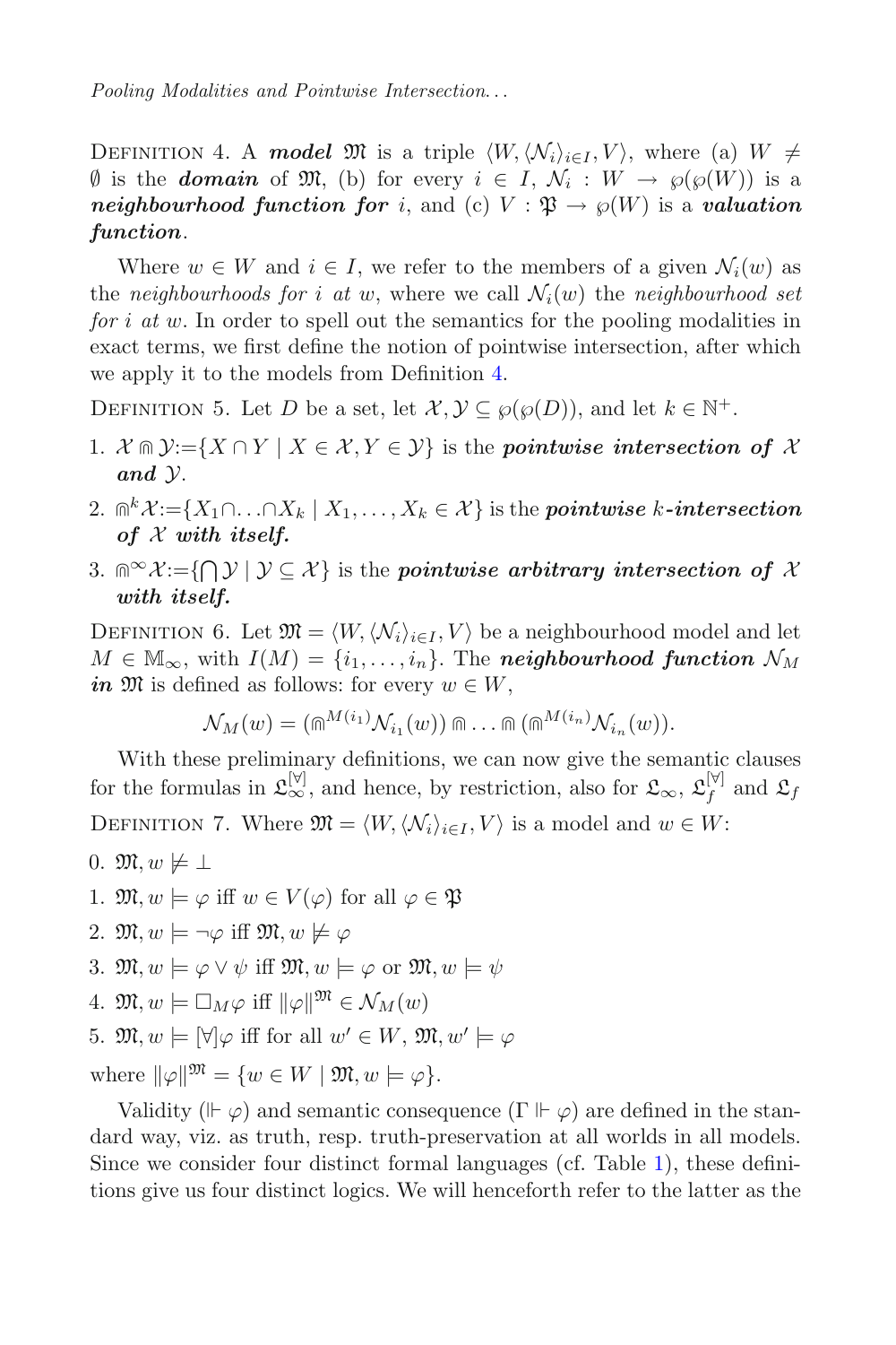Definition 4. A ***model*** $\mathfrak{M}$ is a triple $\langle W, \langle \mathcal{N}_i \rangle_{i \in I}, V \rangle$, where (a) $W \neq \emptyset$ is the ***domain*** of $\mathfrak{M}$, (b) for every $i \in I$, $\mathcal{N}_i : W \to \wp(\wp(W))$ is a ***neighbourhood function for*** $i$, and (c) $V : \mathfrak{P} \to \wp(W)$ is a ***valuation function***.

Where $w \in W$ and $i \in I$, we refer to the members of a given $\mathcal{N}_i(w)$ as the *neighbourhoods for* $i$ *at* $w$, where we call $\mathcal{N}_i(w)$ the *neighbourhood set for* $i$ *at* $w$. In order to spell out the semantics for the pooling modalities in exact terms, we first define the notion of pointwise intersection, after which we apply it to the models from Definition 4.

Definition 5. Let $D$ be a set, let $\mathcal{X}, \mathcal{Y} \subseteq \wp(\wp(D))$, and let $k \in \mathbb{N}^+$.

1. $\mathcal{X} \Cap \mathcal{Y} := \{X \cap Y \mid X \in \mathcal{X}, Y \in \mathcal{Y}\}$ is the ***pointwise intersection of*** $\mathcal{X}$ ***and*** $\mathcal{Y}$.
2. $\Cap^k \mathcal{X} := \{X_1 \cap \ldots \cap X_k \mid X_1, \ldots, X_k \in \mathcal{X}\}$ is the ***pointwise*** $k$***-intersection of*** $\mathcal{X}$ ***with itself.***
3. $\Cap^\infty \mathcal{X} := \{\bigcap \mathcal{Y} \mid \mathcal{Y} \subseteq \mathcal{X}\}$ is the ***pointwise arbitrary intersection of*** $\mathcal{X}$ ***with itself.***

Definition 6. Let $\mathfrak{M} = \langle W, \langle \mathcal{N}_i \rangle_{i \in I}, V \rangle$ be a neighbourhood model and let $M \in \mathbb{M}_\infty$, with $I(M) = \{i_1, \ldots, i_n\}$. The ***neighbourhood function*** $\mathcal{N}_M$ ***in*** $\mathfrak{M}$ is defined as follows: for every $w \in W$,

$$\mathcal{N}_M(w) = (\Cap^{M(i_1)} \mathcal{N}_{i_1}(w)) \Cap \ldots \Cap (\Cap^{M(i_n)} \mathcal{N}_{i_n}(w)).$$

With these preliminary definitions, we can now give the semantic clauses for the formulas in $\mathfrak{L}_\infty^{[\forall]}$, and hence, by restriction, also for $\mathfrak{L}_\infty$, $\mathfrak{L}_f^{[\forall]}$ and $\mathfrak{L}_f$

Definition 7. Where $\mathfrak{M} = \langle W, \langle \mathcal{N}_i \rangle_{i \in I}, V \rangle$ is a model and $w \in W$:

0. $\mathfrak{M}, w \not\models \bot$
1. $\mathfrak{M}, w \models \varphi$ iff $w \in V(\varphi)$ for all $\varphi \in \mathfrak{P}$
2. $\mathfrak{M}, w \models \neg\varphi$ iff $\mathfrak{M}, w \not\models \varphi$
3. $\mathfrak{M}, w \models \varphi \vee \psi$ iff $\mathfrak{M}, w \models \varphi$ or $\mathfrak{M}, w \models \psi$
4. $\mathfrak{M}, w \models \Box_M \varphi$ iff $\|\varphi\|^{\mathfrak{M}} \in \mathcal{N}_M(w)$
5. $\mathfrak{M}, w \models [\forall]\varphi$ iff for all $w' \in W$, $\mathfrak{M}, w' \models \varphi$

where $\|\varphi\|^{\mathfrak{M}} = \{w \in W \mid \mathfrak{M}, w \models \varphi\}$.

Validity ($\Vdash \varphi$) and semantic consequence ($\Gamma \Vdash \varphi$) are defined in the standard way, viz. as truth, resp. truth-preservation at all worlds in all models. Since we consider four distinct formal languages (cf. Table 1), these definitions give us four distinct logics. We will henceforth refer to the latter as the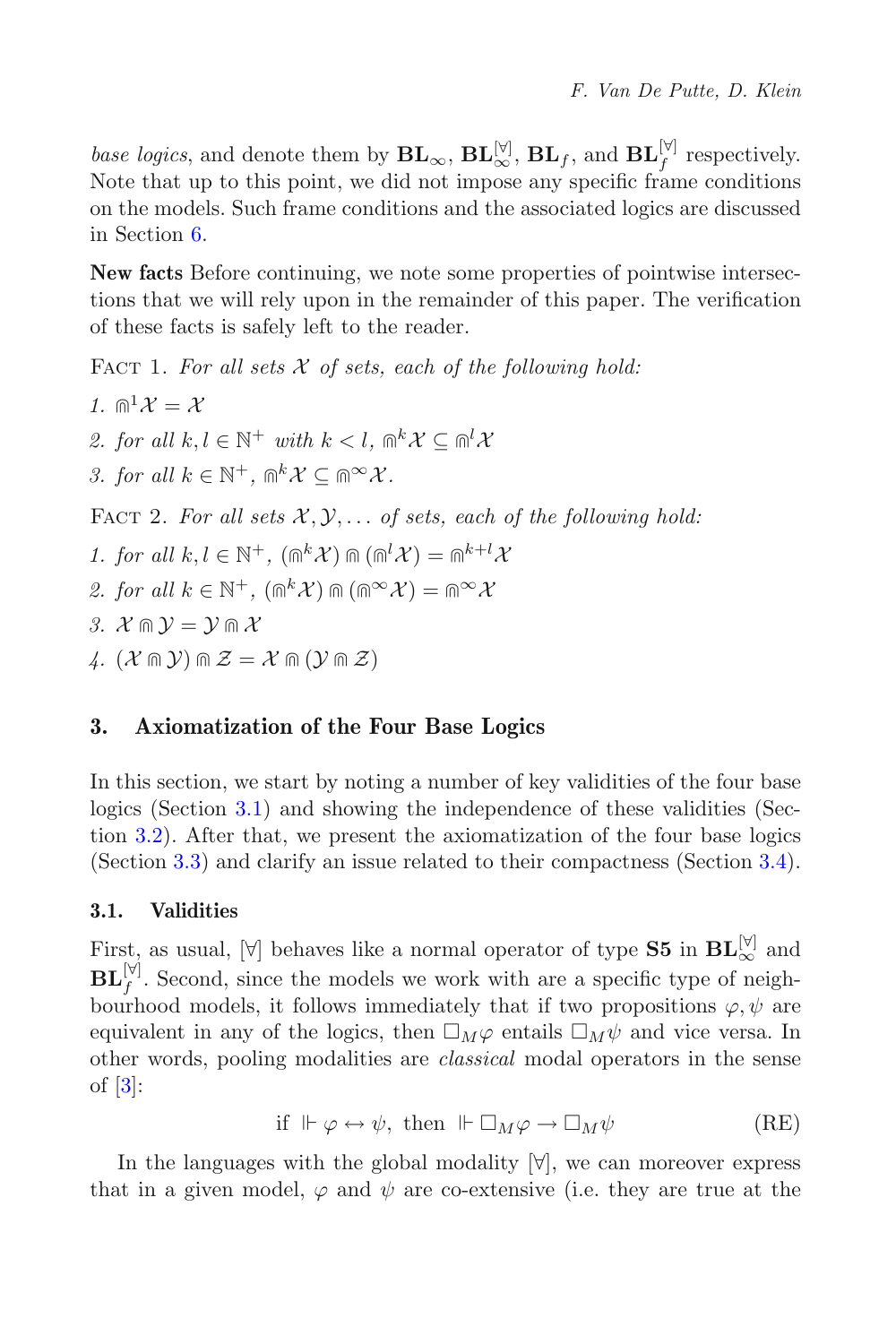*base logics*, and denote them by $\mathbf{BL}_\infty$, $\mathbf{BL}_\infty^{[\forall]}$, $\mathbf{BL}_f$, and $\mathbf{BL}_f^{[\forall]}$ respectively. Note that up to this point, we did not impose any specific frame conditions on the models. Such frame conditions and the associated logics are discussed in Section 6.

**New facts** Before continuing, we note some properties of pointwise intersections that we will rely upon in the remainder of this paper. The verification of these facts is safely left to the reader.

Fact 1. *For all sets $\mathcal{X}$ of sets, each of the following hold:*

1. $\Cap^1 \mathcal{X} = \mathcal{X}$
2. *for all $k, l \in \mathbb{N}^+$ with $k < l$, $\Cap^k \mathcal{X} \subseteq \Cap^l \mathcal{X}$*
3. *for all $k \in \mathbb{N}^+$, $\Cap^k \mathcal{X} \subseteq \Cap^\infty \mathcal{X}$.*

Fact 2. *For all sets $\mathcal{X}, \mathcal{Y}, \ldots$ of sets, each of the following hold:*

1. *for all $k, l \in \mathbb{N}^+$, $(\Cap^k \mathcal{X}) \Cap (\Cap^l \mathcal{X}) = \Cap^{k+l} \mathcal{X}$*
2. *for all $k \in \mathbb{N}^+$, $(\Cap^k \mathcal{X}) \Cap (\Cap^\infty \mathcal{X}) = \Cap^\infty \mathcal{X}$*
3. $\mathcal{X} \Cap \mathcal{Y} = \mathcal{Y} \Cap \mathcal{X}$
4. $(\mathcal{X} \Cap \mathcal{Y}) \Cap \mathcal{Z} = \mathcal{X} \Cap (\mathcal{Y} \Cap \mathcal{Z})$

## 3. Axiomatization of the Four Base Logics

In this section, we start by noting a number of key validities of the four base logics (Section 3.1) and showing the independence of these validities (Section 3.2). After that, we present the axiomatization of the four base logics (Section 3.3) and clarify an issue related to their compactness (Section 3.4).

### 3.1. Validities

First, as usual, $[\forall]$ behaves like a normal operator of type **S5** in $\mathbf{BL}_\infty^{[\forall]}$ and $\mathbf{BL}_f^{[\forall]}$. Second, since the models we work with are a specific type of neighbourhood models, it follows immediately that if two propositions $\varphi, \psi$ are equivalent in any of the logics, then $\Box_M \varphi$ entails $\Box_M \psi$ and vice versa. In other words, pooling modalities are *classical* modal operators in the sense of [3]:

$$\text{if } \Vdash \varphi \leftrightarrow \psi, \text{ then } \Vdash \Box_M \varphi \rightarrow \Box_M \psi \qquad \text{(RE)}$$

In the languages with the global modality $[\forall]$, we can moreover express that in a given model, $\varphi$ and $\psi$ are co-extensive (i.e. they are true at the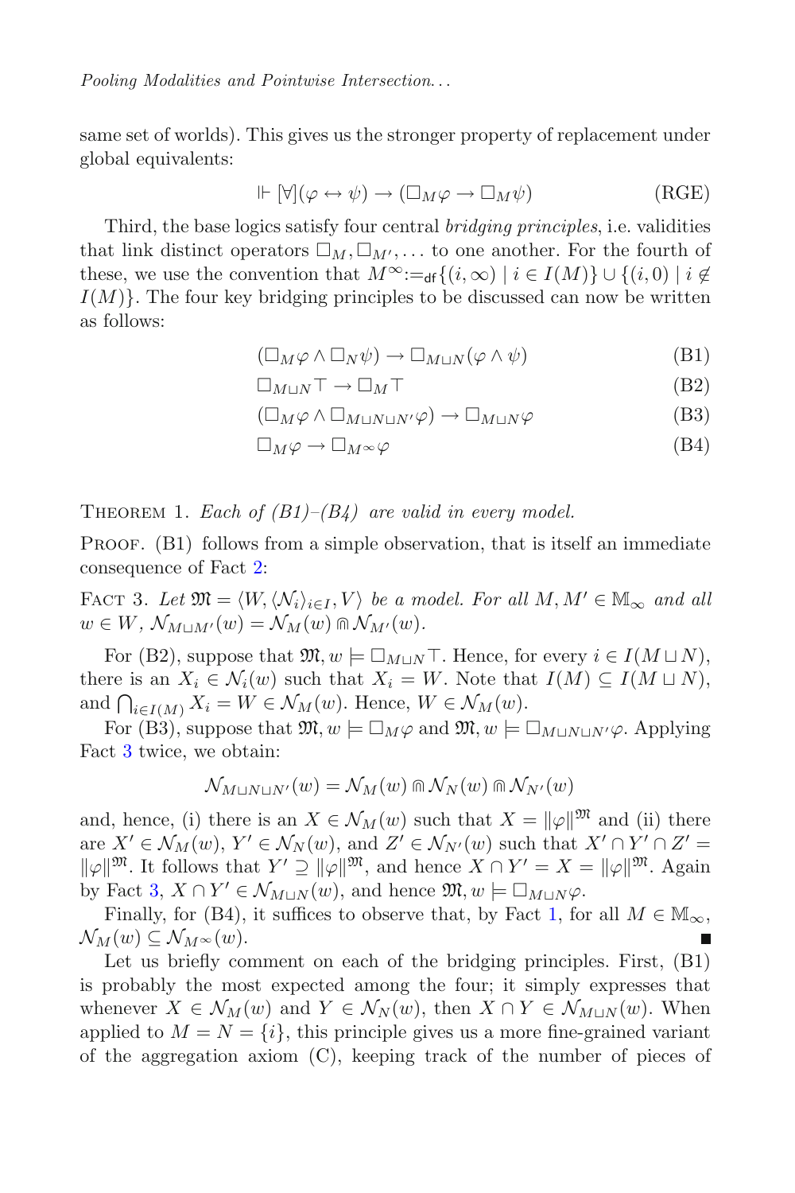same set of worlds). This gives us the stronger property of replacement under global equivalents:

$$\Vdash [\forall](\varphi \leftrightarrow \psi) \rightarrow (\Box_M \varphi \rightarrow \Box_M \psi) \tag{RGE}$$

Third, the base logics satisfy four central *bridging principles*, i.e. validities that link distinct operators $\Box_M, \Box_{M'}, \ldots$ to one another. For the fourth of these, we use the convention that $M^\infty :=_{\mathsf{df}} \{(i, \infty) \mid i \in I(M)\} \cup \{(i, 0) \mid i \notin I(M)\}$. The four key bridging principles to be discussed can now be written as follows:

$$(\Box_M \varphi \wedge \Box_N \psi) \rightarrow \Box_{M \sqcup N}(\varphi \wedge \psi) \tag{B1}$$

$$\Box_{M \sqcup N} \top \rightarrow \Box_M \top \tag{B2}$$

$$(\Box_M \varphi \wedge \Box_{M \sqcup N \sqcup N'} \varphi) \rightarrow \Box_{M \sqcup N} \varphi \tag{B3}$$

$$\Box_M \varphi \rightarrow \Box_{M^\infty} \varphi \tag{B4}$$

Theorem 1. *Each of (B1)–(B4) are valid in every model.*

Proof. (B1) follows from a simple observation, that is itself an immediate consequence of Fact 2:

Fact 3. *Let $\mathfrak{M} = \langle W, \langle \mathcal{N}_i \rangle_{i \in I}, V \rangle$ be a model. For all $M, M' \in \mathbb{M}_\infty$ and all $w \in W$, $\mathcal{N}_{M \sqcup M'}(w) = \mathcal{N}_M(w) \Cap \mathcal{N}_{M'}(w)$.*

For (B2), suppose that $\mathfrak{M}, w \models \Box_{M \sqcup N} \top$. Hence, for every $i \in I(M \sqcup N)$, there is an $X_i \in \mathcal{N}_i(w)$ such that $X_i = W$. Note that $I(M) \subseteq I(M \sqcup N)$, and $\bigcap_{i \in I(M)} X_i = W \in \mathcal{N}_M(w)$. Hence, $W \in \mathcal{N}_M(w)$.

For (B3), suppose that $\mathfrak{M}, w \models \Box_M \varphi$ and $\mathfrak{M}, w \models \Box_{M \sqcup N \sqcup N'} \varphi$. Applying Fact 3 twice, we obtain:

$$\mathcal{N}_{M \sqcup N \sqcup N'}(w) = \mathcal{N}_M(w) \Cap \mathcal{N}_N(w) \Cap \mathcal{N}_{N'}(w)$$

and, hence, (i) there is an $X \in \mathcal{N}_M(w)$ such that $X = \|\varphi\|^{\mathfrak{M}}$ and (ii) there are $X' \in \mathcal{N}_M(w)$, $Y' \in \mathcal{N}_N(w)$, and $Z' \in \mathcal{N}_{N'}(w)$ such that $X' \cap Y' \cap Z' = \|\varphi\|^{\mathfrak{M}}$. It follows that $Y' \supseteq \|\varphi\|^{\mathfrak{M}}$, and hence $X \cap Y' = X = \|\varphi\|^{\mathfrak{M}}$. Again by Fact 3, $X \cap Y' \in \mathcal{N}_{M \sqcup N}(w)$, and hence $\mathfrak{M}, w \models \Box_{M \sqcup N} \varphi$.

Finally, for (B4), it suffices to observe that, by Fact 1, for all $M \in \mathbb{M}_\infty$, $\mathcal{N}_M(w) \subseteq \mathcal{N}_{M^\infty}(w)$. ∎

Let us briefly comment on each of the bridging principles. First, (B1) is probably the most expected among the four; it simply expresses that whenever $X \in \mathcal{N}_M(w)$ and $Y \in \mathcal{N}_N(w)$, then $X \cap Y \in \mathcal{N}_{M \sqcup N}(w)$. When applied to $M = N = \{i\}$, this principle gives us a more fine-grained variant of the aggregation axiom (C), keeping track of the number of pieces of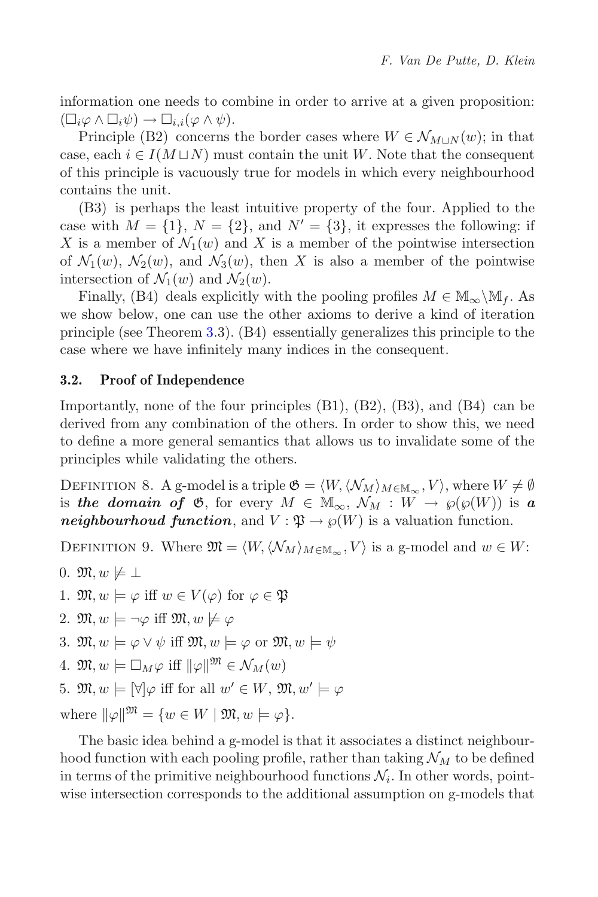information one needs to combine in order to arrive at a given proposition: $(\Box_i\varphi \wedge \Box_i\psi) \rightarrow \Box_{i,i}(\varphi \wedge \psi)$.

Principle (B2) concerns the border cases where $W \in \mathcal{N}_{M \sqcup N}(w)$; in that case, each $i \in I(M \sqcup N)$ must contain the unit $W$. Note that the consequent of this principle is vacuously true for models in which every neighbourhood contains the unit.

(B3) is perhaps the least intuitive property of the four. Applied to the case with $M = \{1\}$, $N = \{2\}$, and $N' = \{3\}$, it expresses the following: if $X$ is a member of $\mathcal{N}_1(w)$ and $X$ is a member of the pointwise intersection of $\mathcal{N}_1(w)$, $\mathcal{N}_2(w)$, and $\mathcal{N}_3(w)$, then $X$ is also a member of the pointwise intersection of $\mathcal{N}_1(w)$ and $\mathcal{N}_2(w)$.

Finally, (B4) deals explicitly with the pooling profiles $M \in \mathbb{M}_\infty \backslash \mathbb{M}_f$. As we show below, one can use the other axioms to derive a kind of iteration principle (see Theorem 3.3). (B4) essentially generalizes this principle to the case where we have infinitely many indices in the consequent.

### 3.2. Proof of Independence

Importantly, none of the four principles (B1), (B2), (B3), and (B4) can be derived from any combination of the others. In order to show this, we need to define a more general semantics that allows us to invalidate some of the principles while validating the others.

Definition 8. A g-model is a triple $\mathfrak{G} = \langle W, \langle \mathcal{N}_M \rangle_{M \in \mathbb{M}_\infty}, V \rangle$, where $W \neq \emptyset$ is ***the domain of*** $\mathfrak{G}$, for every $M \in \mathbb{M}_\infty$, $\mathcal{N}_M : W \rightarrow \wp(\wp(W))$ is ***a neighbourhoud function***, and $V : \mathfrak{P} \rightarrow \wp(W)$ is a valuation function.

Definition 9. Where $\mathfrak{M} = \langle W, \langle \mathcal{N}_M \rangle_{M \in \mathbb{M}_\infty}, V \rangle$ is a g-model and $w \in W$:

0. $\mathfrak{M}, w \not\models \bot$
1. $\mathfrak{M}, w \models \varphi$ iff $w \in V(\varphi)$ for $\varphi \in \mathfrak{P}$
2. $\mathfrak{M}, w \models \neg\varphi$ iff $\mathfrak{M}, w \not\models \varphi$
3. $\mathfrak{M}, w \models \varphi \vee \psi$ iff $\mathfrak{M}, w \models \varphi$ or $\mathfrak{M}, w \models \psi$
4. $\mathfrak{M}, w \models \Box_M\varphi$ iff $\|\varphi\|^{\mathfrak{M}} \in \mathcal{N}_M(w)$
5. $\mathfrak{M}, w \models [\forall]\varphi$ iff for all $w' \in W$, $\mathfrak{M}, w' \models \varphi$

where $\|\varphi\|^{\mathfrak{M}} = \{w \in W \mid \mathfrak{M}, w \models \varphi\}$.

The basic idea behind a g-model is that it associates a distinct neighbourhood function with each pooling profile, rather than taking $\mathcal{N}_M$ to be defined in terms of the primitive neighbourhood functions $\mathcal{N}_i$. In other words, pointwise intersection corresponds to the additional assumption on g-models that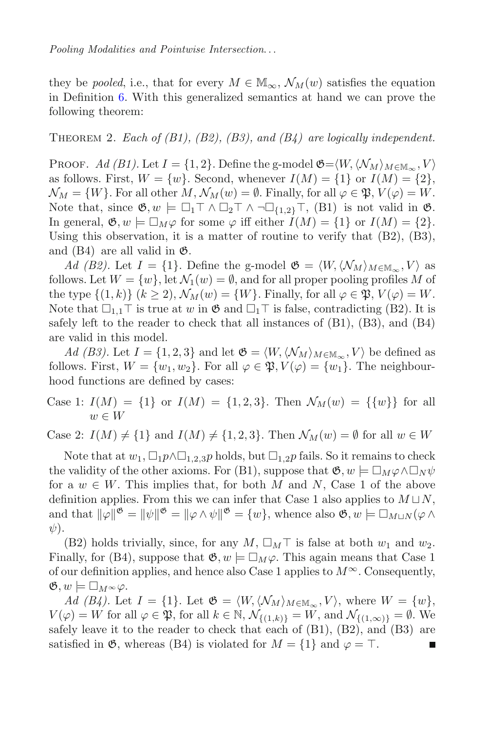they be *pooled*, i.e., that for every $M \in \mathbb{M}_\infty$, $\mathcal{N}_M(w)$ satisfies the equation in Definition 6. With this generalized semantics at hand we can prove the following theorem:

THEOREM 2. *Each of (B1), (B2), (B3), and (B4) are logically independent.*

PROOF. *Ad (B1).* Let $I = \{1, 2\}$. Define the g-model $\mathfrak{G} = \langle W, \langle \mathcal{N}_M \rangle_{M \in \mathbb{M}_\infty}, V \rangle$ as follows. First, $W = \{w\}$. Second, whenever $I(M) = \{1\}$ or $I(M) = \{2\}$, $\mathcal{N}_M = \{W\}$. For all other $M$, $\mathcal{N}_M(w) = \emptyset$. Finally, for all $\varphi \in \mathfrak{P}$, $V(\varphi) = W$. Note that, since $\mathfrak{G}, w \models \Box_1 \top \wedge \Box_2 \top \wedge \neg \Box_{\{1,2\}} \top$, (B1) is not valid in $\mathfrak{G}$. In general, $\mathfrak{G}, w \models \Box_M \varphi$ for some $\varphi$ iff either $I(M) = \{1\}$ or $I(M) = \{2\}$. Using this observation, it is a matter of routine to verify that (B2), (B3), and (B4) are all valid in $\mathfrak{G}$.

*Ad (B2).* Let $I = \{1\}$. Define the g-model $\mathfrak{G} = \langle W, \langle \mathcal{N}_M \rangle_{M \in \mathbb{M}_\infty}, V \rangle$ as follows. Let $W = \{w\}$, let $\mathcal{N}_1(w) = \emptyset$, and for all proper pooling profiles $M$ of the type $\{(1, k)\}$ $(k \geq 2)$, $\mathcal{N}_M(w) = \{W\}$. Finally, for all $\varphi \in \mathfrak{P}$, $V(\varphi) = W$. Note that $\Box_{1,1} \top$ is true at $w$ in $\mathfrak{G}$ and $\Box_1 \top$ is false, contradicting (B2). It is safely left to the reader to check that all instances of (B1), (B3), and (B4) are valid in this model.

*Ad (B3).* Let $I = \{1, 2, 3\}$ and let $\mathfrak{G} = \langle W, \langle \mathcal{N}_M \rangle_{M \in \mathbb{M}_\infty}, V \rangle$ be defined as follows. First, $W = \{w_1, w_2\}$. For all $\varphi \in \mathfrak{P}$, $V(\varphi) = \{w_1\}$. The neighbourhood functions are defined by cases:

Case 1: $I(M) = \{1\}$ or $I(M) = \{1, 2, 3\}$. Then $\mathcal{N}_M(w) = \{\{w\}\}$ for all $w \in W$

Case 2: $I(M) \neq \{1\}$ and $I(M) \neq \{1, 2, 3\}$. Then $\mathcal{N}_M(w) = \emptyset$ for all $w \in W$

Note that at $w_1$, $\Box_1 p \wedge \Box_{1,2,3} p$ holds, but $\Box_{1,2} p$ fails. So it remains to check the validity of the other axioms. For (B1), suppose that $\mathfrak{G}, w \models \Box_M \varphi \wedge \Box_N \psi$ for a $w \in W$. This implies that, for both $M$ and $N$, Case 1 of the above definition applies. From this we can infer that Case 1 also applies to $M \sqcup N$, and that $\|\varphi\|^{\mathfrak{G}} = \|\psi\|^{\mathfrak{G}} = \|\varphi \wedge \psi\|^{\mathfrak{G}} = \{w\}$, whence also $\mathfrak{G}, w \models \Box_{M \sqcup N}(\varphi \wedge \psi)$.

(B2) holds trivially, since, for any $M$, $\Box_M \top$ is false at both $w_1$ and $w_2$. Finally, for (B4), suppose that $\mathfrak{G}, w \models \Box_M \varphi$. This again means that Case 1 of our definition applies, and hence also Case 1 applies to $M^\infty$. Consequently, $\mathfrak{G}, w \models \Box_{M^\infty} \varphi$.

*Ad (B4).* Let $I = \{1\}$. Let $\mathfrak{G} = \langle W, \langle \mathcal{N}_M \rangle_{M \in \mathbb{M}_\infty}, V \rangle$, where $W = \{w\}$, $V(\varphi) = W$ for all $\varphi \in \mathfrak{P}$, for all $k \in \mathbb{N}$, $\mathcal{N}_{\{(1,k)\}} = W$, and $\mathcal{N}_{\{(1,\infty)\}} = \emptyset$. We safely leave it to the reader to check that each of (B1), (B2), and (B3) are satisfied in $\mathfrak{G}$, whereas (B4) is violated for $M = \{1\}$ and $\varphi = \top$. ∎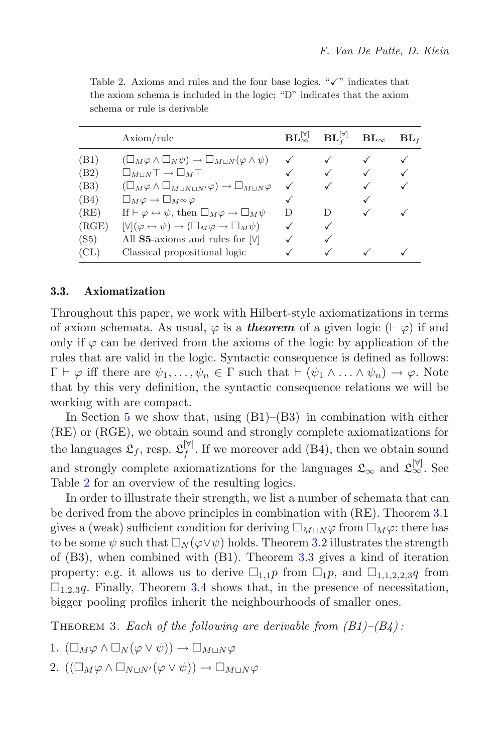Table 2. Axioms and rules and the four base logics. "✓" indicates that the axiom schema is included in the logic; "D" indicates that the axiom schema or rule is derivable

| | Axiom/rule | $\mathbf{BL}_{\infty}^{[\forall]}$ | $\mathbf{BL}_{f}^{[\forall]}$ | $\mathbf{BL}_{\infty}$ | $\mathbf{BL}_{f}$ |
|---|---|---|---|---|---|
| (B1) | $(\Box_M \varphi \wedge \Box_N \psi) \rightarrow \Box_{M \sqcup N}(\varphi \wedge \psi)$ | ✓ | ✓ | ✓ | ✓ |
| (B2) | $\Box_{M \sqcup N} \top \rightarrow \Box_M \top$ | ✓ | ✓ | ✓ | ✓ |
| (B3) | $(\Box_M \varphi \wedge \Box_{M \sqcup N \sqcup N'} \varphi) \rightarrow \Box_{M \sqcup N} \varphi$ | ✓ | ✓ | ✓ | ✓ |
| (B4) | $\Box_M \varphi \rightarrow \Box_{M^\infty} \varphi$ | ✓ | | ✓ | |
| (RE) | If $\vdash \varphi \leftrightarrow \psi$, then $\Box_M \varphi \rightarrow \Box_M \psi$ | D | D | ✓ | ✓ |
| (RGE) | $[\forall](\varphi \leftrightarrow \psi) \rightarrow (\Box_M \varphi \rightarrow \Box_M \psi)$ | ✓ | ✓ | | |
| (S5) | All **S5**-axioms and rules for $[\forall]$ | ✓ | ✓ | | |
| (CL) | Classical propositional logic | ✓ | ✓ | ✓ | ✓ |

### 3.3. Axiomatization

Throughout this paper, we work with Hilbert-style axiomatizations in terms of axiom schemata. As usual, $\varphi$ is a ***theorem*** of a given logic ($\vdash \varphi$) if and only if $\varphi$ can be derived from the axioms of the logic by application of the rules that are valid in the logic. Syntactic consequence is defined as follows: $\Gamma \vdash \varphi$ iff there are $\psi_1, \ldots, \psi_n \in \Gamma$ such that $\vdash (\psi_1 \wedge \ldots \wedge \psi_n) \rightarrow \varphi$. Note that by this very definition, the syntactic consequence relations we will be working with are compact.

In Section 5 we show that, using (B1)–(B3) in combination with either (RE) or (RGE), we obtain sound and strongly complete axiomatizations for the languages $\mathfrak{L}_f$, resp. $\mathfrak{L}_f^{[\forall]}$. If we moreover add (B4), then we obtain sound and strongly complete axiomatizations for the languages $\mathfrak{L}_\infty$ and $\mathfrak{L}_\infty^{[\forall]}$. See Table 2 for an overview of the resulting logics.

In order to illustrate their strength, we list a number of schemata that can be derived from the above principles in combination with (RE). Theorem 3.1 gives a (weak) sufficient condition for deriving $\Box_{M \sqcup N} \varphi$ from $\Box_M \varphi$: there has to be some $\psi$ such that $\Box_N(\varphi \vee \psi)$ holds. Theorem 3.2 illustrates the strength of (B3), when combined with (B1). Theorem 3.3 gives a kind of iteration property: e.g. it allows us to derive $\Box_{1,1} p$ from $\Box_1 p$, and $\Box_{1,1,2,2,3} q$ from $\Box_{1,2,3} q$. Finally, Theorem 3.4 shows that, in the presence of necessitation, bigger pooling profiles inherit the neighbourhoods of smaller ones.

THEOREM 3. *Each of the following are derivable from (B1)–(B4):*

1. $(\Box_M \varphi \wedge \Box_N(\varphi \vee \psi)) \rightarrow \Box_{M \sqcup N} \varphi$
2. $((\Box_M \varphi \wedge \Box_{N \sqcup N'}(\varphi \vee \psi)) \rightarrow \Box_{M \sqcup N} \varphi$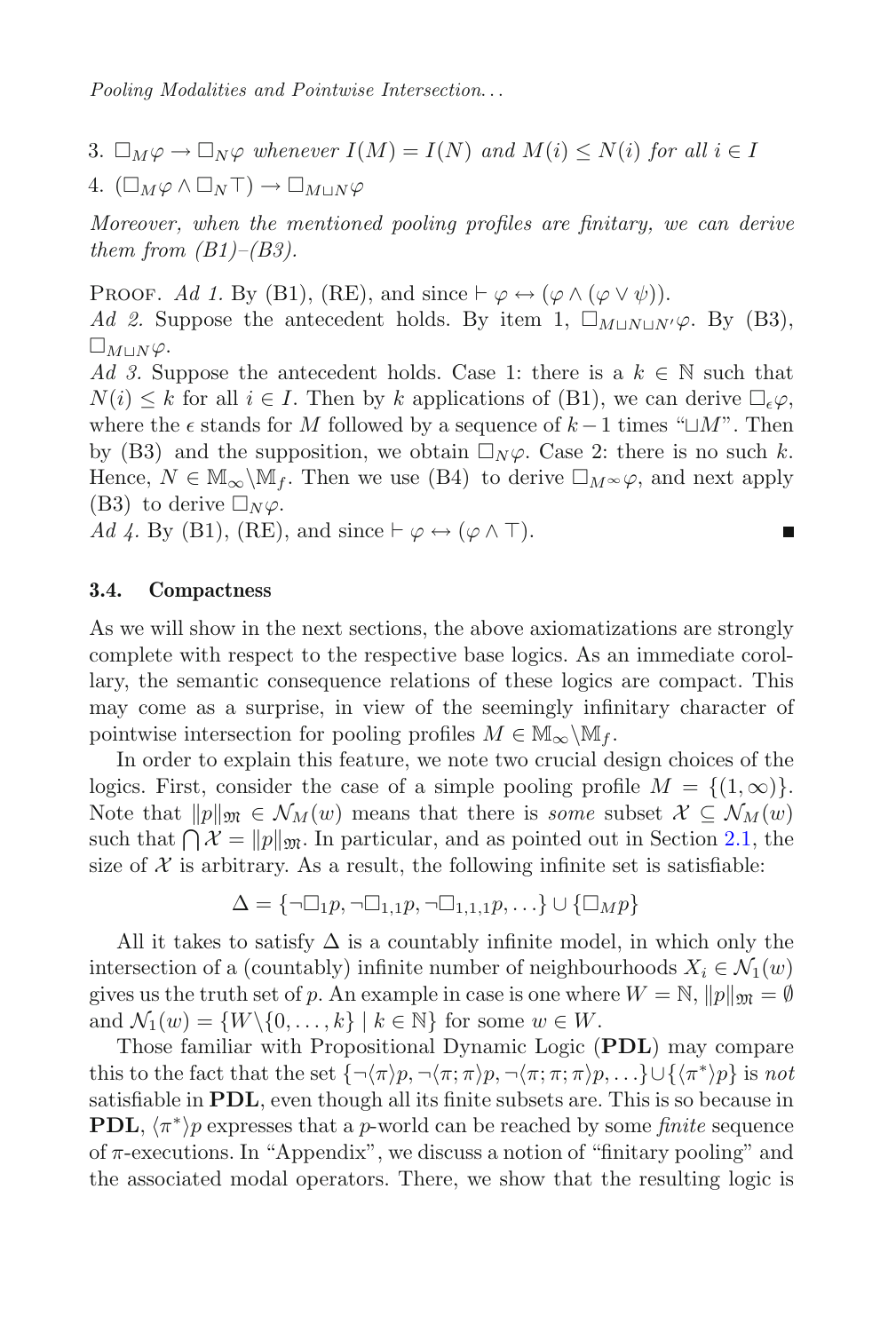3. $\Box_M \varphi \to \Box_N \varphi$ *whenever* $I(M) = I(N)$ *and* $M(i) \leq N(i)$ *for all* $i \in I$
4. $(\Box_M \varphi \wedge \Box_N \top) \to \Box_{M \sqcup N} \varphi$

*Moreover, when the mentioned pooling profiles are finitary, we can derive them from (B1)–(B3).*

Proof. *Ad 1.* By (B1), (RE), and since $\vdash \varphi \leftrightarrow (\varphi \wedge (\varphi \vee \psi))$.
*Ad 2.* Suppose the antecedent holds. By item 1, $\Box_{M \sqcup N \sqcup N'} \varphi$. By (B3), $\Box_{M \sqcup N} \varphi$.
*Ad 3.* Suppose the antecedent holds. Case 1: there is a $k \in \mathbb{N}$ such that $N(i) \leq k$ for all $i \in I$. Then by $k$ applications of (B1), we can derive $\Box_\epsilon \varphi$, where the $\epsilon$ stands for $M$ followed by a sequence of $k-1$ times "$\sqcup M$". Then by (B3) and the supposition, we obtain $\Box_N \varphi$. Case 2: there is no such $k$. Hence, $N \in \mathbb{M}_\infty \setminus \mathbb{M}_f$. Then we use (B4) to derive $\Box_{M^\infty} \varphi$, and next apply (B3) to derive $\Box_N \varphi$.
*Ad 4.* By (B1), (RE), and since $\vdash \varphi \leftrightarrow (\varphi \wedge \top)$. ∎

### 3.4. Compactness

As we will show in the next sections, the above axiomatizations are strongly complete with respect to the respective base logics. As an immediate corollary, the semantic consequence relations of these logics are compact. This may come as a surprise, in view of the seemingly infinitary character of pointwise intersection for pooling profiles $M \in \mathbb{M}_\infty \setminus \mathbb{M}_f$.

In order to explain this feature, we note two crucial design choices of the logics. First, consider the case of a simple pooling profile $M = \{(1, \infty)\}$. Note that $\|p\|_{\mathfrak{M}} \in \mathcal{N}_M(w)$ means that there is *some* subset $\mathcal{X} \subseteq \mathcal{N}_M(w)$ such that $\bigcap \mathcal{X} = \|p\|_{\mathfrak{M}}$. In particular, and as pointed out in Section 2.1, the size of $\mathcal{X}$ is arbitrary. As a result, the following infinite set is satisfiable:

$$\Delta = \{\neg\Box_1 p, \neg\Box_{1,1} p, \neg\Box_{1,1,1} p, \ldots\} \cup \{\Box_M p\}$$

All it takes to satisfy $\Delta$ is a countably infinite model, in which only the intersection of a (countably) infinite number of neighbourhoods $X_i \in \mathcal{N}_1(w)$ gives us the truth set of $p$. An example in case is one where $W = \mathbb{N}$, $\|p\|_{\mathfrak{M}} = \emptyset$ and $\mathcal{N}_1(w) = \{W \setminus \{0, \ldots, k\} \mid k \in \mathbb{N}\}$ for some $w \in W$.

Those familiar with Propositional Dynamic Logic (**PDL**) may compare this to the fact that the set $\{\neg\langle\pi\rangle p, \neg\langle\pi;\pi\rangle p, \neg\langle\pi;\pi;\pi\rangle p, \ldots\} \cup \{\langle\pi^*\rangle p\}$ is *not* satisfiable in **PDL**, even though all its finite subsets are. This is so because in **PDL**, $\langle\pi^*\rangle p$ expresses that a $p$-world can be reached by some *finite* sequence of $\pi$-executions. In "Appendix", we discuss a notion of "finitary pooling" and the associated modal operators. There, we show that the resulting logic is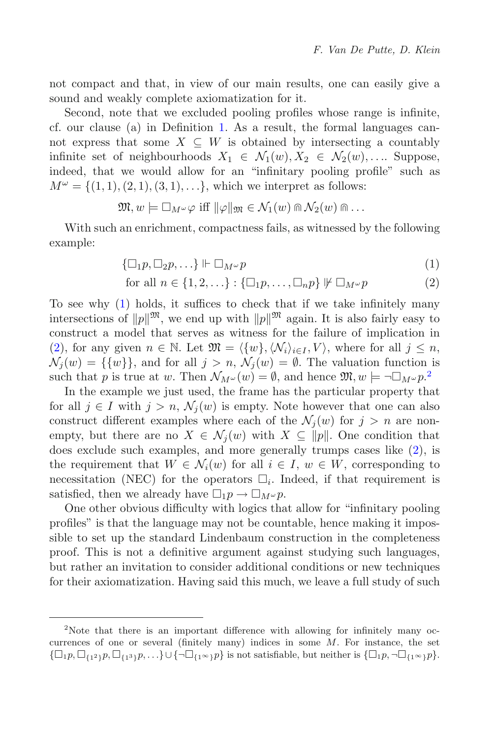not compact and that, in view of our main results, one can easily give a sound and weakly complete axiomatization for it.

Second, note that we excluded pooling profiles whose range is infinite, cf. our clause (a) in Definition 1. As a result, the formal languages cannot express that some $X \subseteq W$ is obtained by intersecting a countably infinite set of neighbourhoods $X_1 \in \mathcal{N}_1(w), X_2 \in \mathcal{N}_2(w), \ldots$. Suppose, indeed, that we would allow for an "infinitary pooling profile" such as $M^\omega = \{(1,1),(2,1),(3,1),\ldots\}$, which we interpret as follows:

$$\mathfrak{M}, w \models \Box_{M^\omega}\varphi \text{ iff } \|\varphi\|_{\mathfrak{M}} \in \mathcal{N}_1(w) \Cap \mathcal{N}_2(w) \Cap \ldots$$

With such an enrichment, compactness fails, as witnessed by the following example:

$$\{\Box_1 p, \Box_2 p, \ldots\} \Vdash \Box_{M^\omega} p \tag{1}$$

$$\text{for all } n \in \{1,2,\ldots\} : \{\Box_1 p, \ldots, \Box_n p\} \nVdash \Box_{M^\omega} p \tag{2}$$

To see why (1) holds, it suffices to check that if we take infinitely many intersections of $\|p\|^{\mathfrak{M}}$, we end up with $\|p\|^{\mathfrak{M}}$ again. It is also fairly easy to construct a model that serves as witness for the failure of implication in (2), for any given $n \in \mathbb{N}$. Let $\mathfrak{M} = \langle \{w\}, \langle \mathcal{N}_i \rangle_{i \in I}, V \rangle$, where for all $j \leq n$, $\mathcal{N}_j(w) = \{\{w\}\}$, and for all $j > n$, $\mathcal{N}_j(w) = \emptyset$. The valuation function is such that $p$ is true at $w$. Then $\mathcal{N}_{M^\omega}(w) = \emptyset$, and hence $\mathfrak{M}, w \models \neg\Box_{M^\omega} p$.[2]

In the example we just used, the frame has the particular property that for all $j \in I$ with $j > n$, $\mathcal{N}_j(w)$ is empty. Note however that one can also construct different examples where each of the $\mathcal{N}_j(w)$ for $j > n$ are nonempty, but there are no $X \in \mathcal{N}_j(w)$ with $X \subseteq \|p\|$. One condition that does exclude such examples, and more generally trumps cases like (2), is the requirement that $W \in \mathcal{N}_i(w)$ for all $i \in I$, $w \in W$, corresponding to necessitation (NEC) for the operators $\Box_i$. Indeed, if that requirement is satisfied, then we already have $\Box_1 p \to \Box_{M^\omega} p$.

One other obvious difficulty with logics that allow for "infinitary pooling profiles" is that the language may not be countable, hence making it impossible to set up the standard Lindenbaum construction in the completeness proof. This is not a definitive argument against studying such languages, but rather an invitation to consider additional conditions or new techniques for their axiomatization. Having said this much, we leave a full study of such

[2]Note that there is an important difference with allowing for infinitely many occurrences of one or several (finitely many) indices in some $M$. For instance, the set $\{\Box_1 p, \Box_{\{1^2\}} p, \Box_{\{1^3\}} p, \ldots\} \cup \{\neg\Box_{\{1^\infty\}} p\}$ is not satisfiable, but neither is $\{\Box_1 p, \neg\Box_{\{1^\infty\}} p\}$.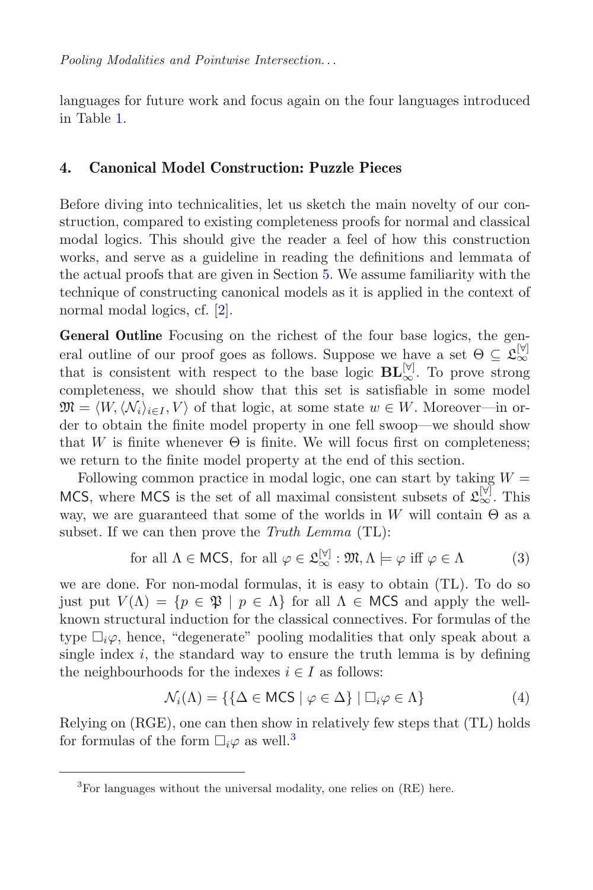languages for future work and focus again on the four languages introduced in Table 1.

## 4. Canonical Model Construction: Puzzle Pieces

Before diving into technicalities, let us sketch the main novelty of our construction, compared to existing completeness proofs for normal and classical modal logics. This should give the reader a feel of how this construction works, and serve as a guideline in reading the definitions and lemmata of the actual proofs that are given in Section 5. We assume familiarity with the technique of constructing canonical models as it is applied in the context of normal modal logics, cf. [2].

**General Outline** Focusing on the richest of the four base logics, the general outline of our proof goes as follows. Suppose we have a set $\Theta \subseteq \mathfrak{L}_\infty^{[\forall]}$ that is consistent with respect to the base logic $\mathbf{BL}_\infty^{[\forall]}$. To prove strong completeness, we should show that this set is satisfiable in some model $\mathfrak{M} = \langle W, \langle \mathcal{N}_i \rangle_{i \in I}, V \rangle$ of that logic, at some state $w \in W$. Moreover—in order to obtain the finite model property in one fell swoop—we should show that $W$ is finite whenever $\Theta$ is finite. We will focus first on completeness; we return to the finite model property at the end of this section.

Following common practice in modal logic, one can start by taking $W = \mathsf{MCS}$, where $\mathsf{MCS}$ is the set of all maximal consistent subsets of $\mathfrak{L}_\infty^{[\forall]}$. This way, we are guaranteed that some of the worlds in $W$ will contain $\Theta$ as a subset. If we can then prove the *Truth Lemma* (TL):

$$\text{for all } \Lambda \in \mathsf{MCS}, \text{ for all } \varphi \in \mathfrak{L}_\infty^{[\forall]} : \mathfrak{M}, \Lambda \models \varphi \text{ iff } \varphi \in \Lambda \tag{3}$$

we are done. For non-modal formulas, it is easy to obtain (TL). To do so just put $V(\Lambda) = \{p \in \mathfrak{P} \mid p \in \Lambda\}$ for all $\Lambda \in \mathsf{MCS}$ and apply the well-known structural induction for the classical connectives. For formulas of the type $\Box_i \varphi$, hence, "degenerate" pooling modalities that only speak about a single index $i$, the standard way to ensure the truth lemma is by defining the neighbourhoods for the indexes $i \in I$ as follows:

$$\mathcal{N}_i(\Lambda) = \{\{\Delta \in \mathsf{MCS} \mid \varphi \in \Delta\} \mid \Box_i \varphi \in \Lambda\} \tag{4}$$

Relying on (RGE), one can then show in relatively few steps that (TL) holds for formulas of the form $\Box_i \varphi$ as well.[3]

[3] For languages without the universal modality, one relies on (RE) here.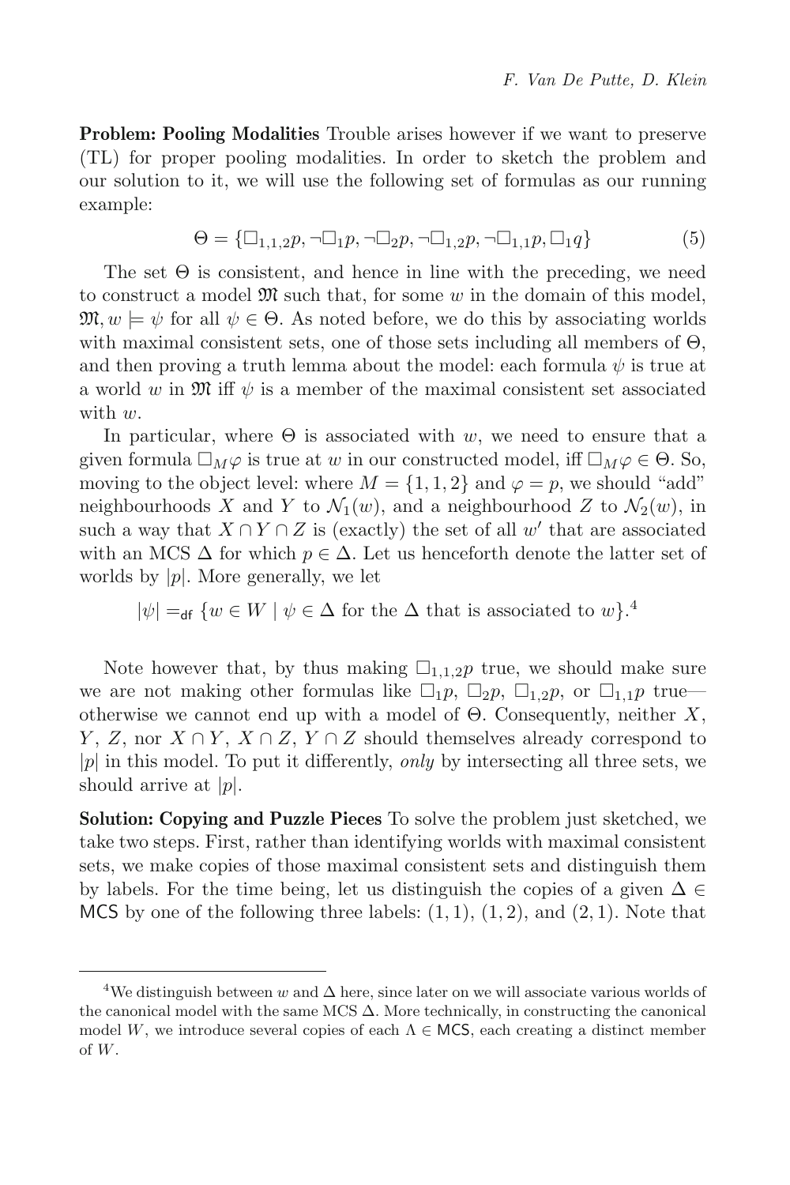**Problem: Pooling Modalities** Trouble arises however if we want to preserve (TL) for proper pooling modalities. In order to sketch the problem and our solution to it, we will use the following set of formulas as our running example:

$$\Theta = \{\Box_{1,1,2}p, \neg\Box_1 p, \neg\Box_2 p, \neg\Box_{1,2}p, \neg\Box_{1,1}p, \Box_1 q\} \tag{5}$$

The set $\Theta$ is consistent, and hence in line with the preceding, we need to construct a model $\mathfrak{M}$ such that, for some $w$ in the domain of this model, $\mathfrak{M}, w \models \psi$ for all $\psi \in \Theta$. As noted before, we do this by associating worlds with maximal consistent sets, one of those sets including all members of $\Theta$, and then proving a truth lemma about the model: each formula $\psi$ is true at a world $w$ in $\mathfrak{M}$ iff $\psi$ is a member of the maximal consistent set associated with $w$.

In particular, where $\Theta$ is associated with $w$, we need to ensure that a given formula $\Box_M \varphi$ is true at $w$ in our constructed model, iff $\Box_M \varphi \in \Theta$. So, moving to the object level: where $M = \{1, 1, 2\}$ and $\varphi = p$, we should "add" neighbourhoods $X$ and $Y$ to $\mathcal{N}_1(w)$, and a neighbourhood $Z$ to $\mathcal{N}_2(w)$, in such a way that $X \cap Y \cap Z$ is (exactly) the set of all $w'$ that are associated with an MCS $\Delta$ for which $p \in \Delta$. Let us henceforth denote the latter set of worlds by $|p|$. More generally, we let

$$|\psi| =_{\mathsf{df}} \{w \in W \mid \psi \in \Delta \text{ for the } \Delta \text{ that is associated to } w\}.[4]$$

Note however that, by thus making $\Box_{1,1,2}p$ true, we should make sure we are not making other formulas like $\Box_1 p$, $\Box_2 p$, $\Box_{1,2}p$, or $\Box_{1,1}p$ true—otherwise we cannot end up with a model of $\Theta$. Consequently, neither $X$, $Y$, $Z$, nor $X \cap Y$, $X \cap Z$, $Y \cap Z$ should themselves already correspond to $|p|$ in this model. To put it differently, *only* by intersecting all three sets, we should arrive at $|p|$.

**Solution: Copying and Puzzle Pieces** To solve the problem just sketched, we take two steps. First, rather than identifying worlds with maximal consistent sets, we make copies of those maximal consistent sets and distinguish them by labels. For the time being, let us distinguish the copies of a given $\Delta \in \mathsf{MCS}$ by one of the following three labels: $(1, 1)$, $(1, 2)$, and $(2, 1)$. Note that

[4] We distinguish between $w$ and $\Delta$ here, since later on we will associate various worlds of the canonical model with the same MCS $\Delta$. More technically, in constructing the canonical model $W$, we introduce several copies of each $\Lambda \in \mathsf{MCS}$, each creating a distinct member of $W$.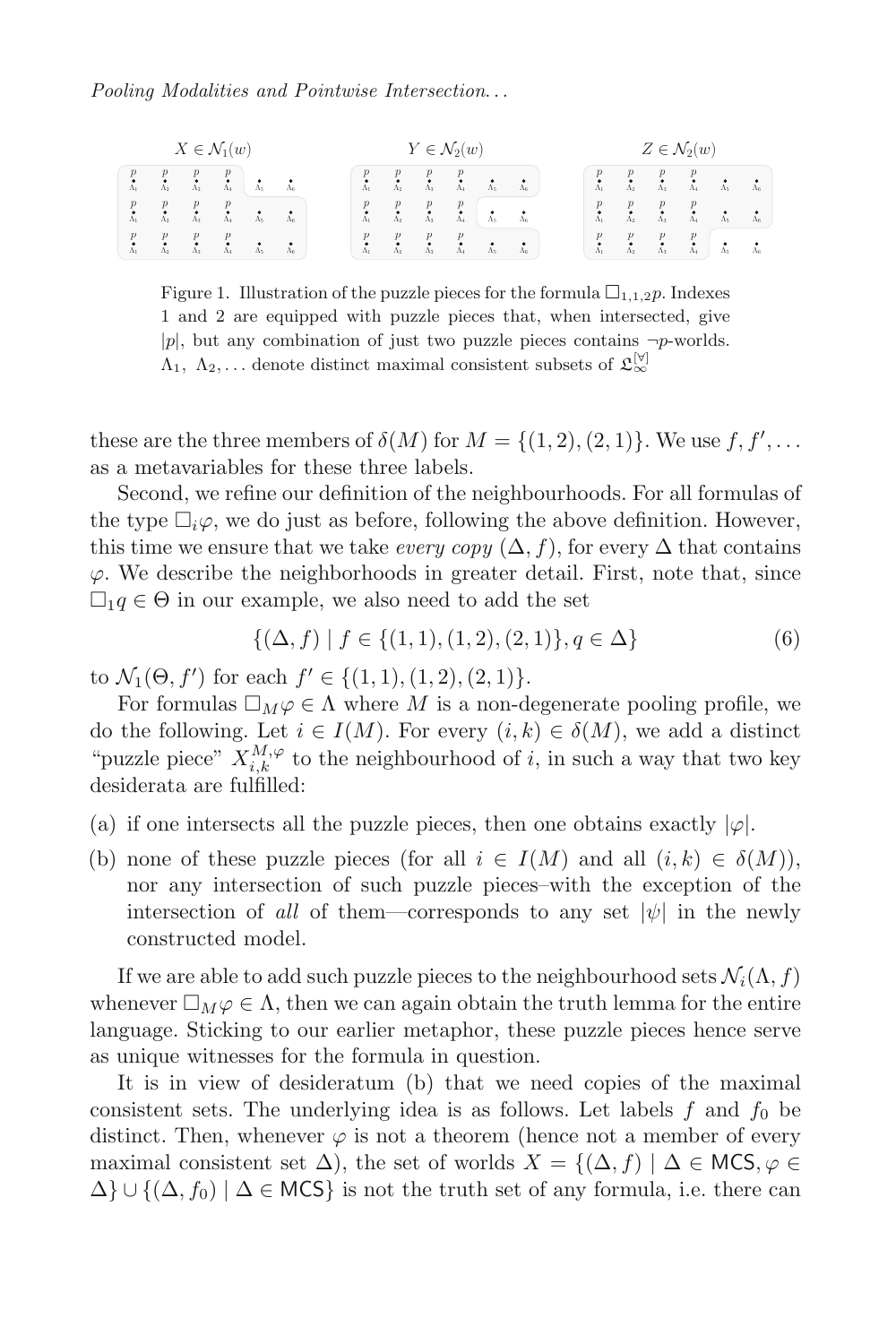$X \in \mathcal{N}_1(w)$ $\quad$ $Y \in \mathcal{N}_2(w)$ $\quad$ $Z \in \mathcal{N}_2(w)$

Figure 1. Illustration of the puzzle pieces for the formula $\Box_{1,1,2}p$. Indexes 1 and 2 are equipped with puzzle pieces that, when intersected, give $|p|$, but any combination of just two puzzle pieces contains $\neg p$-worlds. $\Lambda_1,\ \Lambda_2, \ldots$ denote distinct maximal consistent subsets of $\mathfrak{L}_\infty^{[\forall]}$

these are the three members of $\delta(M)$ for $M = \{(1,2),(2,1)\}$. We use $f, f', \ldots$ as a metavariables for these three labels.

Second, we refine our definition of the neighbourhoods. For all formulas of the type $\Box_i\varphi$, we do just as before, following the above definition. However, this time we ensure that we take *every copy* $(\Delta, f)$, for every $\Delta$ that contains $\varphi$. We describe the neighborhoods in greater detail. First, note that, since $\Box_1 q \in \Theta$ in our example, we also need to add the set

$$\{(\Delta, f) \mid f \in \{(1,1),(1,2),(2,1)\}, q \in \Delta\} \tag{6}$$

to $\mathcal{N}_1(\Theta, f')$ for each $f' \in \{(1,1),(1,2),(2,1)\}$.

For formulas $\Box_M\varphi \in \Lambda$ where $M$ is a non-degenerate pooling profile, we do the following. Let $i \in I(M)$. For every $(i,k) \in \delta(M)$, we add a distinct "puzzle piece" $X^{M,\varphi}_{i,k}$ to the neighbourhood of $i$, in such a way that two key desiderata are fulfilled:

(a) if one intersects all the puzzle pieces, then one obtains exactly $|\varphi|$.

(b) none of these puzzle pieces (for all $i \in I(M)$ and all $(i,k) \in \delta(M)$), nor any intersection of such puzzle pieces–with the exception of the intersection of *all* of them—corresponds to any set $|\psi|$ in the newly constructed model.

If we are able to add such puzzle pieces to the neighbourhood sets $\mathcal{N}_i(\Lambda, f)$ whenever $\Box_M\varphi \in \Lambda$, then we can again obtain the truth lemma for the entire language. Sticking to our earlier metaphor, these puzzle pieces hence serve as unique witnesses for the formula in question.

It is in view of desideratum (b) that we need copies of the maximal consistent sets. The underlying idea is as follows. Let labels $f$ and $f_0$ be distinct. Then, whenever $\varphi$ is not a theorem (hence not a member of every maximal consistent set $\Delta$), the set of worlds $X = \{(\Delta, f) \mid \Delta \in \mathsf{MCS}, \varphi \in \Delta\} \cup \{(\Delta, f_0) \mid \Delta \in \mathsf{MCS}\}$ is not the truth set of any formula, i.e. there can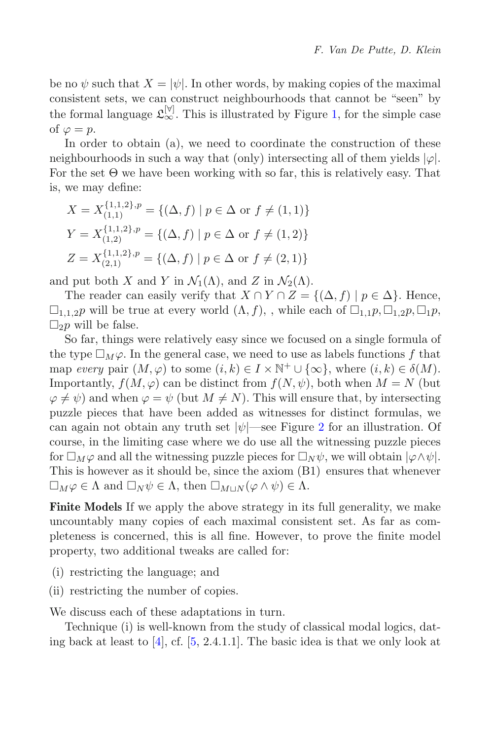be no $\psi$ such that $X = |\psi|$. In other words, by making copies of the maximal consistent sets, we can construct neighbourhoods that cannot be "seen" by the formal language $\mathfrak{L}^{[\forall]}_{\infty}$. This is illustrated by Figure 1, for the simple case of $\varphi = p$.

In order to obtain (a), we need to coordinate the construction of these neighbourhoods in such a way that (only) intersecting all of them yields $|\varphi|$. For the set $\Theta$ we have been working with so far, this is relatively easy. That is, we may define:

$$X = X^{\{1,1,2\},p}_{(1,1)} = \{(\Delta, f) \mid p \in \Delta \text{ or } f \neq (1,1)\}$$

$$Y = X^{\{1,1,2\},p}_{(1,2)} = \{(\Delta, f) \mid p \in \Delta \text{ or } f \neq (1,2)\}$$

$$Z = X^{\{1,1,2\},p}_{(2,1)} = \{(\Delta, f) \mid p \in \Delta \text{ or } f \neq (2,1)\}$$

and put both $X$ and $Y$ in $\mathcal{N}_1(\Lambda)$, and $Z$ in $\mathcal{N}_2(\Lambda)$.

The reader can easily verify that $X \cap Y \cap Z = \{(\Delta, f) \mid p \in \Delta\}$. Hence, $\Box_{1,1,2}p$ will be true at every world $(\Lambda, f)$, , while each of $\Box_{1,1}p, \Box_{1,2}p, \Box_1 p$, $\Box_2 p$ will be false.

So far, things were relatively easy since we focused on a single formula of the type $\Box_M \varphi$. In the general case, we need to use as labels functions $f$ that map *every* pair $(M, \varphi)$ to some $(i, k) \in I \times \mathbb{N}^+ \cup \{\infty\}$, where $(i, k) \in \delta(M)$. Importantly, $f(M, \varphi)$ can be distinct from $f(N, \psi)$, both when $M = N$ (but $\varphi \neq \psi$) and when $\varphi = \psi$ (but $M \neq N$). This will ensure that, by intersecting puzzle pieces that have been added as witnesses for distinct formulas, we can again not obtain any truth set $|\psi|$—see Figure 2 for an illustration. Of course, in the limiting case where we do use all the witnessing puzzle pieces for $\Box_M \varphi$ and all the witnessing puzzle pieces for $\Box_N \psi$, we will obtain $|\varphi \wedge \psi|$. This is however as it should be, since the axiom (B1) ensures that whenever $\Box_M \varphi \in \Lambda$ and $\Box_N \psi \in \Lambda$, then $\Box_{M \sqcup N}(\varphi \wedge \psi) \in \Lambda$.

**Finite Models** If we apply the above strategy in its full generality, we make uncountably many copies of each maximal consistent set. As far as completeness is concerned, this is all fine. However, to prove the finite model property, two additional tweaks are called for:

(i) restricting the language; and

(ii) restricting the number of copies.

We discuss each of these adaptations in turn.

Technique (i) is well-known from the study of classical modal logics, dating back at least to [4], cf. [5, 2.4.1.1]. The basic idea is that we only look at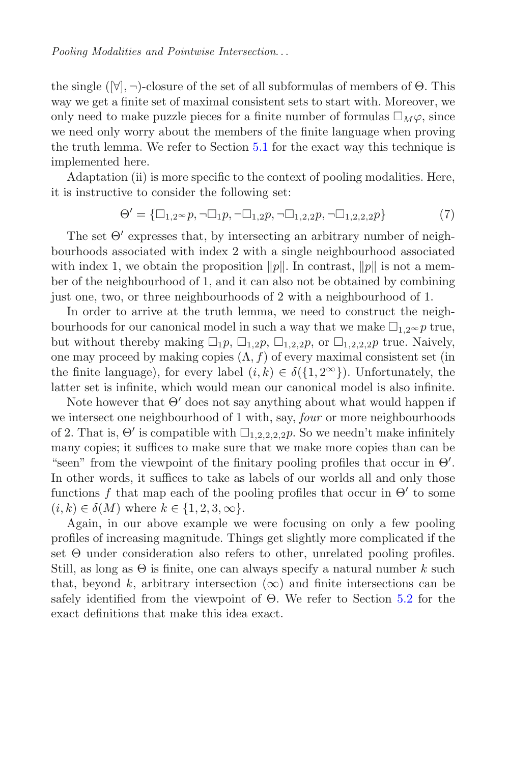the single $([\forall], \neg)$-closure of the set of all subformulas of members of $\Theta$. This way we get a finite set of maximal consistent sets to start with. Moreover, we only need to make puzzle pieces for a finite number of formulas $\Box_M \varphi$, since we need only worry about the members of the finite language when proving the truth lemma. We refer to Section 5.1 for the exact way this technique is implemented here.

Adaptation (ii) is more specific to the context of pooling modalities. Here, it is instructive to consider the following set:

$$\Theta' = \{\Box_{1,2^\infty} p, \neg\Box_1 p, \neg\Box_{1,2} p, \neg\Box_{1,2,2} p, \neg\Box_{1,2,2,2} p\} \tag{7}$$

The set $\Theta'$ expresses that, by intersecting an arbitrary number of neighbourhoods associated with index 2 with a single neighbourhood associated with index 1, we obtain the proposition $\|p\|$. In contrast, $\|p\|$ is not a member of the neighbourhood of 1, and it can also not be obtained by combining just one, two, or three neighbourhoods of 2 with a neighbourhood of 1.

In order to arrive at the truth lemma, we need to construct the neighbourhoods for our canonical model in such a way that we make $\Box_{1,2^\infty} p$ true, but without thereby making $\Box_1 p$, $\Box_{1,2} p$, $\Box_{1,2,2} p$, or $\Box_{1,2,2,2} p$ true. Naively, one may proceed by making copies $(\Lambda, f)$ of every maximal consistent set (in the finite language), for every label $(i, k) \in \delta(\{1, 2^\infty\})$. Unfortunately, the latter set is infinite, which would mean our canonical model is also infinite.

Note however that $\Theta'$ does not say anything about what would happen if we intersect one neighbourhood of 1 with, say, *four* or more neighbourhoods of 2. That is, $\Theta'$ is compatible with $\Box_{1,2,2,2,2} p$. So we needn't make infinitely many copies; it suffices to make sure that we make more copies than can be "seen" from the viewpoint of the finitary pooling profiles that occur in $\Theta'$. In other words, it suffices to take as labels of our worlds all and only those functions $f$ that map each of the pooling profiles that occur in $\Theta'$ to some $(i, k) \in \delta(M)$ where $k \in \{1, 2, 3, \infty\}$.

Again, in our above example we were focusing on only a few pooling profiles of increasing magnitude. Things get slightly more complicated if the set $\Theta$ under consideration also refers to other, unrelated pooling profiles. Still, as long as $\Theta$ is finite, one can always specify a natural number $k$ such that, beyond $k$, arbitrary intersection $(\infty)$ and finite intersections can be safely identified from the viewpoint of $\Theta$. We refer to Section 5.2 for the exact definitions that make this idea exact.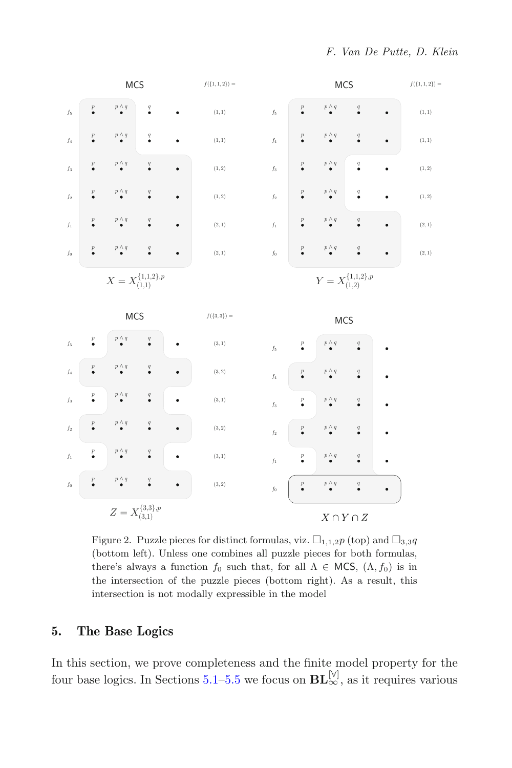Figure 2. Puzzle pieces for distinct formulas, viz. $\Box_{1,1,2}p$ (top) and $\Box_{3,3}q$ (bottom left). Unless one combines all puzzle pieces for both formulas, there's always a function $f_0$ such that, for all $\Lambda \in \mathsf{MCS}$, $(\Lambda, f_0)$ is in the intersection of the puzzle pieces (bottom right). As a result, this intersection is not modally expressible in the model

## 5. The Base Logics

In this section, we prove completeness and the finite model property for the four base logics. In Sections 5.1–5.5 we focus on $\mathbf{BL}_{\infty}^{[\forall]}$, as it requires various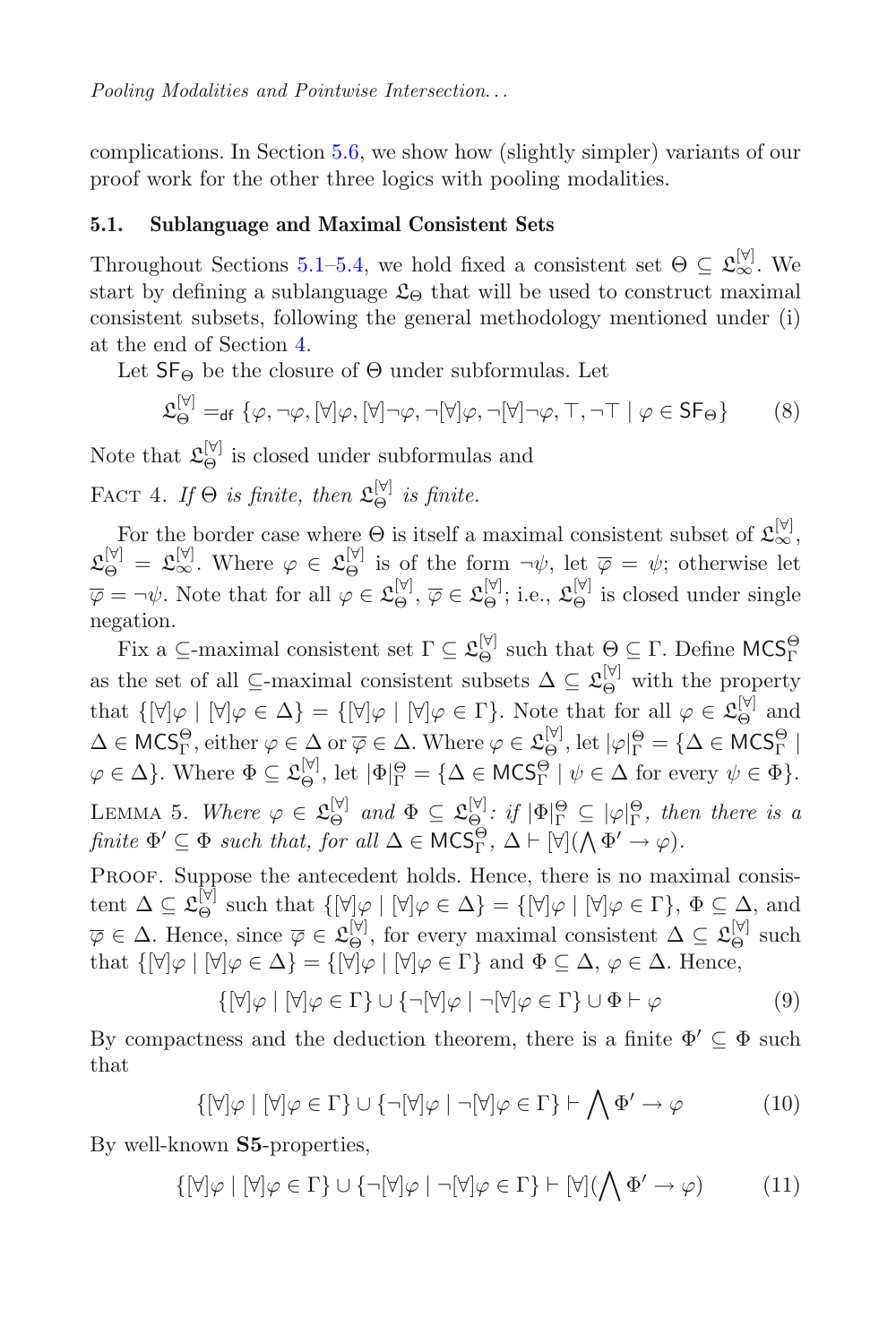complications. In Section 5.6, we show how (slightly simpler) variants of our proof work for the other three logics with pooling modalities.

### 5.1. Sublanguage and Maximal Consistent Sets

Throughout Sections 5.1–5.4, we hold fixed a consistent set $\Theta \subseteq \mathfrak{L}_{\infty}^{[\forall]}$. We start by defining a sublanguage $\mathfrak{L}_{\Theta}$ that will be used to construct maximal consistent subsets, following the general methodology mentioned under (i) at the end of Section 4.

Let $\mathsf{SF}_{\Theta}$ be the closure of $\Theta$ under subformulas. Let

$$\mathfrak{L}_{\Theta}^{[\forall]} =_{\mathsf{df}} \{\varphi, \neg\varphi, [\forall]\varphi, [\forall]\neg\varphi, \neg[\forall]\varphi, \neg[\forall]\neg\varphi, \top, \neg\top \mid \varphi \in \mathsf{SF}_{\Theta}\} \tag{8}$$

Note that $\mathfrak{L}_{\Theta}^{[\forall]}$ is closed under subformulas and

Fact 4. *If $\Theta$ is finite, then $\mathfrak{L}_{\Theta}^{[\forall]}$ is finite.*

For the border case where $\Theta$ is itself a maximal consistent subset of $\mathfrak{L}_{\infty}^{[\forall]}$, $\mathfrak{L}_{\Theta}^{[\forall]} = \mathfrak{L}_{\infty}^{[\forall]}$. Where $\varphi \in \mathfrak{L}_{\Theta}^{[\forall]}$ is of the form $\neg\psi$, let $\overline{\varphi} = \psi$; otherwise let $\overline{\varphi} = \neg\psi$. Note that for all $\varphi \in \mathfrak{L}_{\Theta}^{[\forall]}$, $\overline{\varphi} \in \mathfrak{L}_{\Theta}^{[\forall]}$; i.e., $\mathfrak{L}_{\Theta}^{[\forall]}$ is closed under single negation.

Fix a $\subseteq$-maximal consistent set $\Gamma \subseteq \mathfrak{L}_{\Theta}^{[\forall]}$ such that $\Theta \subseteq \Gamma$. Define $\mathsf{MCS}_{\Gamma}^{\Theta}$ as the set of all $\subseteq$-maximal consistent subsets $\Delta \subseteq \mathfrak{L}_{\Theta}^{[\forall]}$ with the property that $\{[\forall]\varphi \mid [\forall]\varphi \in \Delta\} = \{[\forall]\varphi \mid [\forall]\varphi \in \Gamma\}$. Note that for all $\varphi \in \mathfrak{L}_{\Theta}^{[\forall]}$ and $\Delta \in \mathsf{MCS}_{\Gamma}^{\Theta}$, either $\varphi \in \Delta$ or $\overline{\varphi} \in \Delta$. Where $\varphi \in \mathfrak{L}_{\Theta}^{[\forall]}$, let $|\varphi|_{\Gamma}^{\Theta} = \{\Delta \in \mathsf{MCS}_{\Gamma}^{\Theta} \mid \varphi \in \Delta\}$. Where $\Phi \subseteq \mathfrak{L}_{\Theta}^{[\forall]}$, let $|\Phi|_{\Gamma}^{\Theta} = \{\Delta \in \mathsf{MCS}_{\Gamma}^{\Theta} \mid \psi \in \Delta \text{ for every } \psi \in \Phi\}$.

Lemma 5. *Where $\varphi \in \mathfrak{L}_{\Theta}^{[\forall]}$ and $\Phi \subseteq \mathfrak{L}_{\Theta}^{[\forall]}$: if $|\Phi|_{\Gamma}^{\Theta} \subseteq |\varphi|_{\Gamma}^{\Theta}$, then there is a finite $\Phi' \subseteq \Phi$ such that, for all $\Delta \in \mathsf{MCS}_{\Gamma}^{\Theta}$, $\Delta \vdash [\forall](\bigwedge \Phi' \to \varphi)$.*

Proof. Suppose the antecedent holds. Hence, there is no maximal consistent $\Delta \subseteq \mathfrak{L}_{\Theta}^{[\forall]}$ such that $\{[\forall]\varphi \mid [\forall]\varphi \in \Delta\} = \{[\forall]\varphi \mid [\forall]\varphi \in \Gamma\}$, $\Phi \subseteq \Delta$, and $\overline{\varphi} \in \Delta$. Hence, since $\overline{\varphi} \in \mathfrak{L}_{\Theta}^{[\forall]}$, for every maximal consistent $\Delta \subseteq \mathfrak{L}_{\Theta}^{[\forall]}$ such that $\{[\forall]\varphi \mid [\forall]\varphi \in \Delta\} = \{[\forall]\varphi \mid [\forall]\varphi \in \Gamma\}$ and $\Phi \subseteq \Delta$, $\varphi \in \Delta$. Hence,

$$\{[\forall]\varphi \mid [\forall]\varphi \in \Gamma\} \cup \{\neg[\forall]\varphi \mid \neg[\forall]\varphi \in \Gamma\} \cup \Phi \vdash \varphi \tag{9}$$

By compactness and the deduction theorem, there is a finite $\Phi' \subseteq \Phi$ such that

$$\{[\forall]\varphi \mid [\forall]\varphi \in \Gamma\} \cup \{\neg[\forall]\varphi \mid \neg[\forall]\varphi \in \Gamma\} \vdash \bigwedge \Phi' \to \varphi \tag{10}$$

By well-known **S5**-properties,

$$\{[\forall]\varphi \mid [\forall]\varphi \in \Gamma\} \cup \{\neg[\forall]\varphi \mid \neg[\forall]\varphi \in \Gamma\} \vdash [\forall](\bigwedge \Phi' \to \varphi) \tag{11}$$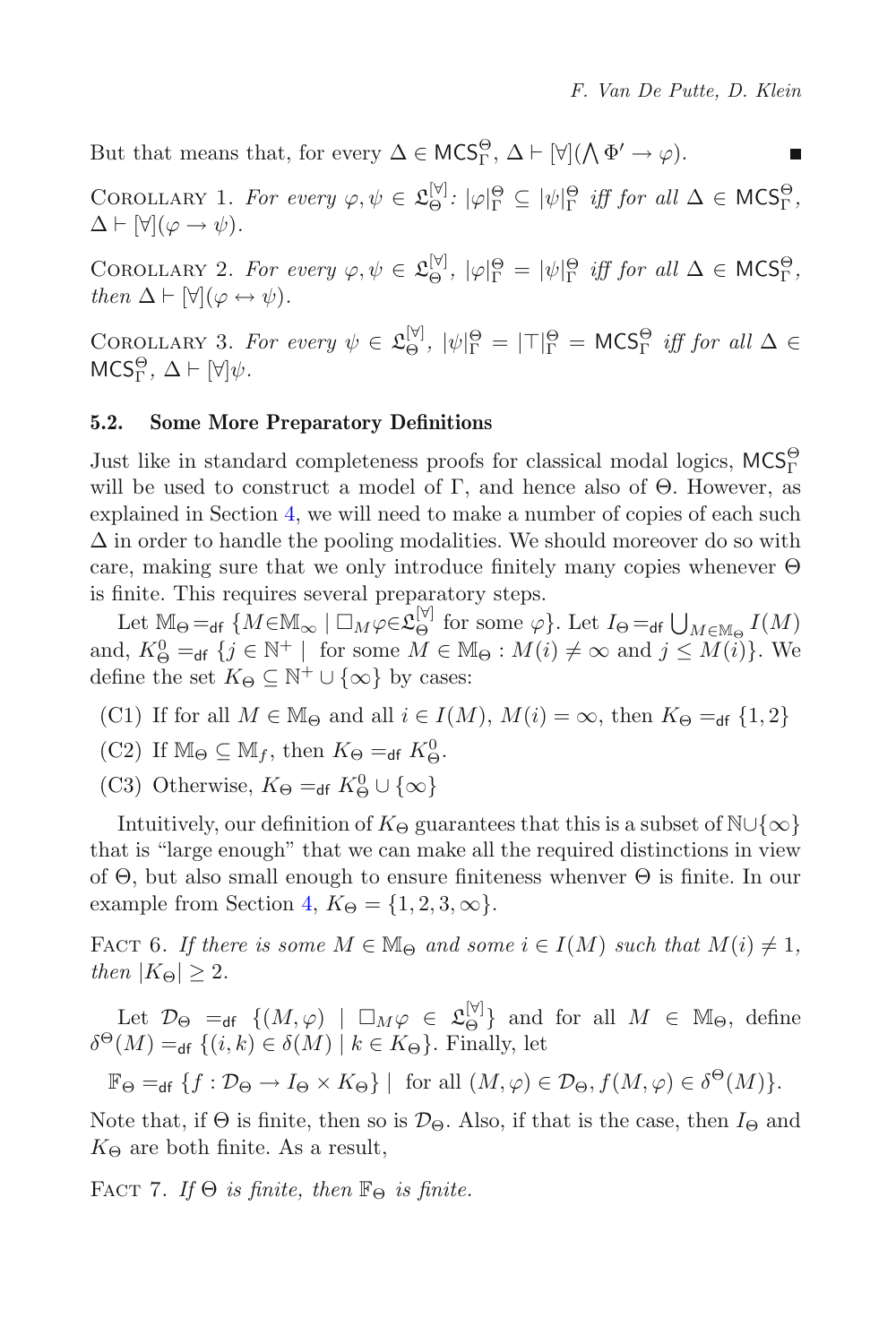But that means that, for every $\Delta \in \mathsf{MCS}^{\Theta}_{\Gamma}$, $\Delta \vdash [\forall](\bigwedge \Phi' \to \varphi)$. ■

Corollary 1. *For every $\varphi, \psi \in \mathfrak{L}^{[\forall]}_{\Theta}$: $|\varphi|^{\Theta}_{\Gamma} \subseteq |\psi|^{\Theta}_{\Gamma}$ iff for all $\Delta \in \mathsf{MCS}^{\Theta}_{\Gamma}$, $\Delta \vdash [\forall](\varphi \to \psi)$.*

Corollary 2. *For every $\varphi, \psi \in \mathfrak{L}^{[\forall]}_{\Theta}$, $|\varphi|^{\Theta}_{\Gamma} = |\psi|^{\Theta}_{\Gamma}$ iff for all $\Delta \in \mathsf{MCS}^{\Theta}_{\Gamma}$, then $\Delta \vdash [\forall](\varphi \leftrightarrow \psi)$.*

Corollary 3. *For every $\psi \in \mathfrak{L}^{[\forall]}_{\Theta}$, $|\psi|^{\Theta}_{\Gamma} = |\top|^{\Theta}_{\Gamma} = \mathsf{MCS}^{\Theta}_{\Gamma}$ iff for all $\Delta \in \mathsf{MCS}^{\Theta}_{\Gamma}$, $\Delta \vdash [\forall]\psi$.*

### 5.2. Some More Preparatory Definitions

Just like in standard completeness proofs for classical modal logics, $\mathsf{MCS}^{\Theta}_{\Gamma}$ will be used to construct a model of $\Gamma$, and hence also of $\Theta$. However, as explained in Section 4, we will need to make a number of copies of each such $\Delta$ in order to handle the pooling modalities. We should moreover do so with care, making sure that we only introduce finitely many copies whenever $\Theta$ is finite. This requires several preparatory steps.

Let $\mathbb{M}_{\Theta} =_{\mathsf{df}} \{M \in \mathbb{M}_{\infty} \mid \Box_M \varphi \in \mathfrak{L}^{[\forall]}_{\Theta}$ for some $\varphi\}$. Let $I_{\Theta} =_{\mathsf{df}} \bigcup_{M \in \mathbb{M}_{\Theta}} I(M)$ and, $K^0_{\Theta} =_{\mathsf{df}} \{j \in \mathbb{N}^+ \mid$ for some $M \in \mathbb{M}_{\Theta} : M(i) \neq \infty$ and $j \leq M(i)\}$. We define the set $K_{\Theta} \subseteq \mathbb{N}^+ \cup \{\infty\}$ by cases:

- (C1) If for all $M \in \mathbb{M}_{\Theta}$ and all $i \in I(M)$, $M(i) = \infty$, then $K_{\Theta} =_{\mathsf{df}} \{1, 2\}$
- (C2) If $\mathbb{M}_{\Theta} \subseteq \mathbb{M}_f$, then $K_{\Theta} =_{\mathsf{df}} K^0_{\Theta}$.
- (C3) Otherwise, $K_{\Theta} =_{\mathsf{df}} K^0_{\Theta} \cup \{\infty\}$

Intuitively, our definition of $K_{\Theta}$ guarantees that this is a subset of $\mathbb{N} \cup \{\infty\}$ that is "large enough" that we can make all the required distinctions in view of $\Theta$, but also small enough to ensure finiteness whenver $\Theta$ is finite. In our example from Section 4, $K_{\Theta} = \{1, 2, 3, \infty\}$.

Fact 6. *If there is some $M \in \mathbb{M}_{\Theta}$ and some $i \in I(M)$ such that $M(i) \neq 1$, then $|K_{\Theta}| \geq 2$.*

Let $\mathcal{D}_{\Theta} =_{\mathsf{df}} \{(M, \varphi) \mid \Box_M \varphi \in \mathfrak{L}^{[\forall]}_{\Theta}\}$ and for all $M \in \mathbb{M}_{\Theta}$, define $\delta^{\Theta}(M) =_{\mathsf{df}} \{(i, k) \in \delta(M) \mid k \in K_{\Theta}\}$. Finally, let

$$\mathbb{F}_{\Theta} =_{\mathsf{df}} \{f : \mathcal{D}_{\Theta} \to I_{\Theta} \times K_{\Theta}\} \mid \text{ for all } (M, \varphi) \in \mathcal{D}_{\Theta}, f(M, \varphi) \in \delta^{\Theta}(M)\}.$$

Note that, if $\Theta$ is finite, then so is $\mathcal{D}_{\Theta}$. Also, if that is the case, then $I_{\Theta}$ and $K_{\Theta}$ are both finite. As a result,

Fact 7. *If $\Theta$ is finite, then $\mathbb{F}_{\Theta}$ is finite.*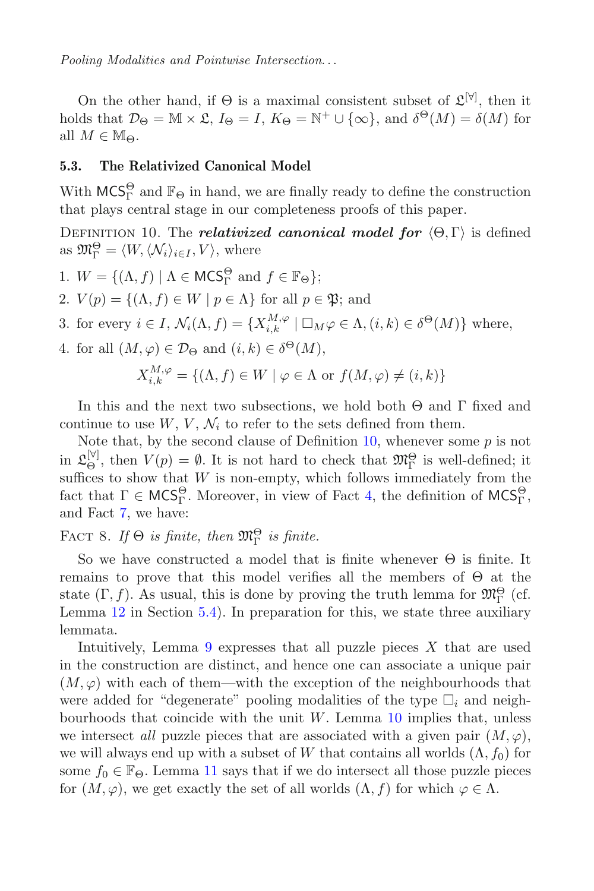On the other hand, if $\Theta$ is a maximal consistent subset of $\mathfrak{L}^{[\forall]}$, then it holds that $\mathcal{D}_\Theta = \mathbb{M} \times \mathfrak{L}$, $I_\Theta = I$, $K_\Theta = \mathbb{N}^+ \cup \{\infty\}$, and $\delta^\Theta(M) = \delta(M)$ for all $M \in \mathbb{M}_\Theta$.

### 5.3. The Relativized Canonical Model

With $\mathsf{MCS}^\Theta_\Gamma$ and $\mathbb{F}_\Theta$ in hand, we are finally ready to define the construction that plays central stage in our completeness proofs of this paper.

Definition 10. The ***relativized canonical model for*** $\langle\Theta, \Gamma\rangle$ is defined as $\mathfrak{M}^\Theta_\Gamma = \langle W, \langle\mathcal{N}_i\rangle_{i\in I}, V\rangle$, where

1. $W = \{(\Lambda, f) \mid \Lambda \in \mathsf{MCS}^\Theta_\Gamma \text{ and } f \in \mathbb{F}_\Theta\}$;
2. $V(p) = \{(\Lambda, f) \in W \mid p \in \Lambda\}$ for all $p \in \mathfrak{P}$; and
3. for every $i \in I$, $\mathcal{N}_i(\Lambda, f) = \{X^{M,\varphi}_{i,k} \mid \Box_M\varphi \in \Lambda, (i, k) \in \delta^\Theta(M)\}$ where,
4. for all $(M, \varphi) \in \mathcal{D}_\Theta$ and $(i, k) \in \delta^\Theta(M)$,

$$X^{M,\varphi}_{i,k} = \{(\Lambda, f) \in W \mid \varphi \in \Lambda \text{ or } f(M, \varphi) \neq (i, k)\}$$

In this and the next two subsections, we hold both $\Theta$ and $\Gamma$ fixed and continue to use $W$, $V$, $\mathcal{N}_i$ to refer to the sets defined from them.

Note that, by the second clause of Definition 10, whenever some $p$ is not in $\mathfrak{L}^{[\forall]}_\Theta$, then $V(p) = \emptyset$. It is not hard to check that $\mathfrak{M}^\Theta_\Gamma$ is well-defined; it suffices to show that $W$ is non-empty, which follows immediately from the fact that $\Gamma \in \mathsf{MCS}^\Theta_\Gamma$. Moreover, in view of Fact 4, the definition of $\mathsf{MCS}^\Theta_\Gamma$, and Fact 7, we have:

Fact 8. *If $\Theta$ is finite, then $\mathfrak{M}^\Theta_\Gamma$ is finite.*

So we have constructed a model that is finite whenever $\Theta$ is finite. It remains to prove that this model verifies all the members of $\Theta$ at the state $(\Gamma, f)$. As usual, this is done by proving the truth lemma for $\mathfrak{M}^\Theta_\Gamma$ (cf. Lemma 12 in Section 5.4). In preparation for this, we state three auxiliary lemmata.

Intuitively, Lemma 9 expresses that all puzzle pieces $X$ that are used in the construction are distinct, and hence one can associate a unique pair $(M, \varphi)$ with each of them—with the exception of the neighbourhoods that were added for "degenerate" pooling modalities of the type $\Box_i$ and neighbourhoods that coincide with the unit $W$. Lemma 10 implies that, unless we intersect *all* puzzle pieces that are associated with a given pair $(M, \varphi)$, we will always end up with a subset of $W$ that contains all worlds $(\Lambda, f_0)$ for some $f_0 \in \mathbb{F}_\Theta$. Lemma 11 says that if we do intersect all those puzzle pieces for $(M, \varphi)$, we get exactly the set of all worlds $(\Lambda, f)$ for which $\varphi \in \Lambda$.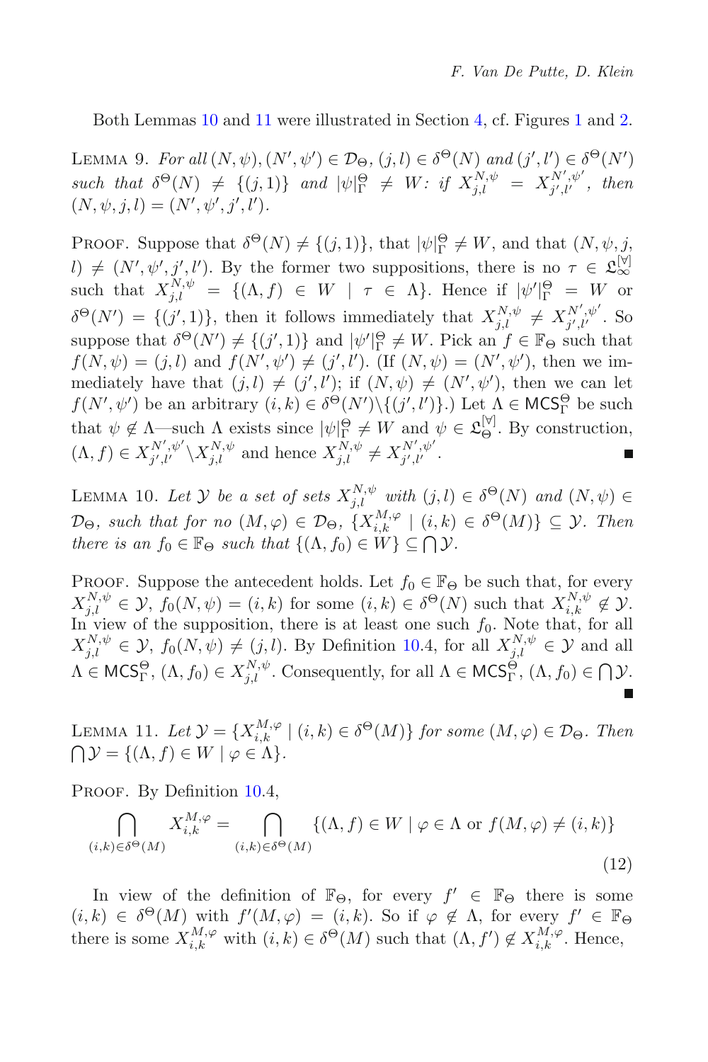Both Lemmas 10 and 11 were illustrated in Section 4, cf. Figures 1 and 2.

Lemma 9. *For all* $(N, \psi), (N', \psi') \in \mathcal{D}_\Theta$, $(j, l) \in \delta^\Theta(N)$ *and* $(j', l') \in \delta^\Theta(N')$ *such that* $\delta^\Theta(N) \neq \{(j, 1)\}$ *and* $|\psi|^\Theta_\Gamma \neq W$*: if* $X^{N,\psi}_{j,l} = X^{N',\psi'}_{j',l'}$*, then* $(N, \psi, j, l) = (N', \psi', j', l')$.

Proof. Suppose that $\delta^\Theta(N) \neq \{(j, 1)\}$, that $|\psi|^\Theta_\Gamma \neq W$, and that $(N, \psi, j, l) \neq (N', \psi', j', l')$. By the former two suppositions, there is no $\tau \in \mathfrak{L}^{[\forall]}_\infty$ such that $X^{N,\psi}_{j,l} = \{(\Lambda, f) \in W \mid \tau \in \Lambda\}$. Hence if $|\psi'|^\Theta_\Gamma = W$ or $\delta^\Theta(N') = \{(j', 1)\}$, then it follows immediately that $X^{N,\psi}_{j,l} \neq X^{N',\psi'}_{j',l'}$. So suppose that $\delta^\Theta(N') \neq \{(j', 1)\}$ and $|\psi'|^\Theta_\Gamma \neq W$. Pick an $f \in \mathbb{F}_\Theta$ such that $f(N, \psi) = (j, l)$ and $f(N', \psi') \neq (j', l')$. (If $(N, \psi) = (N', \psi')$, then we immediately have that $(j, l) \neq (j', l')$; if $(N, \psi) \neq (N', \psi')$, then we can let $f(N', \psi')$ be an arbitrary $(i, k) \in \delta^\Theta(N') \setminus \{(j', l')\}$.) Let $\Lambda \in \mathsf{MCS}^\Theta_\Gamma$ be such that $\psi \notin \Lambda$—such $\Lambda$ exists since $|\psi|^\Theta_\Gamma \neq W$ and $\psi \in \mathfrak{L}^{[\forall]}_\Theta$. By construction, $(\Lambda, f) \in X^{N',\psi'}_{j',l'} \setminus X^{N,\psi}_{j,l}$ and hence $X^{N,\psi}_{j,l} \neq X^{N',\psi'}_{j',l'}$. ■

Lemma 10. *Let* $\mathcal{Y}$ *be a set of sets* $X^{N,\psi}_{j,l}$ *with* $(j, l) \in \delta^\Theta(N)$ *and* $(N, \psi) \in \mathcal{D}_\Theta$*, such that for no* $(M, \varphi) \in \mathcal{D}_\Theta$, $\{X^{M,\varphi}_{i,k} \mid (i, k) \in \delta^\Theta(M)\} \subseteq \mathcal{Y}$*. Then there is an* $f_0 \in \mathbb{F}_\Theta$ *such that* $\{(\Lambda, f_0) \in W\} \subseteq \bigcap \mathcal{Y}$.

Proof. Suppose the antecedent holds. Let $f_0 \in \mathbb{F}_\Theta$ be such that, for every $X^{N,\psi}_{j,l} \in \mathcal{Y}$, $f_0(N, \psi) = (i, k)$ for some $(i, k) \in \delta^\Theta(N)$ such that $X^{N,\psi}_{i,k} \notin \mathcal{Y}$. In view of the supposition, there is at least one such $f_0$. Note that, for all $X^{N,\psi}_{j,l} \in \mathcal{Y}$, $f_0(N, \psi) \neq (j, l)$. By Definition 10.4, for all $X^{N,\psi}_{j,l} \in \mathcal{Y}$ and all $\Lambda \in \mathsf{MCS}^\Theta_\Gamma$, $(\Lambda, f_0) \in X^{N,\psi}_{j,l}$. Consequently, for all $\Lambda \in \mathsf{MCS}^\Theta_\Gamma$, $(\Lambda, f_0) \in \bigcap \mathcal{Y}$. ■

Lemma 11. *Let* $\mathcal{Y} = \{X^{M,\varphi}_{i,k} \mid (i, k) \in \delta^\Theta(M)\}$ *for some* $(M, \varphi) \in \mathcal{D}_\Theta$*. Then* $\bigcap \mathcal{Y} = \{(\Lambda, f) \in W \mid \varphi \in \Lambda\}$.

Proof. By Definition 10.4,

$$\bigcap_{(i,k)\in\delta^\Theta(M)} X^{M,\varphi}_{i,k} = \bigcap_{(i,k)\in\delta^\Theta(M)} \{(\Lambda, f) \in W \mid \varphi \in \Lambda \text{ or } f(M, \varphi) \neq (i, k)\} \tag{12}$$

In view of the definition of $\mathbb{F}_\Theta$, for every $f' \in \mathbb{F}_\Theta$ there is some $(i, k) \in \delta^\Theta(M)$ with $f'(M, \varphi) = (i, k)$. So if $\varphi \notin \Lambda$, for every $f' \in \mathbb{F}_\Theta$ there is some $X^{M,\varphi}_{i,k}$ with $(i, k) \in \delta^\Theta(M)$ such that $(\Lambda, f') \notin X^{M,\varphi}_{i,k}$. Hence,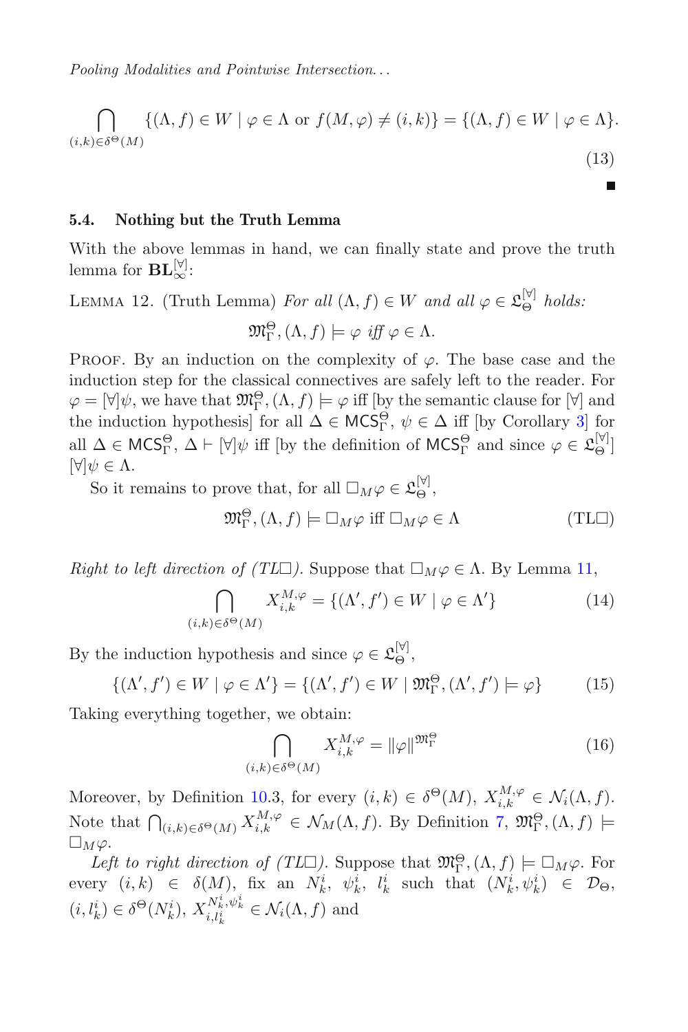$$\bigcap_{(i,k)\in\delta^{\Theta}(M)} \{(\Lambda, f) \in W \mid \varphi \in \Lambda \text{ or } f(M,\varphi) \neq (i,k)\} = \{(\Lambda, f) \in W \mid \varphi \in \Lambda\}. \tag{13}$$

■

### 5.4. Nothing but the Truth Lemma

With the above lemmas in hand, we can finally state and prove the truth lemma for $\mathbf{BL}_{\infty}^{[\forall]}$:

LEMMA 12. (Truth Lemma) *For all* $(\Lambda, f) \in W$ *and all* $\varphi \in \mathfrak{L}_{\Theta}^{[\forall]}$ *holds:*

$$\mathfrak{M}_{\Gamma}^{\Theta}, (\Lambda, f) \models \varphi \textit{ iff } \varphi \in \Lambda.$$

PROOF. By an induction on the complexity of $\varphi$. The base case and the induction step for the classical connectives are safely left to the reader. For $\varphi = [\forall]\psi$, we have that $\mathfrak{M}_{\Gamma}^{\Theta}, (\Lambda, f) \models \varphi$ iff [by the semantic clause for $[\forall]$ and the induction hypothesis] for all $\Delta \in \mathsf{MCS}_{\Gamma}^{\Theta}$, $\psi \in \Delta$ iff [by Corollary 3] for all $\Delta \in \mathsf{MCS}_{\Gamma}^{\Theta}$, $\Delta \vdash [\forall]\psi$ iff [by the definition of $\mathsf{MCS}_{\Gamma}^{\Theta}$ and since $\varphi \in \mathfrak{L}_{\Theta}^{[\forall]}$] $[\forall]\psi \in \Lambda$.

So it remains to prove that, for all $\Box_M\varphi \in \mathfrak{L}_{\Theta}^{[\forall]}$,

$$\mathfrak{M}_{\Gamma}^{\Theta}, (\Lambda, f) \models \Box_M\varphi \text{ iff } \Box_M\varphi \in \Lambda \tag{TL$\Box$}$$

*Right to left direction of (TL$\Box$).* Suppose that $\Box_M\varphi \in \Lambda$. By Lemma 11,

$$\bigcap_{(i,k)\in\delta^{\Theta}(M)} X_{i,k}^{M,\varphi} = \{(\Lambda', f') \in W \mid \varphi \in \Lambda'\} \tag{14}$$

By the induction hypothesis and since $\varphi \in \mathfrak{L}_{\Theta}^{[\forall]}$,

$$\{(\Lambda', f') \in W \mid \varphi \in \Lambda'\} = \{(\Lambda', f') \in W \mid \mathfrak{M}_{\Gamma}^{\Theta}, (\Lambda', f') \models \varphi\} \tag{15}$$

Taking everything together, we obtain:

$$\bigcap_{(i,k)\in\delta^{\Theta}(M)} X_{i,k}^{M,\varphi} = \|\varphi\|^{\mathfrak{M}_{\Gamma}^{\Theta}} \tag{16}$$

Moreover, by Definition 10.3, for every $(i,k) \in \delta^{\Theta}(M)$, $X_{i,k}^{M,\varphi} \in \mathcal{N}_i(\Lambda, f)$. Note that $\bigcap_{(i,k)\in\delta^{\Theta}(M)} X_{i,k}^{M,\varphi} \in \mathcal{N}_M(\Lambda, f)$. By Definition 7, $\mathfrak{M}_{\Gamma}^{\Theta}, (\Lambda, f) \models \Box_M\varphi$.

*Left to right direction of (TL$\Box$).* Suppose that $\mathfrak{M}_{\Gamma}^{\Theta}, (\Lambda, f) \models \Box_M\varphi$. For every $(i,k) \in \delta(M)$, fix an $N_k^i$, $\psi_k^i$, $l_k^i$ such that $(N_k^i, \psi_k^i) \in \mathcal{D}_{\Theta}$, $(i, l_k^i) \in \delta^{\Theta}(N_k^i)$, $X_{i,l_k^i}^{N_k^i,\psi_k^i} \in \mathcal{N}_i(\Lambda, f)$ and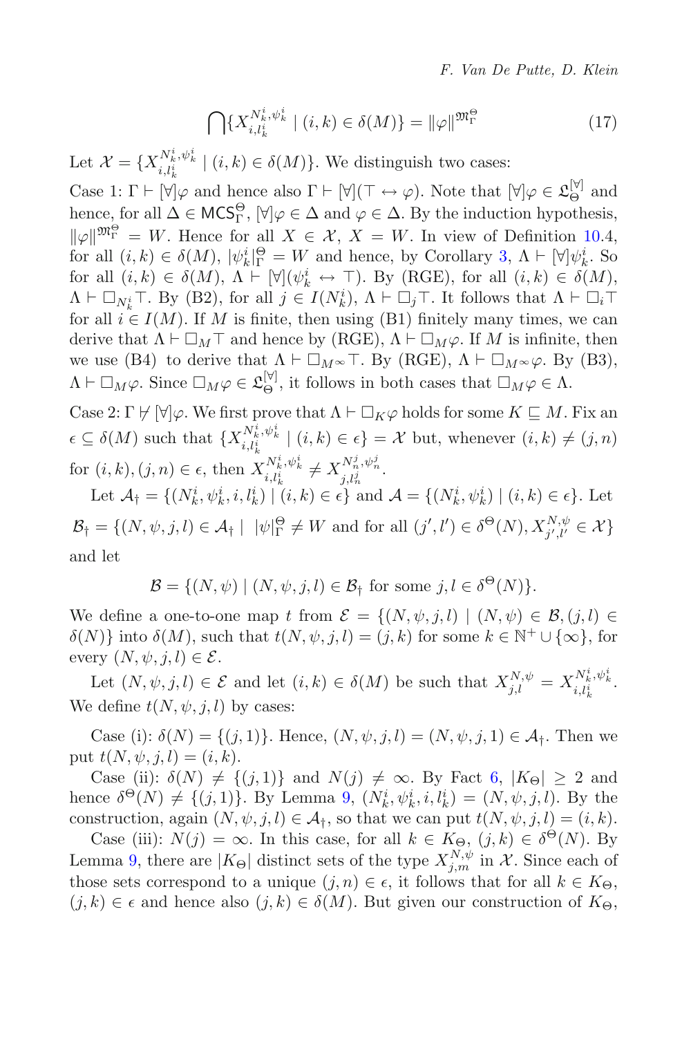$$\bigcap\{X^{N^i_k,\psi^i_k}_{i,l^i_k} \mid (i,k) \in \delta(M)\} = \|\varphi\|^{\mathfrak{M}^\Theta_\Gamma} \tag{17}$$

Let $\mathcal{X} = \{X^{N^i_k,\psi^i_k}_{i,l^i_k} \mid (i,k) \in \delta(M)\}$. We distinguish two cases:

Case 1: $\Gamma \vdash [\forall]\varphi$ and hence also $\Gamma \vdash [\forall](\top \leftrightarrow \varphi)$. Note that $[\forall]\varphi \in \mathfrak{L}^{[\forall]}_\Theta$ and hence, for all $\Delta \in \mathsf{MCS}^\Theta_\Gamma$, $[\forall]\varphi \in \Delta$ and $\varphi \in \Delta$. By the induction hypothesis, $\|\varphi\|^{\mathfrak{M}^\Theta_\Gamma} = W$. Hence for all $X \in \mathcal{X}$, $X = W$. In view of Definition 10.4, for all $(i,k) \in \delta(M)$, $|\psi^i_k|^\Theta_\Gamma = W$ and hence, by Corollary 3, $\Lambda \vdash [\forall]\psi^i_k$. So for all $(i,k) \in \delta(M)$, $\Lambda \vdash [\forall](\psi^i_k \leftrightarrow \top)$. By (RGE), for all $(i,k) \in \delta(M)$, $\Lambda \vdash \Box_{N^i_k}\top$. By (B2), for all $j \in I(N^i_k)$, $\Lambda \vdash \Box_j\top$. It follows that $\Lambda \vdash \Box_i\top$ for all $i \in I(M)$. If $M$ is finite, then using (B1) finitely many times, we can derive that $\Lambda \vdash \Box_M\top$ and hence by (RGE), $\Lambda \vdash \Box_M\varphi$. If $M$ is infinite, then we use (B4) to derive that $\Lambda \vdash \Box_{M^\infty}\top$. By (RGE), $\Lambda \vdash \Box_{M^\infty}\varphi$. By (B3), $\Lambda \vdash \Box_M\varphi$. Since $\Box_M\varphi \in \mathfrak{L}^{[\forall]}_\Theta$, it follows in both cases that $\Box_M\varphi \in \Lambda$.

Case 2: $\Gamma \nvdash [\forall]\varphi$. We first prove that $\Lambda \vdash \Box_K\varphi$ holds for some $K \sqsubseteq M$. Fix an $\epsilon \subseteq \delta(M)$ such that $\{X^{N^i_k,\psi^i_k}_{i,l^i_k} \mid (i,k) \in \epsilon\} = \mathcal{X}$ but, whenever $(i,k) \neq (j,n)$ for $(i,k),(j,n) \in \epsilon$, then $X^{N^i_k,\psi^i_k}_{i,l^i_k} \neq X^{N^j_n,\psi^j_n}_{j,l^j_n}$.

Let $\mathcal{A}_\dagger = \{(N^i_k,\psi^i_k,i,l^i_k) \mid (i,k) \in \epsilon\}$ and $\mathcal{A} = \{(N^i_k,\psi^i_k) \mid (i,k) \in \epsilon\}$. Let

$\mathcal{B}_\dagger = \{(N,\psi,j,l) \in \mathcal{A}_\dagger \mid\ |\psi|^\Theta_\Gamma \neq W$ and for all $(j',l') \in \delta^\Theta(N), X^{N,\psi}_{j',l'} \in \mathcal{X}\}$

and let

$$\mathcal{B} = \{(N,\psi) \mid (N,\psi,j,l) \in \mathcal{B}_\dagger \text{ for some } j,l \in \delta^\Theta(N)\}.$$

We define a one-to-one map $t$ from $\mathcal{E} = \{(N,\psi,j,l) \mid (N,\psi) \in \mathcal{B}, (j,l) \in \delta(N)\}$ into $\delta(M)$, such that $t(N,\psi,j,l) = (j,k)$ for some $k \in \mathbb{N}^+ \cup \{\infty\}$, for every $(N,\psi,j,l) \in \mathcal{E}$.

Let $(N,\psi,j,l) \in \mathcal{E}$ and let $(i,k) \in \delta(M)$ be such that $X^{N,\psi}_{j,l} = X^{N^i_k,\psi^i_k}_{i,l^i_k}$. We define $t(N,\psi,j,l)$ by cases:

Case (i): $\delta(N) = \{(j,1)\}$. Hence, $(N,\psi,j,l) = (N,\psi,j,1) \in \mathcal{A}_\dagger$. Then we put $t(N,\psi,j,l) = (i,k)$.

Case (ii): $\delta(N) \neq \{(j,1)\}$ and $N(j) \neq \infty$. By Fact 6, $|K_\Theta| \geq 2$ and hence $\delta^\Theta(N) \neq \{(j,1)\}$. By Lemma 9, $(N^i_k,\psi^i_k,i,l^i_k) = (N,\psi,j,l)$. By the construction, again $(N,\psi,j,l) \in \mathcal{A}_\dagger$, so that we can put $t(N,\psi,j,l) = (i,k)$.

Case (iii): $N(j) = \infty$. In this case, for all $k \in K_\Theta$, $(j,k) \in \delta^\Theta(N)$. By Lemma 9, there are $|K_\Theta|$ distinct sets of the type $X^{N,\psi}_{j,m}$ in $\mathcal{X}$. Since each of those sets correspond to a unique $(j,n) \in \epsilon$, it follows that for all $k \in K_\Theta$, $(j,k) \in \epsilon$ and hence also $(j,k) \in \delta(M)$. But given our construction of $K_\Theta$,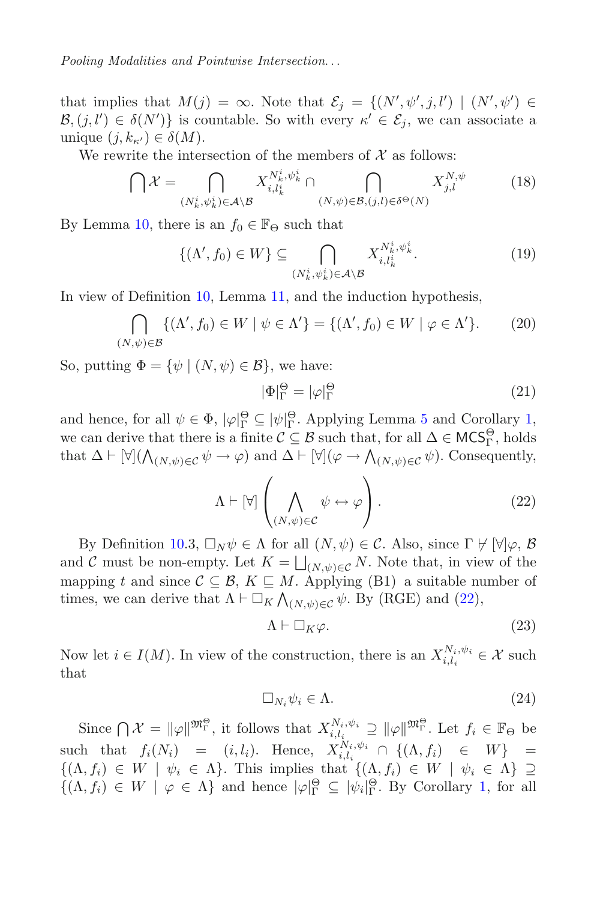that implies that $M(j) = \infty$. Note that $\mathcal{E}_j = \{(N', \psi', j, l') \mid (N', \psi') \in \mathcal{B}, (j, l') \in \delta(N')\}$ is countable. So with every $\kappa' \in \mathcal{E}_j$, we can associate a unique $(j, k_{\kappa'}) \in \delta(M)$.

We rewrite the intersection of the members of $\mathcal{X}$ as follows:

$$\bigcap \mathcal{X} = \bigcap_{(N^i_k, \psi^i_k) \in \mathcal{A} \setminus \mathcal{B}} X^{N^i_k, \psi^i_k}_{i, l^i_k} \cap \bigcap_{(N, \psi) \in \mathcal{B}, (j,l) \in \delta^{\Theta}(N)} X^{N, \psi}_{j,l} \tag{18}$$

By Lemma 10, there is an $f_0 \in \mathbb{F}_\Theta$ such that

$$\{(\Lambda', f_0) \in W\} \subseteq \bigcap_{(N^i_k, \psi^i_k) \in \mathcal{A} \setminus \mathcal{B}} X^{N^i_k, \psi^i_k}_{i, l^i_k}. \tag{19}$$

In view of Definition 10, Lemma 11, and the induction hypothesis,

$$\bigcap_{(N, \psi) \in \mathcal{B}} \{(\Lambda', f_0) \in W \mid \psi \in \Lambda'\} = \{(\Lambda', f_0) \in W \mid \varphi \in \Lambda'\}. \tag{20}$$

So, putting $\Phi = \{\psi \mid (N, \psi) \in \mathcal{B}\}$, we have:

$$|\Phi|^{\Theta}_{\Gamma} = |\varphi|^{\Theta}_{\Gamma} \tag{21}$$

and hence, for all $\psi \in \Phi$, $|\varphi|^{\Theta}_{\Gamma} \subseteq |\psi|^{\Theta}_{\Gamma}$. Applying Lemma 5 and Corollary 1, we can derive that there is a finite $\mathcal{C} \subseteq \mathcal{B}$ such that, for all $\Delta \in \mathsf{MCS}^{\Theta}_{\Gamma}$, holds that $\Delta \vdash [\forall](\bigwedge_{(N,\psi) \in \mathcal{C}} \psi \to \varphi)$ and $\Delta \vdash [\forall](\varphi \to \bigwedge_{(N,\psi) \in \mathcal{C}} \psi)$. Consequently,

$$\Lambda \vdash [\forall] \left( \bigwedge_{(N,\psi) \in \mathcal{C}} \psi \leftrightarrow \varphi \right). \tag{22}$$

By Definition 10.3, $\Box_N \psi \in \Lambda$ for all $(N, \psi) \in \mathcal{C}$. Also, since $\Gamma \not\vdash [\forall]\varphi$, $\mathcal{B}$ and $\mathcal{C}$ must be non-empty. Let $K = \bigsqcup_{(N,\psi) \in \mathcal{C}} N$. Note that, in view of the mapping $t$ and since $\mathcal{C} \subseteq \mathcal{B}$, $K \sqsubseteq M$. Applying (B1) a suitable number of times, we can derive that $\Lambda \vdash \Box_K \bigwedge_{(N,\psi) \in \mathcal{C}} \psi$. By (RGE) and (22),

$$\Lambda \vdash \Box_K \varphi. \tag{23}$$

Now let $i \in I(M)$. In view of the construction, there is an $X^{N_i, \psi_i}_{i, l_i} \in \mathcal{X}$ such that

$$\Box_{N_i} \psi_i \in \Lambda. \tag{24}$$

Since $\bigcap \mathcal{X} = \|\varphi\|^{\mathfrak{M}^{\Theta}_{\Gamma}}$, it follows that $X^{N_i, \psi_i}_{i, l_i} \supseteq \|\varphi\|^{\mathfrak{M}^{\Theta}_{\Gamma}}$. Let $f_i \in \mathbb{F}_\Theta$ be such that $f_i(N_i) = (i, l_i)$. Hence, $X^{N_i, \psi_i}_{i, l_i} \cap \{(\Lambda, f_i) \in W\} = \{(\Lambda, f_i) \in W \mid \psi_i \in \Lambda\}$. This implies that $\{(\Lambda, f_i) \in W \mid \psi_i \in \Lambda\} \supseteq \{(\Lambda, f_i) \in W \mid \varphi \in \Lambda\}$ and hence $|\varphi|^{\Theta}_{\Gamma} \subseteq |\psi_i|^{\Theta}_{\Gamma}$. By Corollary 1, for all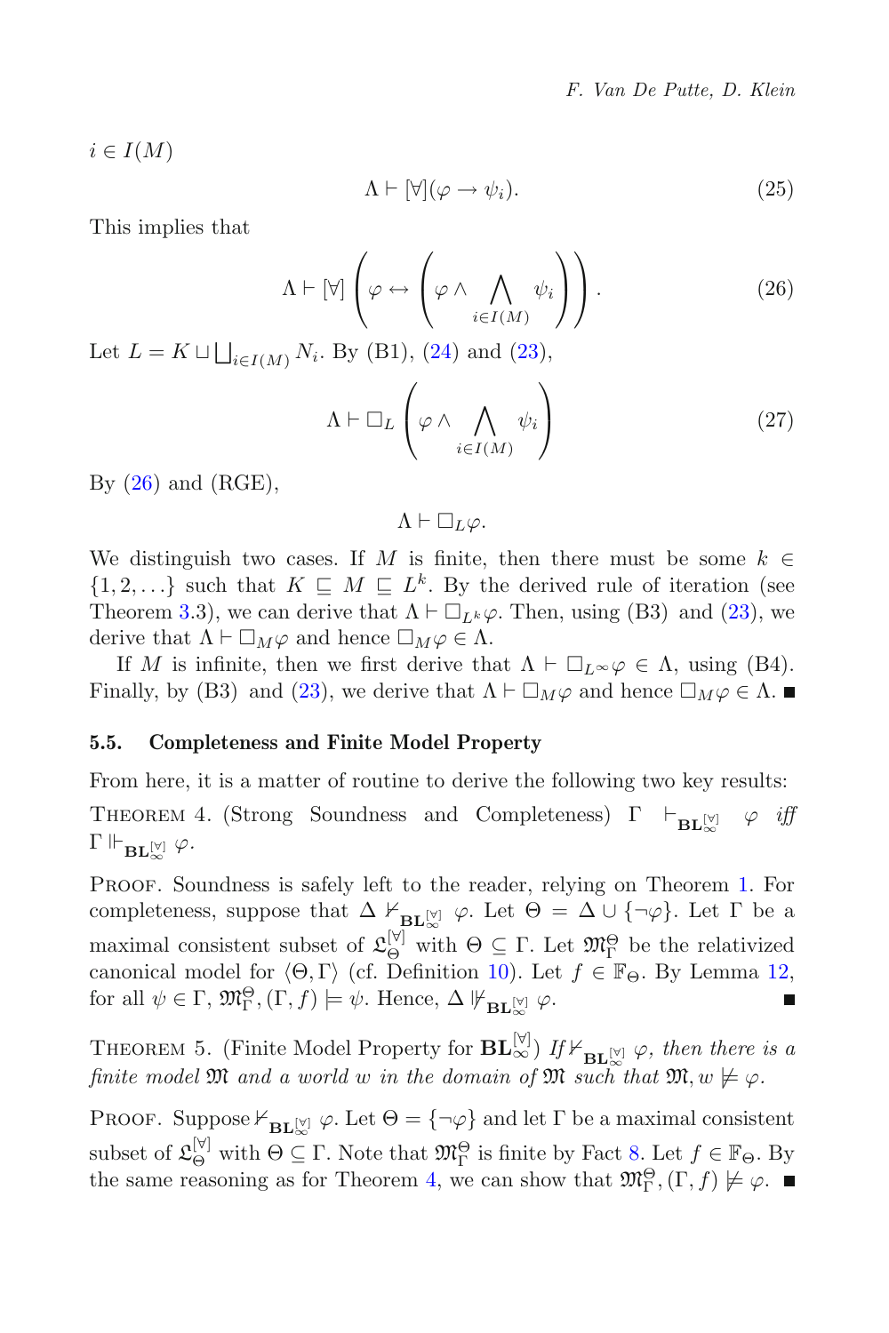$i \in I(M)$

$$\Lambda \vdash [\forall](\varphi \rightarrow \psi_i). \tag{25}$$

This implies that

$$\Lambda \vdash [\forall]\left(\varphi \leftrightarrow \left(\varphi \wedge \bigwedge_{i \in I(M)} \psi_i\right)\right). \tag{26}$$

Let $L = K \sqcup \bigsqcup_{i \in I(M)} N_i$. By (B1), (24) and (23),

$$\Lambda \vdash \Box_L \left(\varphi \wedge \bigwedge_{i \in I(M)} \psi_i\right) \tag{27}$$

By (26) and (RGE),

$$\Lambda \vdash \Box_L \varphi.$$

We distinguish two cases. If $M$ is finite, then there must be some $k \in \{1, 2, \ldots\}$ such that $K \sqsubseteq M \sqsubseteq L^k$. By the derived rule of iteration (see Theorem 3.3), we can derive that $\Lambda \vdash \Box_{L^k}\varphi$. Then, using (B3) and (23), we derive that $\Lambda \vdash \Box_M \varphi$ and hence $\Box_M \varphi \in \Lambda$.

If $M$ is infinite, then we first derive that $\Lambda \vdash \Box_{L^\infty}\varphi \in \Lambda$, using (B4). Finally, by (B3) and (23), we derive that $\Lambda \vdash \Box_M \varphi$ and hence $\Box_M \varphi \in \Lambda$. ■

### 5.5. Completeness and Finite Model Property

From here, it is a matter of routine to derive the following two key results:

THEOREM 4. (Strong Soundness and Completeness) *$\Gamma \vdash_{\mathbf{BL}_\infty^{[\forall]}} \varphi$ iff $\Gamma \Vdash_{\mathbf{BL}_\infty^{[\forall]}} \varphi$.*

PROOF. Soundness is safely left to the reader, relying on Theorem 1. For completeness, suppose that $\Delta \nvdash_{\mathbf{BL}_\infty^{[\forall]}} \varphi$. Let $\Theta = \Delta \cup \{\neg\varphi\}$. Let $\Gamma$ be a maximal consistent subset of $\mathfrak{L}_\Theta^{[\forall]}$ with $\Theta \subseteq \Gamma$. Let $\mathfrak{M}_\Gamma^\Theta$ be the relativized canonical model for $\langle \Theta, \Gamma\rangle$ (cf. Definition 10). Let $f \in \mathbb{F}_\Theta$. By Lemma 12, for all $\psi \in \Gamma$, $\mathfrak{M}_\Gamma^\Theta, (\Gamma, f) \models \psi$. Hence, $\Delta \nVdash_{\mathbf{BL}_\infty^{[\forall]}} \varphi$. ■

THEOREM 5. (Finite Model Property for $\mathbf{BL}_\infty^{[\forall]}$) *If $\nvdash_{\mathbf{BL}_\infty^{[\forall]}} \varphi$, then there is a finite model $\mathfrak{M}$ and a world $w$ in the domain of $\mathfrak{M}$ such that $\mathfrak{M}, w \not\models \varphi$.*

PROOF. Suppose $\nvdash_{\mathbf{BL}_\infty^{[\forall]}} \varphi$. Let $\Theta = \{\neg\varphi\}$ and let $\Gamma$ be a maximal consistent subset of $\mathfrak{L}_\Theta^{[\forall]}$ with $\Theta \subseteq \Gamma$. Note that $\mathfrak{M}_\Gamma^\Theta$ is finite by Fact 8. Let $f \in \mathbb{F}_\Theta$. By the same reasoning as for Theorem 4, we can show that $\mathfrak{M}_\Gamma^\Theta, (\Gamma, f) \not\models \varphi$. ■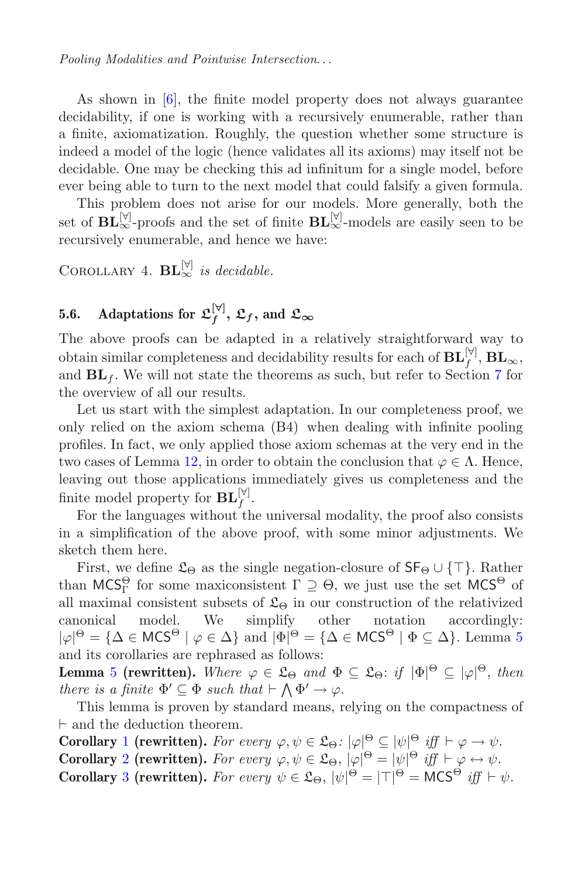As shown in [6], the finite model property does not always guarantee decidability, if one is working with a recursively enumerable, rather than a finite, axiomatization. Roughly, the question whether some structure is indeed a model of the logic (hence validates all its axioms) may itself not be decidable. One may be checking this ad infinitum for a single model, before ever being able to turn to the next model that could falsify a given formula.

This problem does not arise for our models. More generally, both the set of $\mathbf{BL}_{\infty}^{[\forall]}$-proofs and the set of finite $\mathbf{BL}_{\infty}^{[\forall]}$-models are easily seen to be recursively enumerable, and hence we have:

Corollary 4. *$\mathbf{BL}_{\infty}^{[\forall]}$ is decidable.*

### 5.6. Adaptations for $\mathfrak{L}_f^{[\forall]}$, $\mathfrak{L}_f$, and $\mathfrak{L}_\infty$

The above proofs can be adapted in a relatively straightforward way to obtain similar completeness and decidability results for each of $\mathbf{BL}_f^{[\forall]}$, $\mathbf{BL}_\infty$, and $\mathbf{BL}_f$. We will not state the theorems as such, but refer to Section 7 for the overview of all our results.

Let us start with the simplest adaptation. In our completeness proof, we only relied on the axiom schema (B4) when dealing with infinite pooling profiles. In fact, we only applied those axiom schemas at the very end in the two cases of Lemma 12, in order to obtain the conclusion that $\varphi \in \Lambda$. Hence, leaving out those applications immediately gives us completeness and the finite model property for $\mathbf{BL}_f^{[\forall]}$.

For the languages without the universal modality, the proof also consists in a simplification of the above proof, with some minor adjustments. We sketch them here.

First, we define $\mathfrak{L}_\Theta$ as the single negation-closure of $\mathsf{SF}_\Theta \cup \{\top\}$. Rather than $\mathsf{MCS}_\Gamma^\Theta$ for some maxiconsistent $\Gamma \supseteq \Theta$, we just use the set $\mathsf{MCS}^\Theta$ of all maximal consistent subsets of $\mathfrak{L}_\Theta$ in our construction of the relativized canonical model. We simplify other notation accordingly: $|\varphi|^\Theta = \{\Delta \in \mathsf{MCS}^\Theta \mid \varphi \in \Delta\}$ and $|\Phi|^\Theta = \{\Delta \in \mathsf{MCS}^\Theta \mid \Phi \subseteq \Delta\}$. Lemma 5 and its corollaries are rephrased as follows:

**Lemma 5 (rewritten).** *Where $\varphi \in \mathfrak{L}_\Theta$ and $\Phi \subseteq \mathfrak{L}_\Theta$: if $|\Phi|^\Theta \subseteq |\varphi|^\Theta$, then there is a finite $\Phi' \subseteq \Phi$ such that $\vdash \bigwedge \Phi' \to \varphi$.*

This lemma is proven by standard means, relying on the compactness of $\vdash$ and the deduction theorem.

**Corollary 1 (rewritten).** *For every $\varphi, \psi \in \mathfrak{L}_\Theta$: $|\varphi|^\Theta \subseteq |\psi|^\Theta$ iff $\vdash \varphi \to \psi$.*

**Corollary 2 (rewritten).** *For every $\varphi, \psi \in \mathfrak{L}_\Theta$, $|\varphi|^\Theta = |\psi|^\Theta$ iff $\vdash \varphi \leftrightarrow \psi$.*

**Corollary 3 (rewritten).** *For every $\psi \in \mathfrak{L}_\Theta$, $|\psi|^\Theta = |\top|^\Theta = \mathsf{MCS}^\Theta$ iff $\vdash \psi$.*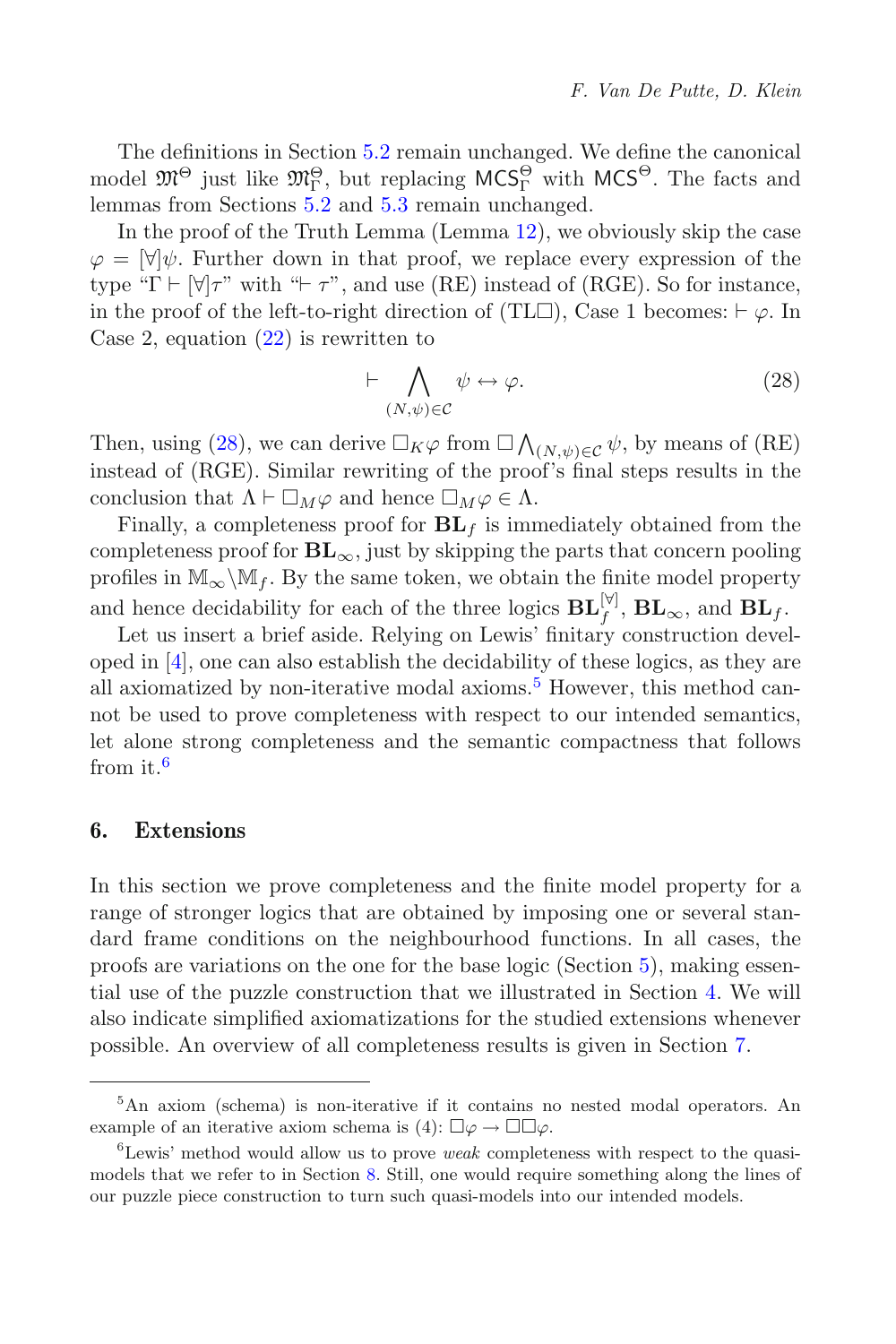The definitions in Section 5.2 remain unchanged. We define the canonical model $\mathfrak{M}^{\Theta}$ just like $\mathfrak{M}^{\Theta}_{\Gamma}$, but replacing $\mathsf{MCS}^{\Theta}_{\Gamma}$ with $\mathsf{MCS}^{\Theta}$. The facts and lemmas from Sections 5.2 and 5.3 remain unchanged.

In the proof of the Truth Lemma (Lemma 12), we obviously skip the case $\varphi = [\forall]\psi$. Further down in that proof, we replace every expression of the type "$\Gamma \vdash [\forall]\tau$" with "$\vdash \tau$", and use (RE) instead of (RGE). So for instance, in the proof of the left-to-right direction of (TL$\Box$), Case 1 becomes: $\vdash \varphi$. In Case 2, equation (22) is rewritten to

$$\vdash \bigwedge_{(N,\psi)\in\mathcal{C}} \psi \leftrightarrow \varphi. \tag{28}$$

Then, using (28), we can derive $\Box_K\varphi$ from $\Box \bigwedge_{(N,\psi)\in\mathcal{C}} \psi$, by means of (RE) instead of (RGE). Similar rewriting of the proof's final steps results in the conclusion that $\Lambda \vdash \Box_M\varphi$ and hence $\Box_M\varphi \in \Lambda$.

Finally, a completeness proof for $\mathbf{BL}_f$ is immediately obtained from the completeness proof for $\mathbf{BL}_\infty$, just by skipping the parts that concern pooling profiles in $\mathbb{M}_\infty \backslash \mathbb{M}_f$. By the same token, we obtain the finite model property and hence decidability for each of the three logics $\mathbf{BL}_f^{[\forall]}$, $\mathbf{BL}_\infty$, and $\mathbf{BL}_f$.

Let us insert a brief aside. Relying on Lewis' finitary construction developed in [4], one can also establish the decidability of these logics, as they are all axiomatized by non-iterative modal axioms.[5] However, this method cannot be used to prove completeness with respect to our intended semantics, let alone strong completeness and the semantic compactness that follows from it.[6]

## 6. Extensions

In this section we prove completeness and the finite model property for a range of stronger logics that are obtained by imposing one or several standard frame conditions on the neighbourhood functions. In all cases, the proofs are variations on the one for the base logic (Section 5), making essential use of the puzzle construction that we illustrated in Section 4. We will also indicate simplified axiomatizations for the studied extensions whenever possible. An overview of all completeness results is given in Section 7.

---

[5] An axiom (schema) is non-iterative if it contains no nested modal operators. An example of an iterative axiom schema is (4): $\Box\varphi \to \Box\Box\varphi$.

[6] Lewis' method would allow us to prove *weak* completeness with respect to the quasi-models that we refer to in Section 8. Still, one would require something along the lines of our puzzle piece construction to turn such quasi-models into our intended models.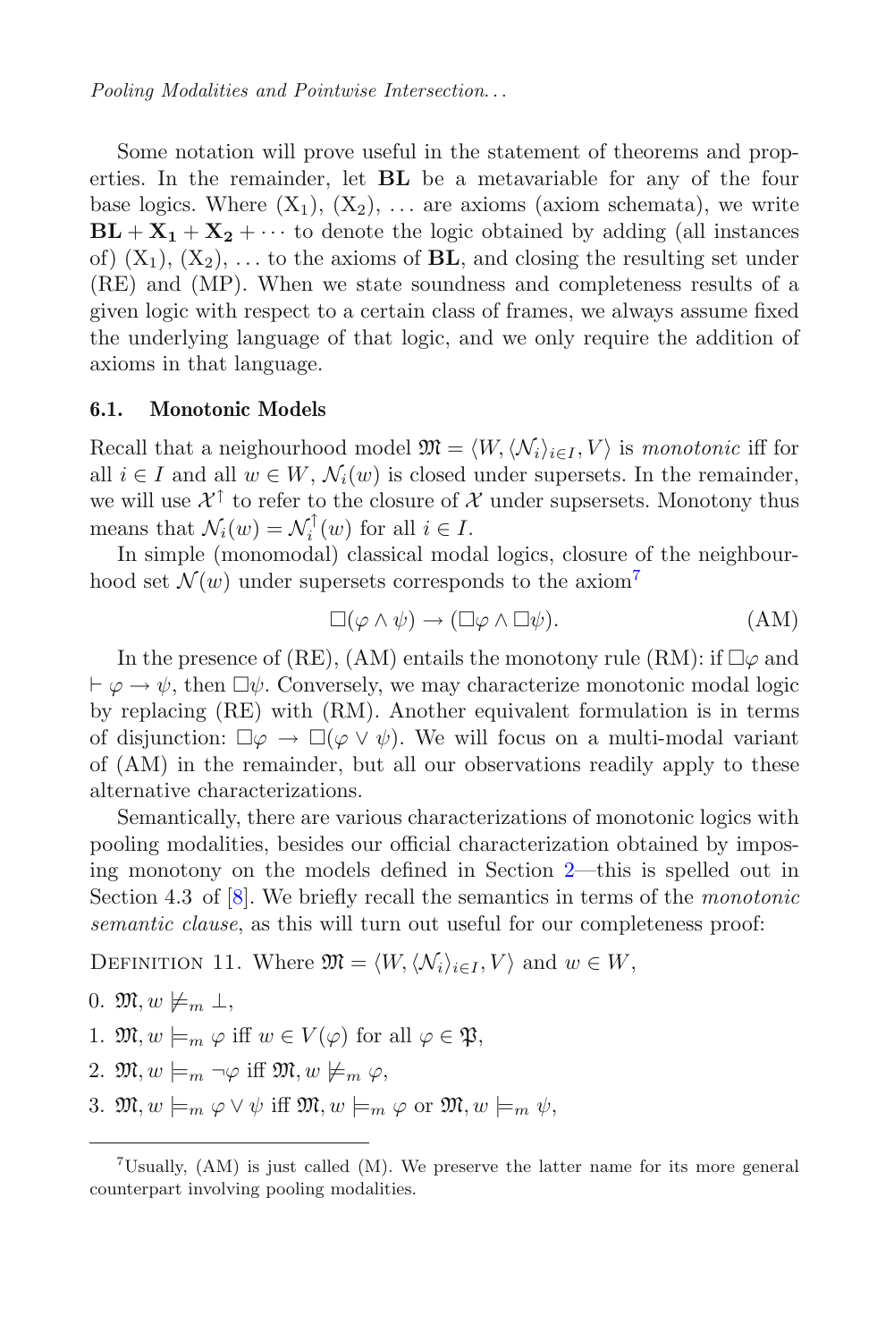Some notation will prove useful in the statement of theorems and properties. In the remainder, let **BL** be a metavariable for any of the four base logics. Where $(\mathrm{X}_1)$, $(\mathrm{X}_2)$, ... are axioms (axiom schemata), we write $\mathbf{BL} + \mathbf{X_1} + \mathbf{X_2} + \cdots$ to denote the logic obtained by adding (all instances of) $(\mathrm{X}_1)$, $(\mathrm{X}_2)$, ... to the axioms of **BL**, and closing the resulting set under (RE) and (MP). When we state soundness and completeness results of a given logic with respect to a certain class of frames, we always assume fixed the underlying language of that logic, and we only require the addition of axioms in that language.

### 6.1. Monotonic Models

Recall that a neighbourhood model $\mathfrak{M} = \langle W, \langle \mathcal{N}_i \rangle_{i \in I}, V \rangle$ is *monotonic* iff for all $i \in I$ and all $w \in W$, $\mathcal{N}_i(w)$ is closed under supersets. In the remainder, we will use $\mathcal{X}^{\uparrow}$ to refer to the closure of $\mathcal{X}$ under supsersets. Monotony thus means that $\mathcal{N}_i(w) = \mathcal{N}_i^{\uparrow}(w)$ for all $i \in I$.

In simple (monomodal) classical modal logics, closure of the neighbourhood set $\mathcal{N}(w)$ under supersets corresponds to the axiom[7]

$$\Box(\varphi \wedge \psi) \rightarrow (\Box\varphi \wedge \Box\psi). \tag{AM}$$

In the presence of (RE), (AM) entails the monotony rule (RM): if $\Box\varphi$ and $\vdash \varphi \rightarrow \psi$, then $\Box\psi$. Conversely, we may characterize monotonic modal logic by replacing (RE) with (RM). Another equivalent formulation is in terms of disjunction: $\Box\varphi \rightarrow \Box(\varphi \vee \psi)$. We will focus on a multi-modal variant of (AM) in the remainder, but all our observations readily apply to these alternative characterizations.

Semantically, there are various characterizations of monotonic logics with pooling modalities, besides our official characterization obtained by imposing monotony on the models defined in Section 2—this is spelled out in Section 4.3 of [8]. We briefly recall the semantics in terms of the *monotonic semantic clause*, as this will turn out useful for our completeness proof:

Definition 11. Where $\mathfrak{M} = \langle W, \langle \mathcal{N}_i \rangle_{i \in I}, V \rangle$ and $w \in W$,

0. $\mathfrak{M}, w \not\models_m \bot$,
1. $\mathfrak{M}, w \models_m \varphi$ iff $w \in V(\varphi)$ for all $\varphi \in \mathfrak{P}$,
2. $\mathfrak{M}, w \models_m \neg\varphi$ iff $\mathfrak{M}, w \not\models_m \varphi$,
3. $\mathfrak{M}, w \models_m \varphi \vee \psi$ iff $\mathfrak{M}, w \models_m \varphi$ or $\mathfrak{M}, w \models_m \psi$,

[7] Usually, (AM) is just called (M). We preserve the latter name for its more general counterpart involving pooling modalities.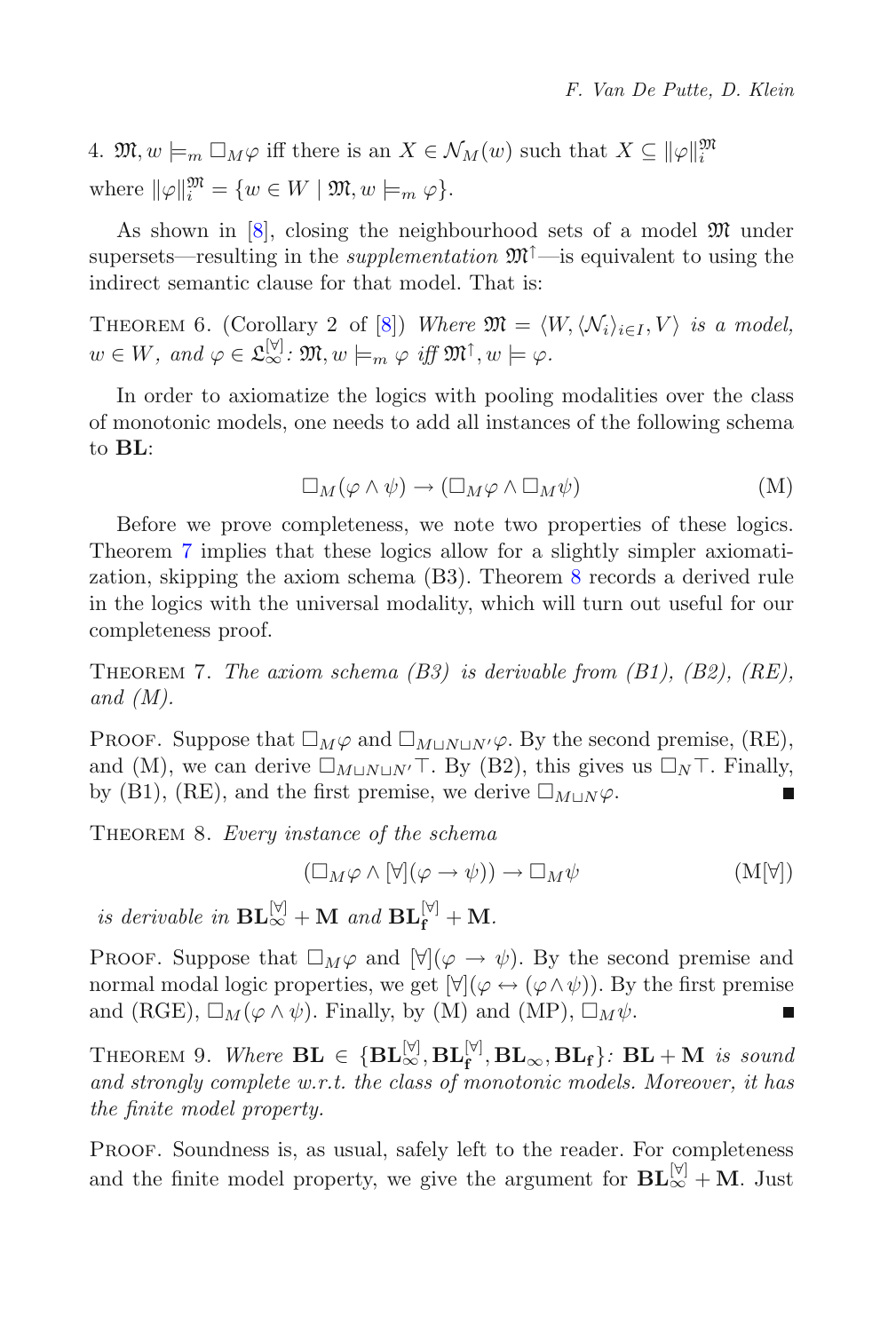4. $\mathfrak{M}, w \models_m \Box_M \varphi$ iff there is an $X \in \mathcal{N}_M(w)$ such that $X \subseteq \|\varphi\|_i^{\mathfrak{M}}$ where $\|\varphi\|_i^{\mathfrak{M}} = \{w \in W \mid \mathfrak{M}, w \models_m \varphi\}$.

As shown in [8], closing the neighbourhood sets of a model $\mathfrak{M}$ under supersets—resulting in the *supplementation* $\mathfrak{M}^{\uparrow}$—is equivalent to using the indirect semantic clause for that model. That is:

Theorem 6. (Corollary 2 of [8]) *Where $\mathfrak{M} = \langle W, \langle \mathcal{N}_i \rangle_{i \in I}, V \rangle$ is a model, $w \in W$, and $\varphi \in \mathfrak{L}_\infty^{[\forall]}$: $\mathfrak{M}, w \models_m \varphi$ iff $\mathfrak{M}^{\uparrow}, w \models \varphi$.*

In order to axiomatize the logics with pooling modalities over the class of monotonic models, one needs to add all instances of the following schema to **BL**:

$$\Box_M(\varphi \wedge \psi) \rightarrow (\Box_M \varphi \wedge \Box_M \psi) \tag{M}$$

Before we prove completeness, we note two properties of these logics. Theorem 7 implies that these logics allow for a slightly simpler axiomatization, skipping the axiom schema (B3). Theorem 8 records a derived rule in the logics with the universal modality, which will turn out useful for our completeness proof.

Theorem 7. *The axiom schema (B3) is derivable from (B1), (B2), (RE), and (M).*

Proof. Suppose that $\Box_M \varphi$ and $\Box_{M \sqcup N \sqcup N'} \varphi$. By the second premise, (RE), and (M), we can derive $\Box_{M \sqcup N \sqcup N'} \top$. By (B2), this gives us $\Box_N \top$. Finally, by (B1), (RE), and the first premise, we derive $\Box_{M \sqcup N} \varphi$. ■

Theorem 8. *Every instance of the schema*

$$(\Box_M \varphi \wedge [\forall](\varphi \rightarrow \psi)) \rightarrow \Box_M \psi \tag{M[$\forall$]}$$

*is derivable in $\mathbf{BL}_\infty^{[\forall]} + \mathbf{M}$ and $\mathbf{BL}_\mathbf{f}^{[\forall]} + \mathbf{M}$.*

Proof. Suppose that $\Box_M \varphi$ and $[\forall](\varphi \rightarrow \psi)$. By the second premise and normal modal logic properties, we get $[\forall](\varphi \leftrightarrow (\varphi \wedge \psi))$. By the first premise and (RGE), $\Box_M(\varphi \wedge \psi)$. Finally, by (M) and (MP), $\Box_M \psi$. ■

Theorem 9. *Where $\mathbf{BL} \in \{\mathbf{BL}_\infty^{[\forall]}, \mathbf{BL}_\mathbf{f}^{[\forall]}, \mathbf{BL}_\infty, \mathbf{BL}_\mathbf{f}\}$: $\mathbf{BL} + \mathbf{M}$ is sound and strongly complete w.r.t. the class of monotonic models. Moreover, it has the finite model property.*

Proof. Soundness is, as usual, safely left to the reader. For completeness and the finite model property, we give the argument for $\mathbf{BL}_\infty^{[\forall]} + \mathbf{M}$. Just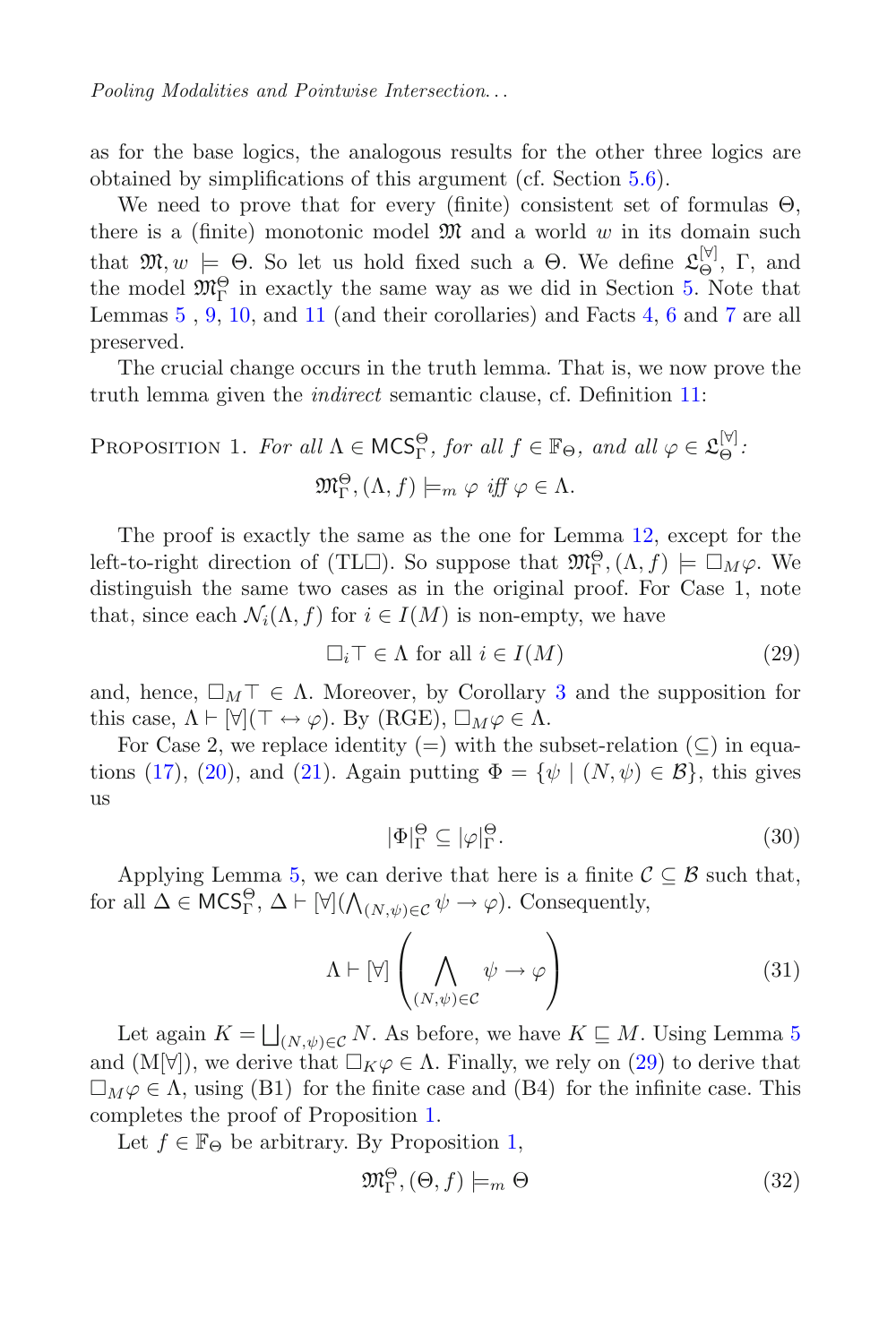as for the base logics, the analogous results for the other three logics are obtained by simplifications of this argument (cf. Section 5.6).

We need to prove that for every (finite) consistent set of formulas $\Theta$, there is a (finite) monotonic model $\mathfrak{M}$ and a world $w$ in its domain such that $\mathfrak{M}, w \models \Theta$. So let us hold fixed such a $\Theta$. We define $\mathfrak{L}^{[\forall]}_{\Theta}$, $\Gamma$, and the model $\mathfrak{M}^{\Theta}_{\Gamma}$ in exactly the same way as we did in Section 5. Note that Lemmas 5 , 9, 10, and 11 (and their corollaries) and Facts 4, 6 and 7 are all preserved.

The crucial change occurs in the truth lemma. That is, we now prove the truth lemma given the *indirect* semantic clause, cf. Definition 11:

Proposition 1. *For all $\Lambda \in \mathsf{MCS}^{\Theta}_{\Gamma}$, for all $f \in \mathbb{F}_{\Theta}$, and all $\varphi \in \mathfrak{L}^{[\forall]}_{\Theta}$:*

$$\mathfrak{M}^{\Theta}_{\Gamma}, (\Lambda, f) \models_m \varphi \textit{ iff } \varphi \in \Lambda.$$

The proof is exactly the same as the one for Lemma 12, except for the left-to-right direction of (TL$\Box$). So suppose that $\mathfrak{M}^{\Theta}_{\Gamma}, (\Lambda, f) \models \Box_M \varphi$. We distinguish the same two cases as in the original proof. For Case 1, note that, since each $\mathcal{N}_i(\Lambda, f)$ for $i \in I(M)$ is non-empty, we have

$$\Box_i \top \in \Lambda \text{ for all } i \in I(M) \tag{29}$$

and, hence, $\Box_M \top \in \Lambda$. Moreover, by Corollary 3 and the supposition for this case, $\Lambda \vdash [\forall](\top \leftrightarrow \varphi)$. By (RGE), $\Box_M \varphi \in \Lambda$.

For Case 2, we replace identity ($=$) with the subset-relation ($\subseteq$) in equations (17), (20), and (21). Again putting $\Phi = \{\psi \mid (N, \psi) \in \mathcal{B}\}$, this gives us

$$|\Phi|^{\Theta}_{\Gamma} \subseteq |\varphi|^{\Theta}_{\Gamma}. \tag{30}$$

Applying Lemma 5, we can derive that here is a finite $\mathcal{C} \subseteq \mathcal{B}$ such that, for all $\Delta \in \mathsf{MCS}^{\Theta}_{\Gamma}$, $\Delta \vdash [\forall](\bigwedge_{(N,\psi)\in\mathcal{C}} \psi \to \varphi)$. Consequently,

$$\Lambda \vdash [\forall] \left( \bigwedge_{(N,\psi)\in\mathcal{C}} \psi \to \varphi \right) \tag{31}$$

Let again $K = \bigsqcup_{(N,\psi)\in\mathcal{C}} N$. As before, we have $K \sqsubseteq M$. Using Lemma 5 and (M[$\forall$]), we derive that $\Box_K \varphi \in \Lambda$. Finally, we rely on (29) to derive that $\Box_M \varphi \in \Lambda$, using (B1) for the finite case and (B4) for the infinite case. This completes the proof of Proposition 1.

Let $f \in \mathbb{F}_{\Theta}$ be arbitrary. By Proposition 1,

$$\mathfrak{M}^{\Theta}_{\Gamma}, (\Theta, f) \models_m \Theta \tag{32}$$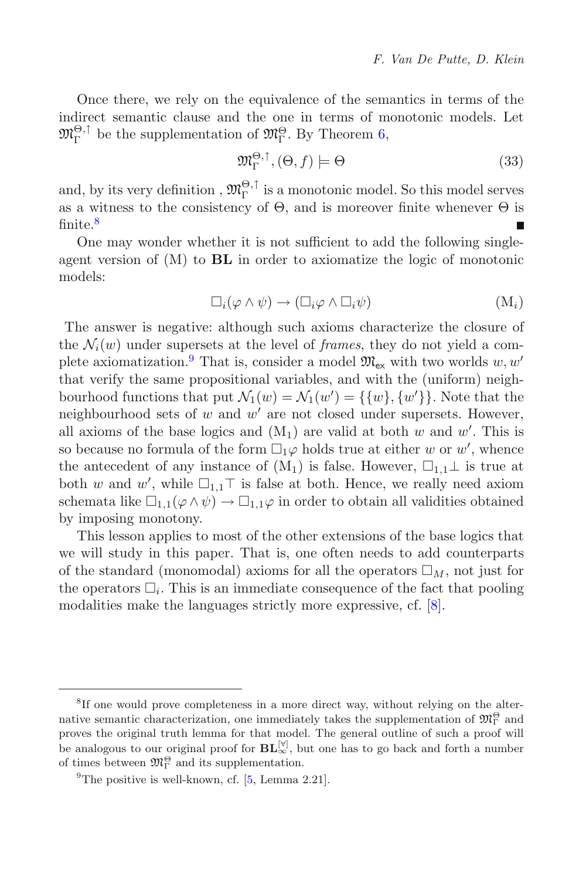Once there, we rely on the equivalence of the semantics in terms of the indirect semantic clause and the one in terms of monotonic models. Let $\mathfrak{M}_\Gamma^{\Theta,\uparrow}$ be the supplementation of $\mathfrak{M}_\Gamma^{\Theta}$. By Theorem 6,

$$\mathfrak{M}_\Gamma^{\Theta,\uparrow}, (\Theta, f) \models \Theta \tag{33}$$

and, by its very definition , $\mathfrak{M}_\Gamma^{\Theta,\uparrow}$ is a monotonic model. So this model serves as a witness to the consistency of $\Theta$, and is moreover finite whenever $\Theta$ is finite.[8] ■

One may wonder whether it is not sufficient to add the following single-agent version of (M) to **BL** in order to axiomatize the logic of monotonic models:

$$\Box_i(\varphi \wedge \psi) \rightarrow (\Box_i\varphi \wedge \Box_i\psi) \tag{$\mathrm{M}_i$}$$

The answer is negative: although such axioms characterize the closure of the $\mathcal{N}_i(w)$ under supersets at the level of *frames*, they do not yield a complete axiomatization.[9] That is, consider a model $\mathfrak{M}_{\mathsf{ex}}$ with two worlds $w, w'$ that verify the same propositional variables, and with the (uniform) neighbourhood functions that put $\mathcal{N}_1(w) = \mathcal{N}_1(w') = \{\{w\}, \{w'\}\}$. Note that the neighbourhood sets of $w$ and $w'$ are not closed under supersets. However, all axioms of the base logics and $(\mathrm{M}_1)$ are valid at both $w$ and $w'$. This is so because no formula of the form $\Box_1\varphi$ holds true at either $w$ or $w'$, whence the antecedent of any instance of $(\mathrm{M}_1)$ is false. However, $\Box_{1,1}\bot$ is true at both $w$ and $w'$, while $\Box_{1,1}\top$ is false at both. Hence, we really need axiom schemata like $\Box_{1,1}(\varphi \wedge \psi) \rightarrow \Box_{1,1}\varphi$ in order to obtain all validities obtained by imposing monotony.

This lesson applies to most of the other extensions of the base logics that we will study in this paper. That is, one often needs to add counterparts of the standard (monomodal) axioms for all the operators $\Box_M$, not just for the operators $\Box_i$. This is an immediate consequence of the fact that pooling modalities make the languages strictly more expressive, cf. [8].

---

[8] If one would prove completeness in a more direct way, without relying on the alternative semantic characterization, one immediately takes the supplementation of $\mathfrak{M}_\Gamma^{\Theta}$ and proves the original truth lemma for that model. The general outline of such a proof will be analogous to our original proof for $\mathbf{BL}_\infty^{[\forall]}$, but one has to go back and forth a number of times between $\mathfrak{M}_\Gamma^{\Theta}$ and its supplementation.

[9] The positive is well-known, cf. [5, Lemma 2.21].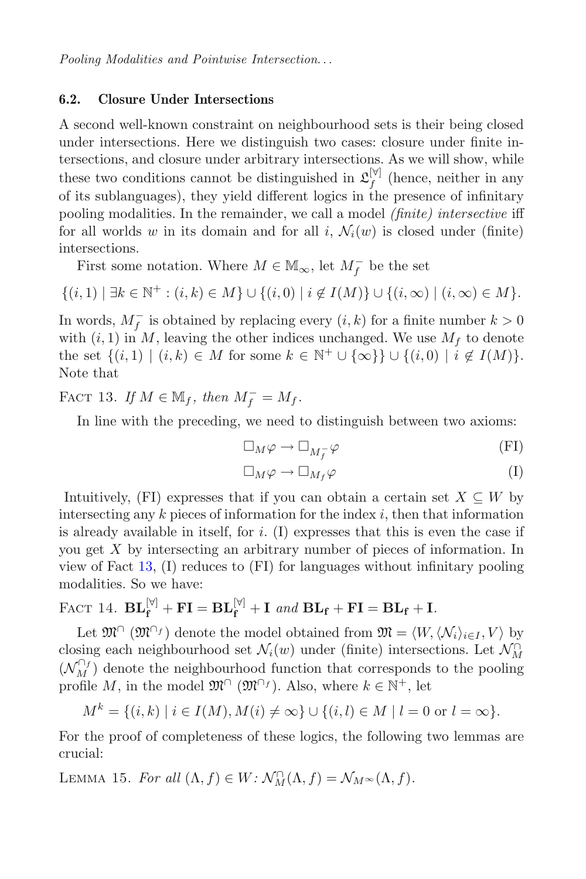### 6.2. Closure Under Intersections

A second well-known constraint on neighbourhood sets is their being closed under intersections. Here we distinguish two cases: closure under finite intersections, and closure under arbitrary intersections. As we will show, while these two conditions cannot be distinguished in $\mathfrak{L}_f^{[\forall]}$ (hence, neither in any of its sublanguages), they yield different logics in the presence of infinitary pooling modalities. In the remainder, we call a model *(finite) intersective* iff for all worlds $w$ in its domain and for all $i$, $\mathcal{N}_i(w)$ is closed under (finite) intersections.

First some notation. Where $M \in \mathbb{M}_\infty$, let $M_f^-$ be the set

$$\{(i,1) \mid \exists k \in \mathbb{N}^+ : (i,k) \in M\} \cup \{(i,0) \mid i \notin I(M)\} \cup \{(i,\infty) \mid (i,\infty) \in M\}.$$

In words, $M_f^-$ is obtained by replacing every $(i,k)$ for a finite number $k > 0$ with $(i,1)$ in $M$, leaving the other indices unchanged. We use $M_f$ to denote the set $\{(i,1) \mid (i,k) \in M$ for some $k \in \mathbb{N}^+ \cup \{\infty\}\} \cup \{(i,0) \mid i \notin I(M)\}$. Note that

Fact 13. *If $M \in \mathbb{M}_f$, then $M_f^- = M_f$.*

In line with the preceding, we need to distinguish between two axioms:

$$\Box_M \varphi \to \Box_{M_f^-} \varphi \tag{FI}$$

$$\Box_M \varphi \to \Box_{M_f} \varphi \tag{I}$$

Intuitively, (FI) expresses that if you can obtain a certain set $X \subseteq W$ by intersecting any $k$ pieces of information for the index $i$, then that information is already available in itself, for $i$. (I) expresses that this is even the case if you get $X$ by intersecting an arbitrary number of pieces of information. In view of Fact 13, (I) reduces to (FI) for languages without infinitary pooling modalities. So we have:

Fact 14. $\mathbf{BL_f^{[\forall]}} + \mathbf{FI} = \mathbf{BL_f^{[\forall]}} + \mathbf{I}$ *and* $\mathbf{BL_f} + \mathbf{FI} = \mathbf{BL_f} + \mathbf{I}$.

Let $\mathfrak{M}^\cap$ ($\mathfrak{M}^{\cap_f}$) denote the model obtained from $\mathfrak{M} = \langle W, \langle \mathcal{N}_i \rangle_{i \in I}, V \rangle$ by closing each neighbourhood set $\mathcal{N}_i(w)$ under (finite) intersections. Let $\mathcal{N}_M^\cap$ ($\mathcal{N}_M^{\cap_f}$) denote the neighbourhood function that corresponds to the pooling profile $M$, in the model $\mathfrak{M}^\cap$ ($\mathfrak{M}^{\cap_f}$). Also, where $k \in \mathbb{N}^+$, let

$$M^k = \{(i,k) \mid i \in I(M), M(i) \neq \infty\} \cup \{(i,l) \in M \mid l = 0 \text{ or } l = \infty\}.$$

For the proof of completeness of these logics, the following two lemmas are crucial:

Lemma 15. *For all $(\Lambda, f) \in W$: $\mathcal{N}_M^\cap(\Lambda, f) = \mathcal{N}_{M^\infty}(\Lambda, f)$.*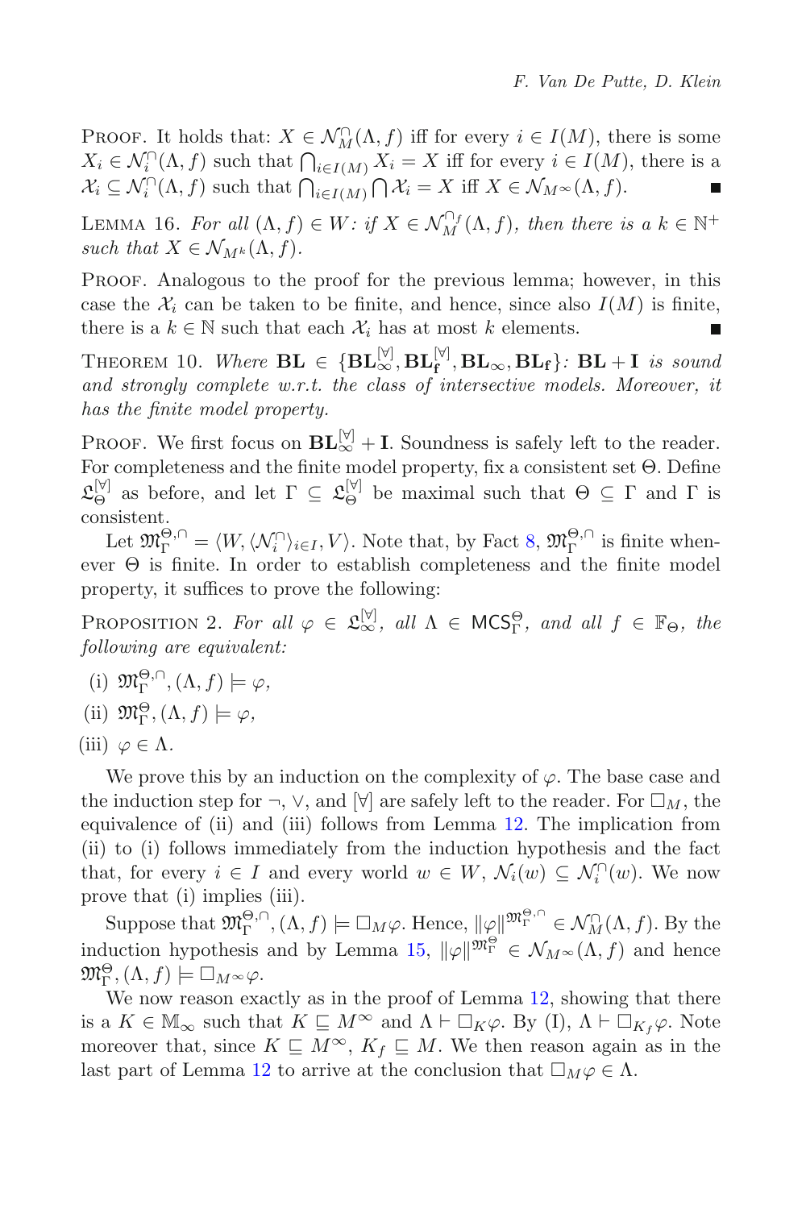Proof. It holds that: $X \in \mathcal{N}_M^{\cap}(\Lambda, f)$ iff for every $i \in I(M)$, there is some $X_i \in \mathcal{N}_i^{\cap}(\Lambda, f)$ such that $\bigcap_{i \in I(M)} X_i = X$ iff for every $i \in I(M)$, there is a $\mathcal{X}_i \subseteq \mathcal{N}_i^{\cap}(\Lambda, f)$ such that $\bigcap_{i \in I(M)} \bigcap \mathcal{X}_i = X$ iff $X \in \mathcal{N}_{M^\infty}(\Lambda, f)$. ■

Lemma 16. *For all* $(\Lambda, f) \in W$*: if* $X \in \mathcal{N}_M^{\cap_f}(\Lambda, f)$*, then there is a* $k \in \mathbb{N}^+$ *such that* $X \in \mathcal{N}_{M^k}(\Lambda, f)$*.*

Proof. Analogous to the proof for the previous lemma; however, in this case the $\mathcal{X}_i$ can be taken to be finite, and hence, since also $I(M)$ is finite, there is a $k \in \mathbb{N}$ such that each $\mathcal{X}_i$ has at most $k$ elements. ■

Theorem 10. *Where* $\mathbf{BL} \in \{\mathbf{BL}_\infty^{[\forall]}, \mathbf{BL}_\mathbf{f}^{[\forall]}, \mathbf{BL}_\infty, \mathbf{BL}_\mathbf{f}\}$*:* $\mathbf{BL} + \mathbf{I}$ *is sound and strongly complete w.r.t. the class of intersective models. Moreover, it has the finite model property.*

Proof. We first focus on $\mathbf{BL}_\infty^{[\forall]} + \mathbf{I}$. Soundness is safely left to the reader. For completeness and the finite model property, fix a consistent set $\Theta$. Define $\mathfrak{L}_\Theta^{[\forall]}$ as before, and let $\Gamma \subseteq \mathfrak{L}_\Theta^{[\forall]}$ be maximal such that $\Theta \subseteq \Gamma$ and $\Gamma$ is consistent.

Let $\mathfrak{M}_\Gamma^{\Theta,\cap} = \langle W, \langle \mathcal{N}_i^{\cap} \rangle_{i \in I}, V \rangle$. Note that, by Fact 8, $\mathfrak{M}_\Gamma^{\Theta,\cap}$ is finite whenever $\Theta$ is finite. In order to establish completeness and the finite model property, it suffices to prove the following:

Proposition 2. *For all* $\varphi \in \mathfrak{L}_\infty^{[\forall]}$*, all* $\Lambda \in \mathsf{MCS}_\Gamma^\Theta$*, and all* $f \in \mathbb{F}_\Theta$*, the following are equivalent:*

(i) $\mathfrak{M}_\Gamma^{\Theta,\cap}, (\Lambda, f) \models \varphi$,

(ii) $\mathfrak{M}_\Gamma^{\Theta}, (\Lambda, f) \models \varphi$,

(iii) $\varphi \in \Lambda$.

We prove this by an induction on the complexity of $\varphi$. The base case and the induction step for $\neg$, $\vee$, and $[\forall]$ are safely left to the reader. For $\Box_M$, the equivalence of (ii) and (iii) follows from Lemma 12. The implication from (ii) to (i) follows immediately from the induction hypothesis and the fact that, for every $i \in I$ and every world $w \in W$, $\mathcal{N}_i(w) \subseteq \mathcal{N}_i^{\cap}(w)$. We now prove that (i) implies (iii).

Suppose that $\mathfrak{M}_\Gamma^{\Theta,\cap}, (\Lambda, f) \models \Box_M \varphi$. Hence, $\|\varphi\|^{\mathfrak{M}_\Gamma^{\Theta,\cap}} \in \mathcal{N}_M^{\cap}(\Lambda, f)$. By the induction hypothesis and by Lemma 15, $\|\varphi\|^{\mathfrak{M}_\Gamma^{\Theta}} \in \mathcal{N}_{M^\infty}(\Lambda, f)$ and hence $\mathfrak{M}_\Gamma^{\Theta}, (\Lambda, f) \models \Box_{M^\infty} \varphi$.

We now reason exactly as in the proof of Lemma 12, showing that there is a $K \in \mathbb{M}_\infty$ such that $K \sqsubseteq M^\infty$ and $\Lambda \vdash \Box_K \varphi$. By (I), $\Lambda \vdash \Box_{K_f} \varphi$. Note moreover that, since $K \sqsubseteq M^\infty$, $K_f \sqsubseteq M$. We then reason again as in the last part of Lemma 12 to arrive at the conclusion that $\Box_M \varphi \in \Lambda$.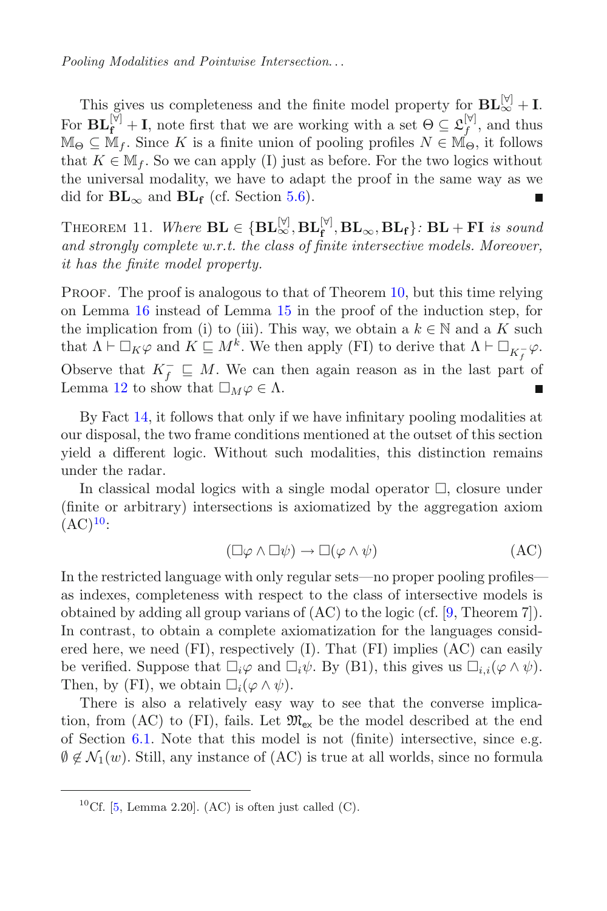This gives us completeness and the finite model property for $\mathbf{BL}_{\infty}^{[\forall]} + \mathbf{I}$. For $\mathbf{BL}_{\mathbf{f}}^{[\forall]} + \mathbf{I}$, note first that we are working with a set $\Theta \subseteq \mathfrak{L}_f^{[\forall]}$, and thus $\mathbb{M}_{\Theta} \subseteq \mathbb{M}_f$. Since $K$ is a finite union of pooling profiles $N \in \mathbb{M}_{\Theta}$, it follows that $K \in \mathbb{M}_f$. So we can apply (I) just as before. For the two logics without the universal modality, we have to adapt the proof in the same way as we did for $\mathbf{BL}_{\infty}$ and $\mathbf{BL}_{\mathbf{f}}$ (cf. Section 5.6). ∎

Theorem 11. *Where* $\mathbf{BL} \in \{\mathbf{BL}_{\infty}^{[\forall]}, \mathbf{BL}_{\mathbf{f}}^{[\forall]}, \mathbf{BL}_{\infty}, \mathbf{BL}_{\mathbf{f}}\}$*:* $\mathbf{BL} + \mathbf{FI}$ *is sound and strongly complete w.r.t. the class of finite intersective models. Moreover, it has the finite model property.*

Proof. The proof is analogous to that of Theorem 10, but this time relying on Lemma 16 instead of Lemma 15 in the proof of the induction step, for the implication from (i) to (iii). This way, we obtain a $k \in \mathbb{N}$ and a $K$ such that $\Lambda \vdash \Box_K \varphi$ and $K \sqsubseteq M^k$. We then apply (FI) to derive that $\Lambda \vdash \Box_{K_f^-} \varphi$. Observe that $K_f^- \sqsubseteq M$. We can then again reason as in the last part of Lemma 12 to show that $\Box_M \varphi \in \Lambda$. ∎

By Fact 14, it follows that only if we have infinitary pooling modalities at our disposal, the two frame conditions mentioned at the outset of this section yield a different logic. Without such modalities, this distinction remains under the radar.

In classical modal logics with a single modal operator $\Box$, closure under (finite or arbitrary) intersections is axiomatized by the aggregation axiom (AC)[10]:

$$(\Box\varphi \wedge \Box\psi) \rightarrow \Box(\varphi \wedge \psi) \tag{AC}$$

In the restricted language with only regular sets—no proper pooling profiles—as indexes, completeness with respect to the class of intersective models is obtained by adding all group varians of (AC) to the logic (cf. [9, Theorem 7]). In contrast, to obtain a complete axiomatization for the languages considered here, we need (FI), respectively (I). That (FI) implies (AC) can easily be verified. Suppose that $\Box_i \varphi$ and $\Box_i \psi$. By (B1), this gives us $\Box_{i,i}(\varphi \wedge \psi)$. Then, by (FI), we obtain $\Box_i(\varphi \wedge \psi)$.

There is also a relatively easy way to see that the converse implication, from (AC) to (FI), fails. Let $\mathfrak{M}_{\mathsf{ex}}$ be the model described at the end of Section 6.1. Note that this model is not (finite) intersective, since e.g. $\emptyset \notin \mathcal{N}_1(w)$. Still, any instance of (AC) is true at all worlds, since no formula

[10] Cf. [5, Lemma 2.20]. (AC) is often just called (C).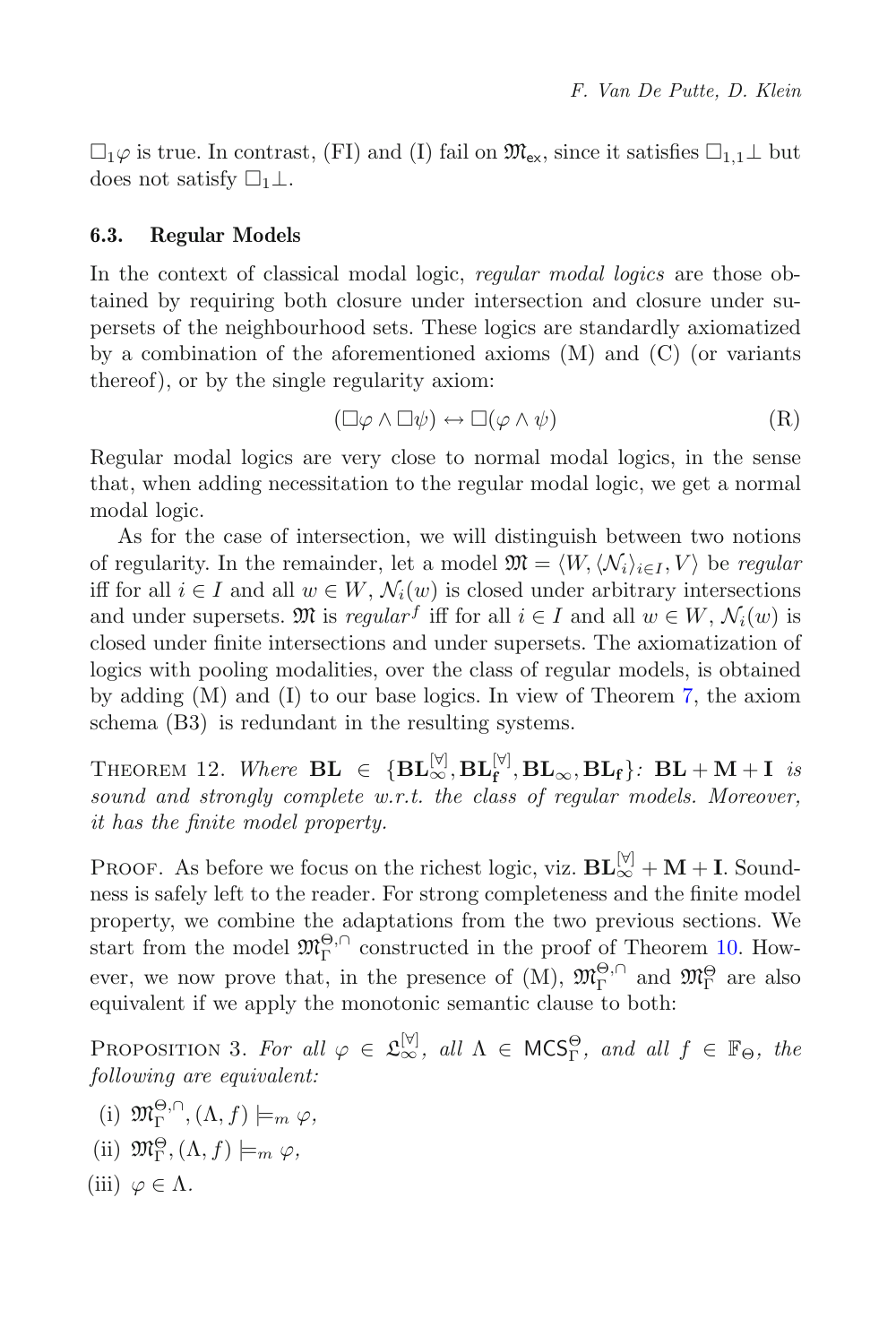$\Box_1\varphi$ is true. In contrast, (FI) and (I) fail on $\mathfrak{M}_{\mathsf{ex}}$, since it satisfies $\Box_{1,1}\bot$ but does not satisfy $\Box_1\bot$.

### 6.3. Regular Models

In the context of classical modal logic, *regular modal logics* are those obtained by requiring both closure under intersection and closure under supersets of the neighbourhood sets. These logics are standardly axiomatized by a combination of the aforementioned axioms (M) and (C) (or variants thereof), or by the single regularity axiom:

$$(\Box\varphi \wedge \Box\psi) \leftrightarrow \Box(\varphi \wedge \psi) \tag{R}$$

Regular modal logics are very close to normal modal logics, in the sense that, when adding necessitation to the regular modal logic, we get a normal modal logic.

As for the case of intersection, we will distinguish between two notions of regularity. In the remainder, let a model $\mathfrak{M} = \langle W, \langle \mathcal{N}_i \rangle_{i \in I}, V \rangle$ be *regular* iff for all $i \in I$ and all $w \in W$, $\mathcal{N}_i(w)$ is closed under arbitrary intersections and under supersets. $\mathfrak{M}$ is *regular*$^f$ iff for all $i \in I$ and all $w \in W$, $\mathcal{N}_i(w)$ is closed under finite intersections and under supersets. The axiomatization of logics with pooling modalities, over the class of regular models, is obtained by adding (M) and (I) to our base logics. In view of Theorem 7, the axiom schema (B3) is redundant in the resulting systems.

THEOREM 12. *Where* $\mathbf{BL} \in \{\mathbf{BL}_\infty^{[\forall]}, \mathbf{BL}_\mathbf{f}^{[\forall]}, \mathbf{BL}_\infty, \mathbf{BL}_\mathbf{f}\}$*:* $\mathbf{BL} + \mathbf{M} + \mathbf{I}$ *is sound and strongly complete w.r.t. the class of regular models. Moreover, it has the finite model property.*

PROOF. As before we focus on the richest logic, viz. $\mathbf{BL}_\infty^{[\forall]} + \mathbf{M} + \mathbf{I}$. Soundness is safely left to the reader. For strong completeness and the finite model property, we combine the adaptations from the two previous sections. We start from the model $\mathfrak{M}_\Gamma^{\Theta,\cap}$ constructed in the proof of Theorem 10. However, we now prove that, in the presence of (M), $\mathfrak{M}_\Gamma^{\Theta,\cap}$ and $\mathfrak{M}_\Gamma^{\Theta}$ are also equivalent if we apply the monotonic semantic clause to both:

PROPOSITION 3. *For all* $\varphi \in \mathfrak{L}_\infty^{[\forall]}$*, all* $\Lambda \in \mathsf{MCS}_\Gamma^\Theta$*, and all* $f \in \mathbb{F}_\Theta$*, the following are equivalent:*

(i) $\mathfrak{M}_\Gamma^{\Theta,\cap}, (\Lambda, f) \models_m \varphi$,

(ii) $\mathfrak{M}_\Gamma^{\Theta}, (\Lambda, f) \models_m \varphi$,

(iii) $\varphi \in \Lambda$.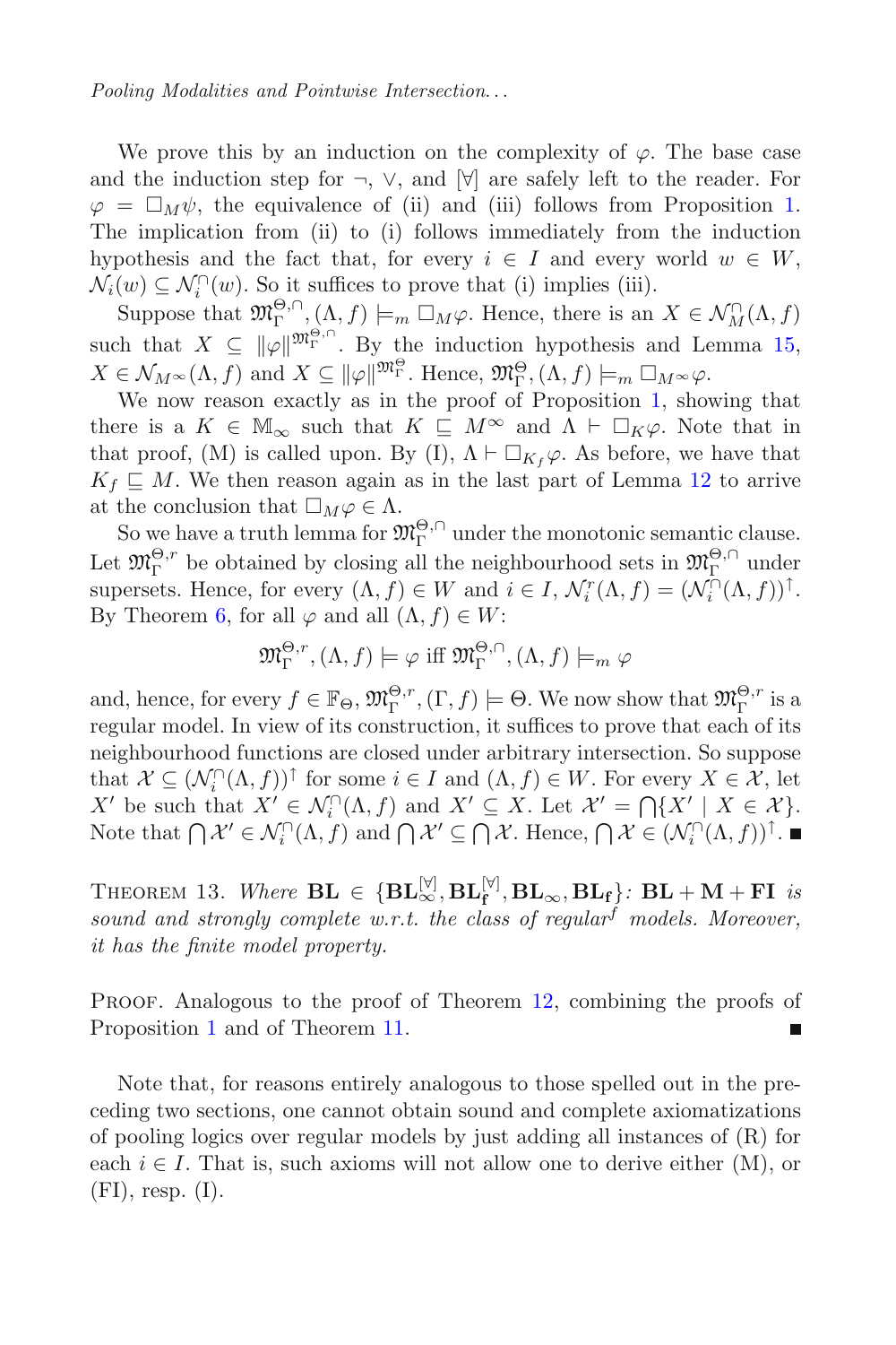We prove this by an induction on the complexity of $\varphi$. The base case and the induction step for $\neg$, $\vee$, and $[\forall]$ are safely left to the reader. For $\varphi = \Box_M\psi$, the equivalence of (ii) and (iii) follows from Proposition 1. The implication from (ii) to (i) follows immediately from the induction hypothesis and the fact that, for every $i \in I$ and every world $w \in W$, $\mathcal{N}_i(w) \subseteq \mathcal{N}_i^{\cap}(w)$. So it suffices to prove that (i) implies (iii).

Suppose that $\mathfrak{M}_\Gamma^{\Theta,\cap}, (\Lambda, f) \models_m \Box_M\varphi$. Hence, there is an $X \in \mathcal{N}_M^{\cap}(\Lambda, f)$ such that $X \subseteq \|\varphi\|^{\mathfrak{M}_\Gamma^{\Theta,\cap}}$. By the induction hypothesis and Lemma 15, $X \in \mathcal{N}_{M^\infty}(\Lambda, f)$ and $X \subseteq \|\varphi\|^{\mathfrak{M}_\Gamma^{\Theta}}$. Hence, $\mathfrak{M}_\Gamma^{\Theta}, (\Lambda, f) \models_m \Box_{M^\infty}\varphi$.

We now reason exactly as in the proof of Proposition 1, showing that there is a $K \in \mathbb{M}_\infty$ such that $K \sqsubseteq M^\infty$ and $\Lambda \vdash \Box_K\varphi$. Note that in that proof, (M) is called upon. By (I), $\Lambda \vdash \Box_{K_f}\varphi$. As before, we have that $K_f \sqsubseteq M$. We then reason again as in the last part of Lemma 12 to arrive at the conclusion that $\Box_M\varphi \in \Lambda$.

So we have a truth lemma for $\mathfrak{M}_\Gamma^{\Theta,\cap}$ under the monotonic semantic clause. Let $\mathfrak{M}_\Gamma^{\Theta,r}$ be obtained by closing all the neighbourhood sets in $\mathfrak{M}_\Gamma^{\Theta,\cap}$ under supersets. Hence, for every $(\Lambda, f) \in W$ and $i \in I$, $\mathcal{N}_i^r(\Lambda, f) = (\mathcal{N}_i^{\cap}(\Lambda, f))^{\uparrow}$. By Theorem 6, for all $\varphi$ and all $(\Lambda, f) \in W$:

$$\mathfrak{M}_\Gamma^{\Theta,r}, (\Lambda, f) \models \varphi \text{ iff } \mathfrak{M}_\Gamma^{\Theta,\cap}, (\Lambda, f) \models_m \varphi$$

and, hence, for every $f \in \mathbb{F}_\Theta$, $\mathfrak{M}_\Gamma^{\Theta,r}, (\Gamma, f) \models \Theta$. We now show that $\mathfrak{M}_\Gamma^{\Theta,r}$ is a regular model. In view of its construction, it suffices to prove that each of its neighbourhood functions are closed under arbitrary intersection. So suppose that $\mathcal{X} \subseteq (\mathcal{N}_i^{\cap}(\Lambda, f))^{\uparrow}$ for some $i \in I$ and $(\Lambda, f) \in W$. For every $X \in \mathcal{X}$, let $X'$ be such that $X' \in \mathcal{N}_i^{\cap}(\Lambda, f)$ and $X' \subseteq X$. Let $\mathcal{X}' = \bigcap\{X' \mid X \in \mathcal{X}\}$. Note that $\bigcap \mathcal{X}' \in \mathcal{N}_i^{\cap}(\Lambda, f)$ and $\bigcap \mathcal{X}' \subseteq \bigcap \mathcal{X}$. Hence, $\bigcap \mathcal{X} \in (\mathcal{N}_i^{\cap}(\Lambda, f))^{\uparrow}$. ∎

Theorem 13. *Where* $\mathbf{BL} \in \{\mathbf{BL}_\infty^{[\forall]}, \mathbf{BL}_\mathbf{f}^{[\forall]}, \mathbf{BL}_\infty, \mathbf{BL}_\mathbf{f}\}$*:* $\mathbf{BL} + \mathbf{M} + \mathbf{FI}$ *is sound and strongly complete w.r.t. the class of regular*$^f$ *models. Moreover, it has the finite model property.*

Proof. Analogous to the proof of Theorem 12, combining the proofs of Proposition 1 and of Theorem 11. ∎

Note that, for reasons entirely analogous to those spelled out in the preceding two sections, one cannot obtain sound and complete axiomatizations of pooling logics over regular models by just adding all instances of (R) for each $i \in I$. That is, such axioms will not allow one to derive either (M), or (FI), resp. (I).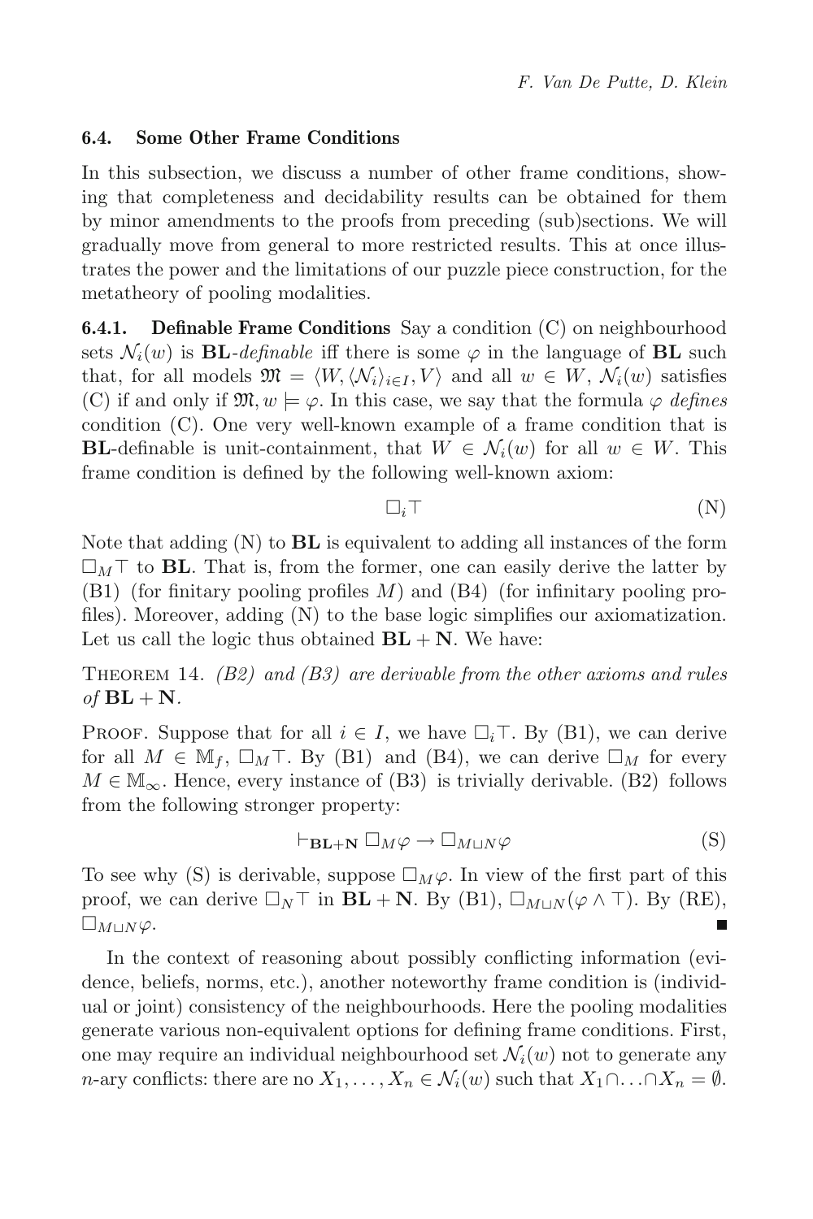### 6.4. Some Other Frame Conditions

In this subsection, we discuss a number of other frame conditions, showing that completeness and decidability results can be obtained for them by minor amendments to the proofs from preceding (sub)sections. We will gradually move from general to more restricted results. This at once illustrates the power and the limitations of our puzzle piece construction, for the metatheory of pooling modalities.

**6.4.1. Definable Frame Conditions** Say a condition (C) on neighbourhood sets $\mathcal{N}_i(w)$ is **BL**-*definable* iff there is some $\varphi$ in the language of **BL** such that, for all models $\mathfrak{M} = \langle W, \langle \mathcal{N}_i \rangle_{i \in I}, V \rangle$ and all $w \in W$, $\mathcal{N}_i(w)$ satisfies (C) if and only if $\mathfrak{M}, w \models \varphi$. In this case, we say that the formula $\varphi$ *defines* condition (C). One very well-known example of a frame condition that is **BL**-definable is unit-containment, that $W \in \mathcal{N}_i(w)$ for all $w \in W$. This frame condition is defined by the following well-known axiom:

$$\Box_i \top \tag{N}$$

Note that adding (N) to **BL** is equivalent to adding all instances of the form $\Box_M \top$ to **BL**. That is, from the former, one can easily derive the latter by (B1) (for finitary pooling profiles $M$) and (B4) (for infinitary pooling profiles). Moreover, adding (N) to the base logic simplifies our axiomatization. Let us call the logic thus obtained **BL + N**. We have:

Theorem 14. *(B2) and (B3) are derivable from the other axioms and rules of* **BL + N**.

Proof. Suppose that for all $i \in I$, we have $\Box_i \top$. By (B1), we can derive for all $M \in \mathbb{M}_f$, $\Box_M \top$. By (B1) and (B4), we can derive $\Box_M$ for every $M \in \mathbb{M}_\infty$. Hence, every instance of (B3) is trivially derivable. (B2) follows from the following stronger property:

$$\vdash_{\mathbf{BL+N}} \Box_M \varphi \rightarrow \Box_{M \sqcup N} \varphi \tag{S}$$

To see why (S) is derivable, suppose $\Box_M \varphi$. In view of the first part of this proof, we can derive $\Box_N \top$ in **BL + N**. By (B1), $\Box_{M \sqcup N}(\varphi \wedge \top)$. By (RE), $\Box_{M \sqcup N} \varphi$. ∎

In the context of reasoning about possibly conflicting information (evidence, beliefs, norms, etc.), another noteworthy frame condition is (individual or joint) consistency of the neighbourhoods. Here the pooling modalities generate various non-equivalent options for defining frame conditions. First, one may require an individual neighbourhood set $\mathcal{N}_i(w)$ not to generate any $n$-ary conflicts: there are no $X_1, \ldots, X_n \in \mathcal{N}_i(w)$ such that $X_1 \cap \ldots \cap X_n = \emptyset$.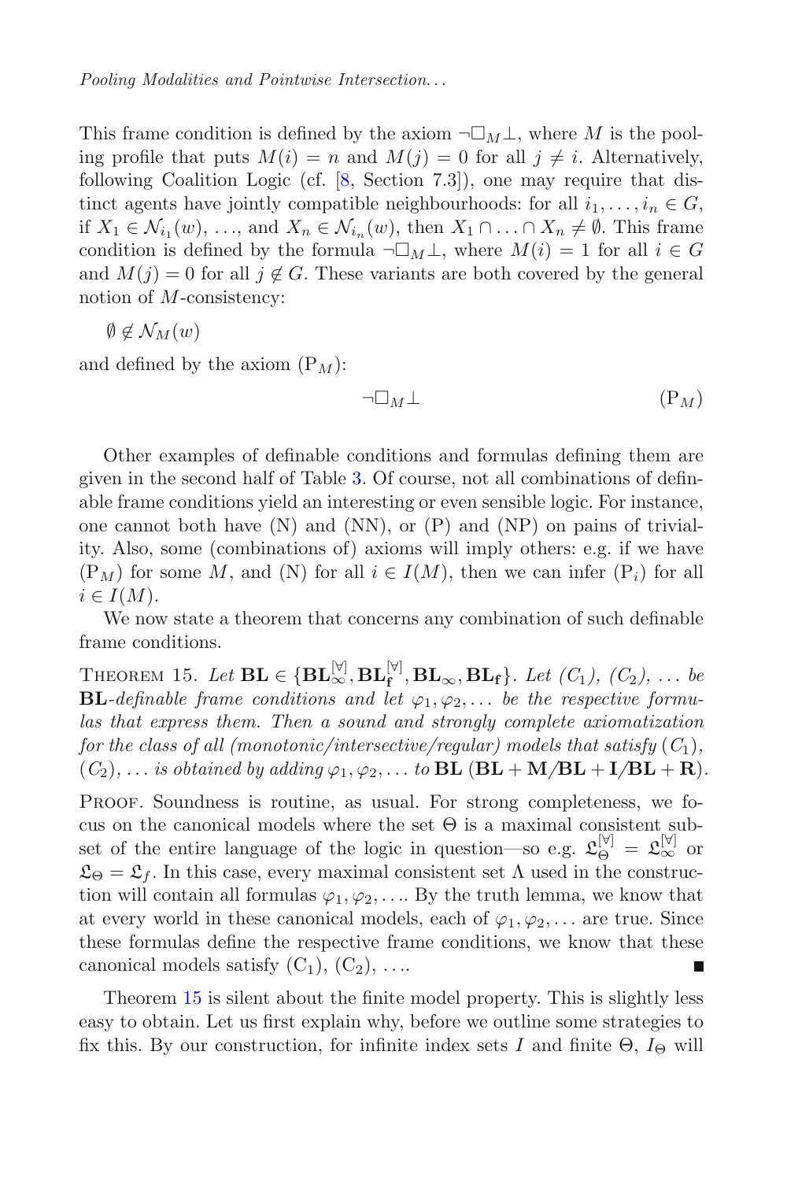This frame condition is defined by the axiom $\neg\Box_M\bot$, where $M$ is the pooling profile that puts $M(i) = n$ and $M(j) = 0$ for all $j \neq i$. Alternatively, following Coalition Logic (cf. [8, Section 7.3]), one may require that distinct agents have jointly compatible neighbourhoods: for all $i_1, \ldots, i_n \in G$, if $X_1 \in \mathcal{N}_{i_1}(w)$, ..., and $X_n \in \mathcal{N}_{i_n}(w)$, then $X_1 \cap \ldots \cap X_n \neq \emptyset$. This frame condition is defined by the formula $\neg\Box_M\bot$, where $M(i) = 1$ for all $i \in G$ and $M(j) = 0$ for all $j \notin G$. These variants are both covered by the general notion of $M$-consistency:

$\emptyset \notin \mathcal{N}_M(w)$

and defined by the axiom ($\mathrm{P}_M$):

$$\neg\Box_M\bot \qquad (\mathrm{P}_M)$$

Other examples of definable conditions and formulas defining them are given in the second half of Table 3. Of course, not all combinations of definable frame conditions yield an interesting or even sensible logic. For instance, one cannot both have (N) and (NN), or (P) and (NP) on pains of triviality. Also, some (combinations of) axioms will imply others: e.g. if we have ($\mathrm{P}_M$) for some $M$, and (N) for all $i \in I(M)$, then we can infer ($\mathrm{P}_i$) for all $i \in I(M)$.

We now state a theorem that concerns any combination of such definable frame conditions.

Theorem 15. *Let* $\mathbf{BL} \in \{\mathbf{BL}_\infty^{[\forall]}, \mathbf{BL}_\mathbf{f}^{[\forall]}, \mathbf{BL}_\infty, \mathbf{BL}_\mathbf{f}\}$. *Let* ($C_1$), ($C_2$), ... *be* $\mathbf{BL}$*-definable frame conditions and let* $\varphi_1, \varphi_2, \ldots$ *be the respective formulas that express them. Then a sound and strongly complete axiomatization for the class of all (monotonic/intersective/regular) models that satisfy* ($C_1$), ($C_2$), ... *is obtained by adding* $\varphi_1, \varphi_2, \ldots$ *to* $\mathbf{BL}$ ($\mathbf{BL} + \mathbf{M}$/$\mathbf{BL} + \mathbf{I}$/$\mathbf{BL} + \mathbf{R}$).

Proof. Soundness is routine, as usual. For strong completeness, we focus on the canonical models where the set $\Theta$ is a maximal consistent subset of the entire language of the logic in question—so e.g. $\mathfrak{L}_\Theta^{[\forall]} = \mathfrak{L}_\infty^{[\forall]}$ or $\mathfrak{L}_\Theta = \mathfrak{L}_f$. In this case, every maximal consistent set $\Lambda$ used in the construction will contain all formulas $\varphi_1, \varphi_2, \ldots$. By the truth lemma, we know that at every world in these canonical models, each of $\varphi_1, \varphi_2, \ldots$ are true. Since these formulas define the respective frame conditions, we know that these canonical models satisfy ($\mathrm{C}_1$), ($\mathrm{C}_2$), .... ∎

Theorem 15 is silent about the finite model property. This is slightly less easy to obtain. Let us first explain why, before we outline some strategies to fix this. By our construction, for infinite index sets $I$ and finite $\Theta$, $I_\Theta$ will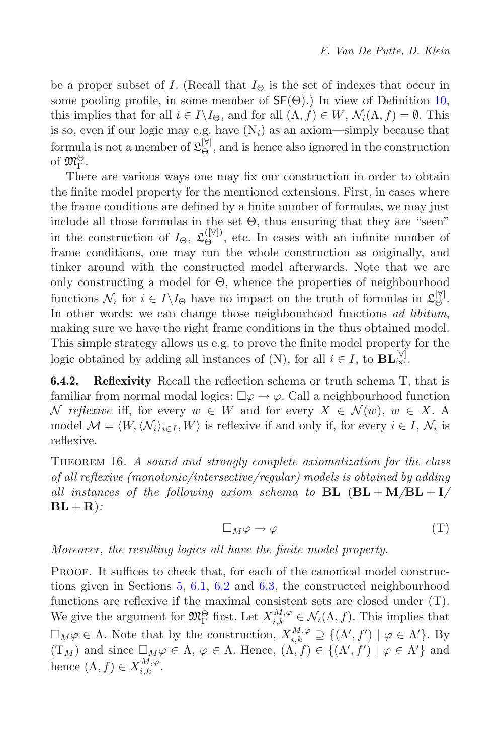be a proper subset of $I$. (Recall that $I_\Theta$ is the set of indexes that occur in some pooling profile, in some member of $\mathsf{SF}(\Theta)$.) In view of Definition 10, this implies that for all $i \in I \backslash I_\Theta$, and for all $(\Lambda, f) \in W$, $\mathcal{N}_i(\Lambda, f) = \emptyset$. This is so, even if our logic may e.g. have $(\mathrm{N}_i)$ as an axiom—simply because that formula is not a member of $\mathfrak{L}_\Theta^{[\forall]}$, and is hence also ignored in the construction of $\mathfrak{M}_\Gamma^\Theta$.

There are various ways one may fix our construction in order to obtain the finite model property for the mentioned extensions. First, in cases where the frame conditions are defined by a finite number of formulas, we may just include all those formulas in the set $\Theta$, thus ensuring that they are "seen" in the construction of $I_\Theta$, $\mathfrak{L}_\Theta^{([\forall])}$, etc. In cases with an infinite number of frame conditions, one may run the whole construction as originally, and tinker around with the constructed model afterwards. Note that we are only constructing a model for $\Theta$, whence the properties of neighbourhood functions $\mathcal{N}_i$ for $i \in I \backslash I_\Theta$ have no impact on the truth of formulas in $\mathfrak{L}_\Theta^{[\forall]}$. In other words: we can change those neighbourhood functions *ad libitum*, making sure we have the right frame conditions in the thus obtained model. This simple strategy allows us e.g. to prove the finite model property for the logic obtained by adding all instances of (N), for all $i \in I$, to $\mathbf{BL}_\infty^{[\forall]}$.

**6.4.2. Reflexivity** Recall the reflection schema or truth schema T, that is familiar from normal modal logics: $\Box\varphi \to \varphi$. Call a neighbourhood function $\mathcal{N}$ *reflexive* iff, for every $w \in W$ and for every $X \in \mathcal{N}(w)$, $w \in X$. A model $\mathcal{M} = \langle W, \langle \mathcal{N}_i \rangle_{i \in I}, W \rangle$ is reflexive if and only if, for every $i \in I$, $\mathcal{N}_i$ is reflexive.

THEOREM 16. *A sound and strongly complete axiomatization for the class of all reflexive (monotonic/intersective/regular) models is obtained by adding all instances of the following axiom schema to* $\mathbf{BL}$ $(\mathbf{BL} + \mathbf{M}/\mathbf{BL} + \mathbf{I}/\mathbf{BL} + \mathbf{R})$*:*

$$\Box_M \varphi \to \varphi \tag{T}$$

*Moreover, the resulting logics all have the finite model property.*

PROOF. It suffices to check that, for each of the canonical model constructions given in Sections 5, 6.1, 6.2 and 6.3, the constructed neighbourhood functions are reflexive if the maximal consistent sets are closed under (T). We give the argument for $\mathfrak{M}_\Gamma^\Theta$ first. Let $X_{i,k}^{M,\varphi} \in \mathcal{N}_i(\Lambda, f)$. This implies that $\Box_M \varphi \in \Lambda$. Note that by the construction, $X_{i,k}^{M,\varphi} \supseteq \{(\Lambda', f') \mid \varphi \in \Lambda'\}$. By $(\mathrm{T}_M)$ and since $\Box_M \varphi \in \Lambda$, $\varphi \in \Lambda$. Hence, $(\Lambda, f) \in \{(\Lambda', f') \mid \varphi \in \Lambda'\}$ and hence $(\Lambda, f) \in X_{i,k}^{M,\varphi}$.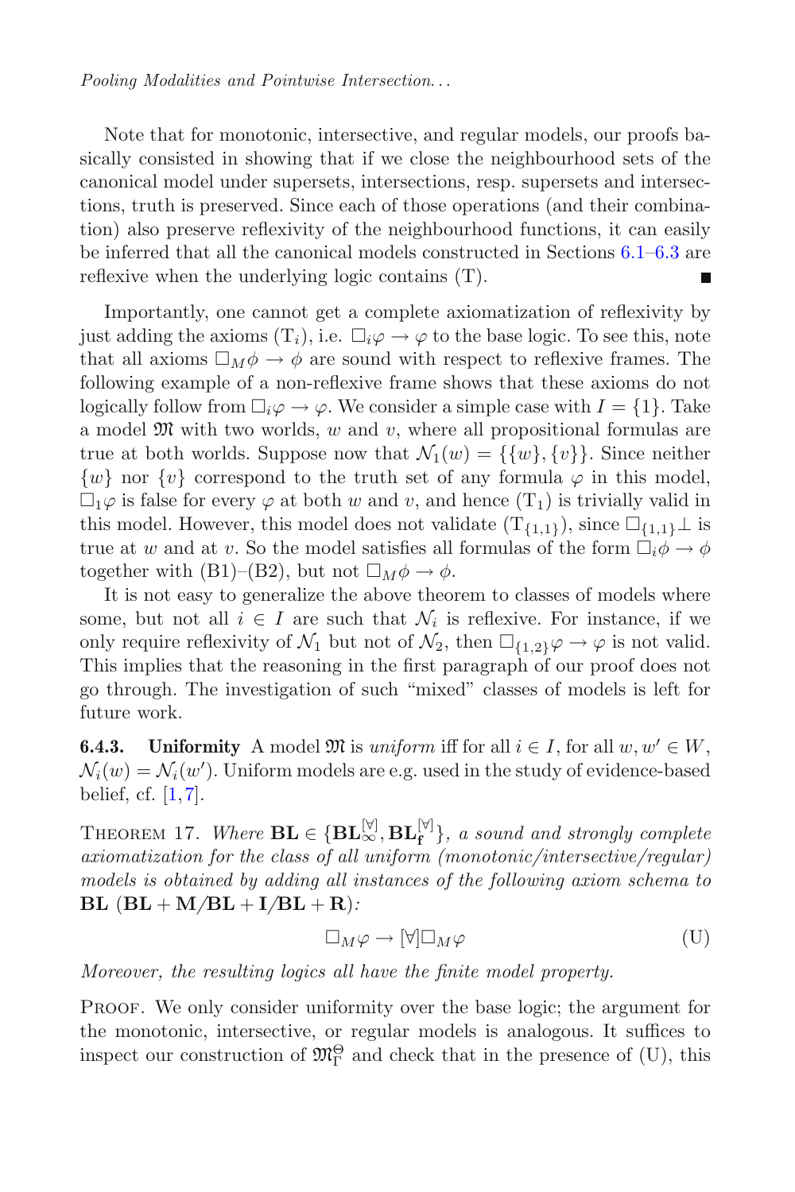Note that for monotonic, intersective, and regular models, our proofs basically consisted in showing that if we close the neighbourhood sets of the canonical model under supersets, intersections, resp. supersets and intersections, truth is preserved. Since each of those operations (and their combination) also preserve reflexivity of the neighbourhood functions, it can easily be inferred that all the canonical models constructed in Sections 6.1–6.3 are reflexive when the underlying logic contains (T). ■

Importantly, one cannot get a complete axiomatization of reflexivity by just adding the axioms ($T_i$), i.e. $\Box_i\varphi \to \varphi$ to the base logic. To see this, note that all axioms $\Box_M\phi \to \phi$ are sound with respect to reflexive frames. The following example of a non-reflexive frame shows that these axioms do not logically follow from $\Box_i\varphi \to \varphi$. We consider a simple case with $I = \{1\}$. Take a model $\mathfrak{M}$ with two worlds, $w$ and $v$, where all propositional formulas are true at both worlds. Suppose now that $\mathcal{N}_1(w) = \{\{w\}, \{v\}\}$. Since neither $\{w\}$ nor $\{v\}$ correspond to the truth set of any formula $\varphi$ in this model, $\Box_1\varphi$ is false for every $\varphi$ at both $w$ and $v$, and hence ($T_1$) is trivially valid in this model. However, this model does not validate ($T_{\{1,1\}}$), since $\Box_{\{1,1\}}\bot$ is true at $w$ and at $v$. So the model satisfies all formulas of the form $\Box_i\phi \to \phi$ together with (B1)–(B2), but not $\Box_M\phi \to \phi$.

It is not easy to generalize the above theorem to classes of models where some, but not all $i \in I$ are such that $\mathcal{N}_i$ is reflexive. For instance, if we only require reflexivity of $\mathcal{N}_1$ but not of $\mathcal{N}_2$, then $\Box_{\{1,2\}}\varphi \to \varphi$ is not valid. This implies that the reasoning in the first paragraph of our proof does not go through. The investigation of such "mixed" classes of models is left for future work.

**6.4.3. Uniformity** A model $\mathfrak{M}$ is *uniform* iff for all $i \in I$, for all $w, w' \in W$, $\mathcal{N}_i(w) = \mathcal{N}_i(w')$. Uniform models are e.g. used in the study of evidence-based belief, cf. [1,7].

Theorem 17. *Where* $\mathbf{BL} \in \{\mathbf{BL}_\infty^{[\forall]}, \mathbf{BL}_\mathbf{f}^{[\forall]}\}$*, a sound and strongly complete axiomatization for the class of all uniform (monotonic/intersective/regular) models is obtained by adding all instances of the following axiom schema to* $\mathbf{BL}$ ($\mathbf{BL} + \mathbf{M}$/$\mathbf{BL} + \mathbf{I}$/$\mathbf{BL} + \mathbf{R}$)*:*

$$\Box_M\varphi \to [\forall]\Box_M\varphi \tag{U}$$

*Moreover, the resulting logics all have the finite model property.*

Proof. We only consider uniformity over the base logic; the argument for the monotonic, intersective, or regular models is analogous. It suffices to inspect our construction of $\mathfrak{M}_\Gamma^\Theta$ and check that in the presence of (U), this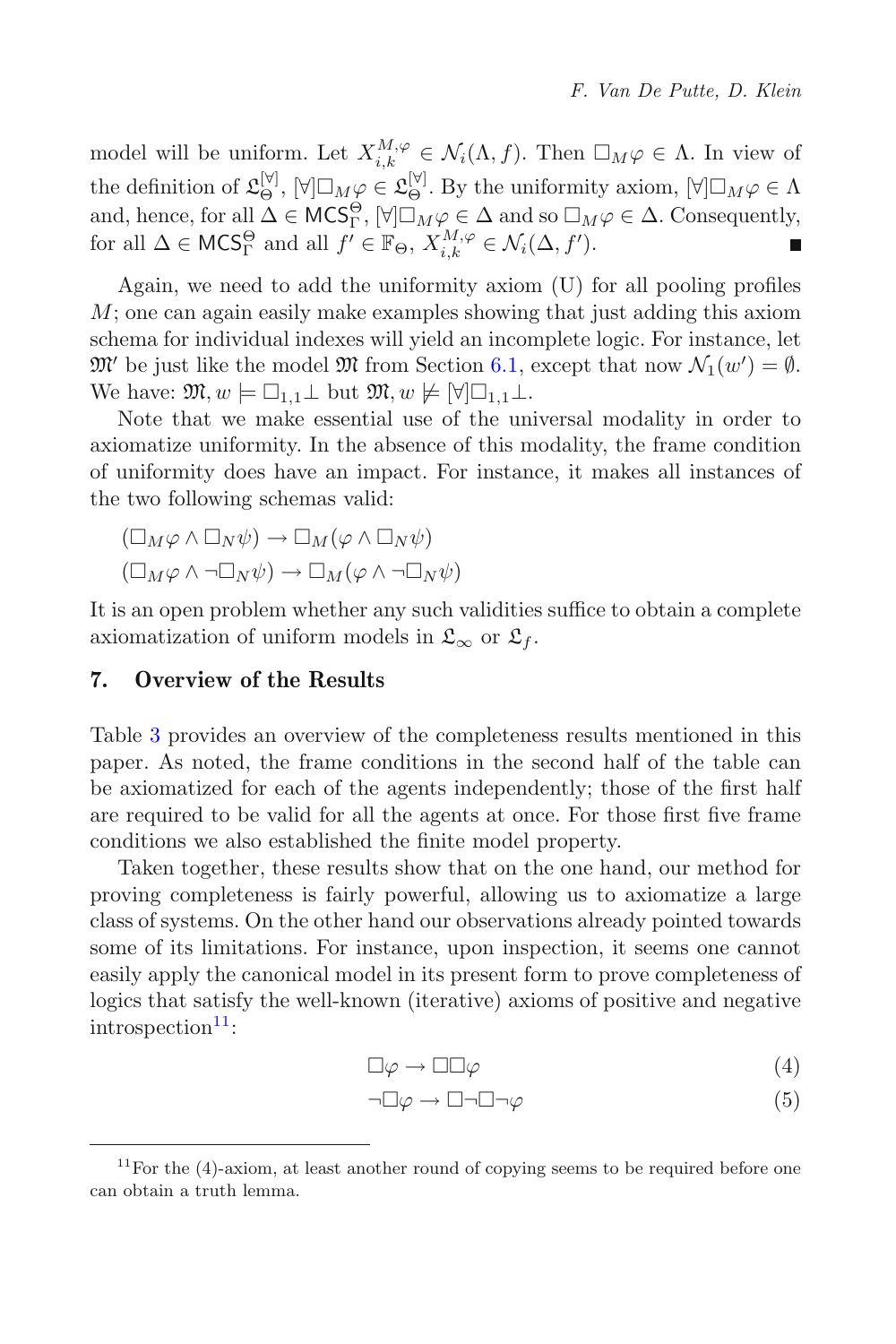model will be uniform. Let $X^{M,\varphi}_{i,k} \in \mathcal{N}_i(\Lambda, f)$. Then $\Box_M \varphi \in \Lambda$. In view of the definition of $\mathfrak{L}^{[\forall]}_{\Theta}$, $[\forall]\Box_M\varphi \in \mathfrak{L}^{[\forall]}_{\Theta}$. By the uniformity axiom, $[\forall]\Box_M\varphi \in \Lambda$ and, hence, for all $\Delta \in \mathsf{MCS}^{\Theta}_{\Gamma}$, $[\forall]\Box_M\varphi \in \Delta$ and so $\Box_M\varphi \in \Delta$. Consequently, for all $\Delta \in \mathsf{MCS}^{\Theta}_{\Gamma}$ and all $f' \in \mathbb{F}_{\Theta}$, $X^{M,\varphi}_{i,k} \in \mathcal{N}_i(\Delta, f')$. ∎

Again, we need to add the uniformity axiom (U) for all pooling profiles $M$; one can again easily make examples showing that just adding this axiom schema for individual indexes will yield an incomplete logic. For instance, let $\mathfrak{M}'$ be just like the model $\mathfrak{M}$ from Section 6.1, except that now $\mathcal{N}_1(w') = \emptyset$. We have: $\mathfrak{M}, w \models \Box_{1,1}\bot$ but $\mathfrak{M}, w \not\models [\forall]\Box_{1,1}\bot$.

Note that we make essential use of the universal modality in order to axiomatize uniformity. In the absence of this modality, the frame condition of uniformity does have an impact. For instance, it makes all instances of the two following schemas valid:

$$(\Box_M\varphi \wedge \Box_N\psi) \rightarrow \Box_M(\varphi \wedge \Box_N\psi)$$

$$(\Box_M\varphi \wedge \neg\Box_N\psi) \rightarrow \Box_M(\varphi \wedge \neg\Box_N\psi)$$

It is an open problem whether any such validities suffice to obtain a complete axiomatization of uniform models in $\mathfrak{L}_\infty$ or $\mathfrak{L}_f$.

## 7. Overview of the Results

Table 3 provides an overview of the completeness results mentioned in this paper. As noted, the frame conditions in the second half of the table can be axiomatized for each of the agents independently; those of the first half are required to be valid for all the agents at once. For those first five frame conditions we also established the finite model property.

Taken together, these results show that on the one hand, our method for proving completeness is fairly powerful, allowing us to axiomatize a large class of systems. On the other hand our observations already pointed towards some of its limitations. For instance, upon inspection, it seems one cannot easily apply the canonical model in its present form to prove completeness of logics that satisfy the well-known (iterative) axioms of positive and negative introspection[11]:

$$\Box\varphi \rightarrow \Box\Box\varphi \tag{4}$$

$$\neg\Box\varphi \rightarrow \Box\neg\Box\neg\varphi \tag{5}$$

[11] For the (4)-axiom, at least another round of copying seems to be required before one can obtain a truth lemma.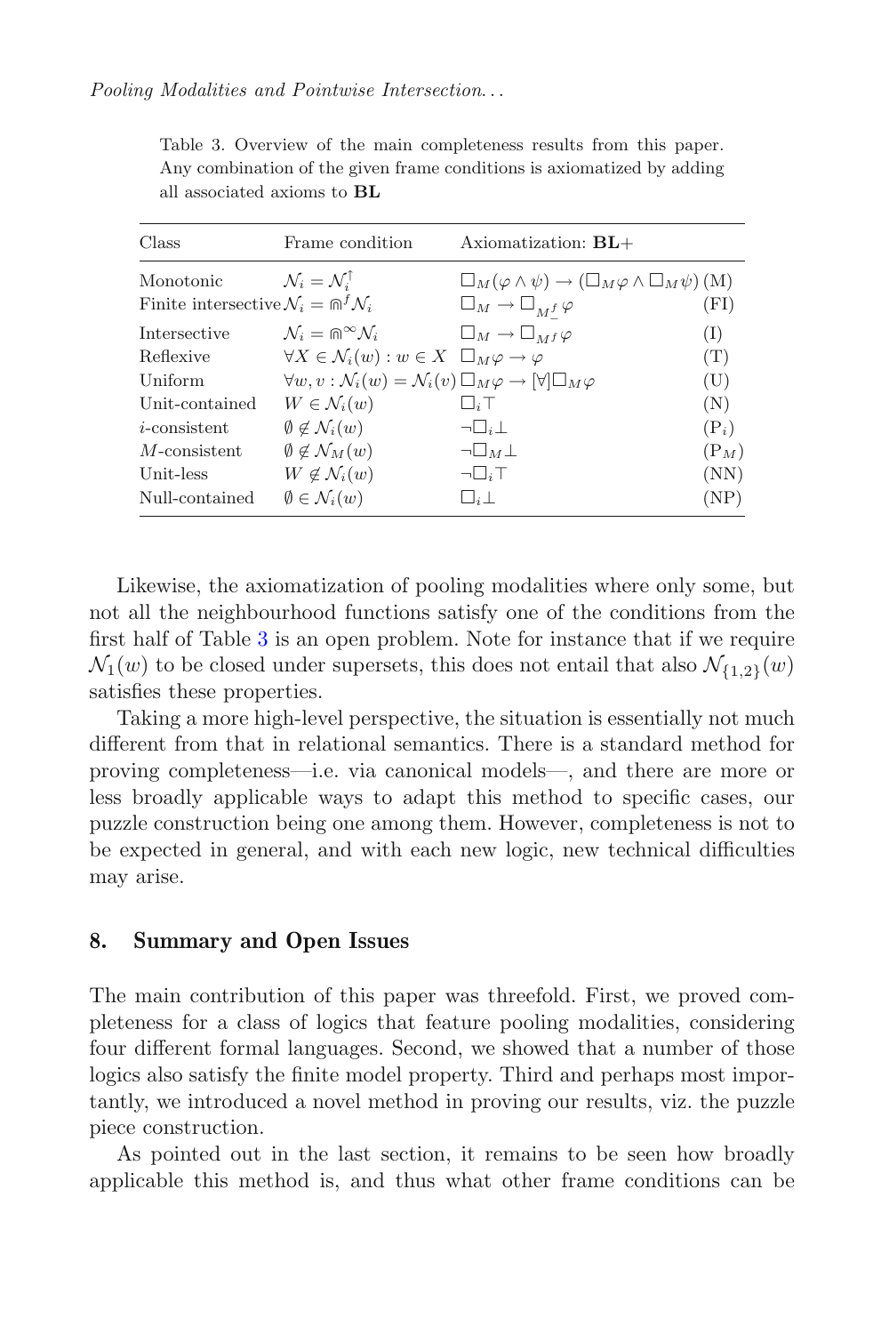Table 3. Overview of the main completeness results from this paper. Any combination of the given frame conditions is axiomatized by adding all associated axioms to **BL**

| Class | Frame condition | Axiomatization: **BL**+ | |
|---|---|---|---|
| Monotonic | $\mathcal{N}_i = \mathcal{N}_i^{\uparrow}$ | $\Box_M(\varphi \wedge \psi) \rightarrow (\Box_M \varphi \wedge \Box_M \psi)$ | (M) |
| Finite intersective | $\mathcal{N}_i = \Cap^f \mathcal{N}_i$ | $\Box_M \rightarrow \Box_{M_-^f} \varphi$ | (FI) |
| Intersective | $\mathcal{N}_i = \Cap^\infty \mathcal{N}_i$ | $\Box_M \rightarrow \Box_{M^f} \varphi$ | (I) |
| Reflexive | $\forall X \in \mathcal{N}_i(w) : w \in X$ | $\Box_M \varphi \rightarrow \varphi$ | (T) |
| Uniform | $\forall w, v : \mathcal{N}_i(w) = \mathcal{N}_i(v)$ | $\Box_M \varphi \rightarrow [\forall] \Box_M \varphi$ | (U) |
| Unit-contained | $W \in \mathcal{N}_i(w)$ | $\Box_i \top$ | (N) |
| $i$-consistent | $\emptyset \notin \mathcal{N}_i(w)$ | $\neg \Box_i \bot$ | ($\mathrm{P}_i$) |
| $M$-consistent | $\emptyset \notin \mathcal{N}_M(w)$ | $\neg \Box_M \bot$ | ($\mathrm{P}_M$) |
| Unit-less | $W \notin \mathcal{N}_i(w)$ | $\neg \Box_i \top$ | (NN) |
| Null-contained | $\emptyset \in \mathcal{N}_i(w)$ | $\Box_i \bot$ | (NP) |

Likewise, the axiomatization of pooling modalities where only some, but not all the neighbourhood functions satisfy one of the conditions from the first half of Table 3 is an open problem. Note for instance that if we require $\mathcal{N}_1(w)$ to be closed under supersets, this does not entail that also $\mathcal{N}_{\{1,2\}}(w)$ satisfies these properties.

Taking a more high-level perspective, the situation is essentially not much different from that in relational semantics. There is a standard method for proving completeness—i.e. via canonical models—, and there are more or less broadly applicable ways to adapt this method to specific cases, our puzzle construction being one among them. However, completeness is not to be expected in general, and with each new logic, new technical difficulties may arise.

## 8. Summary and Open Issues

The main contribution of this paper was threefold. First, we proved completeness for a class of logics that feature pooling modalities, considering four different formal languages. Second, we showed that a number of those logics also satisfy the finite model property. Third and perhaps most importantly, we introduced a novel method in proving our results, viz. the puzzle piece construction.

As pointed out in the last section, it remains to be seen how broadly applicable this method is, and thus what other frame conditions can be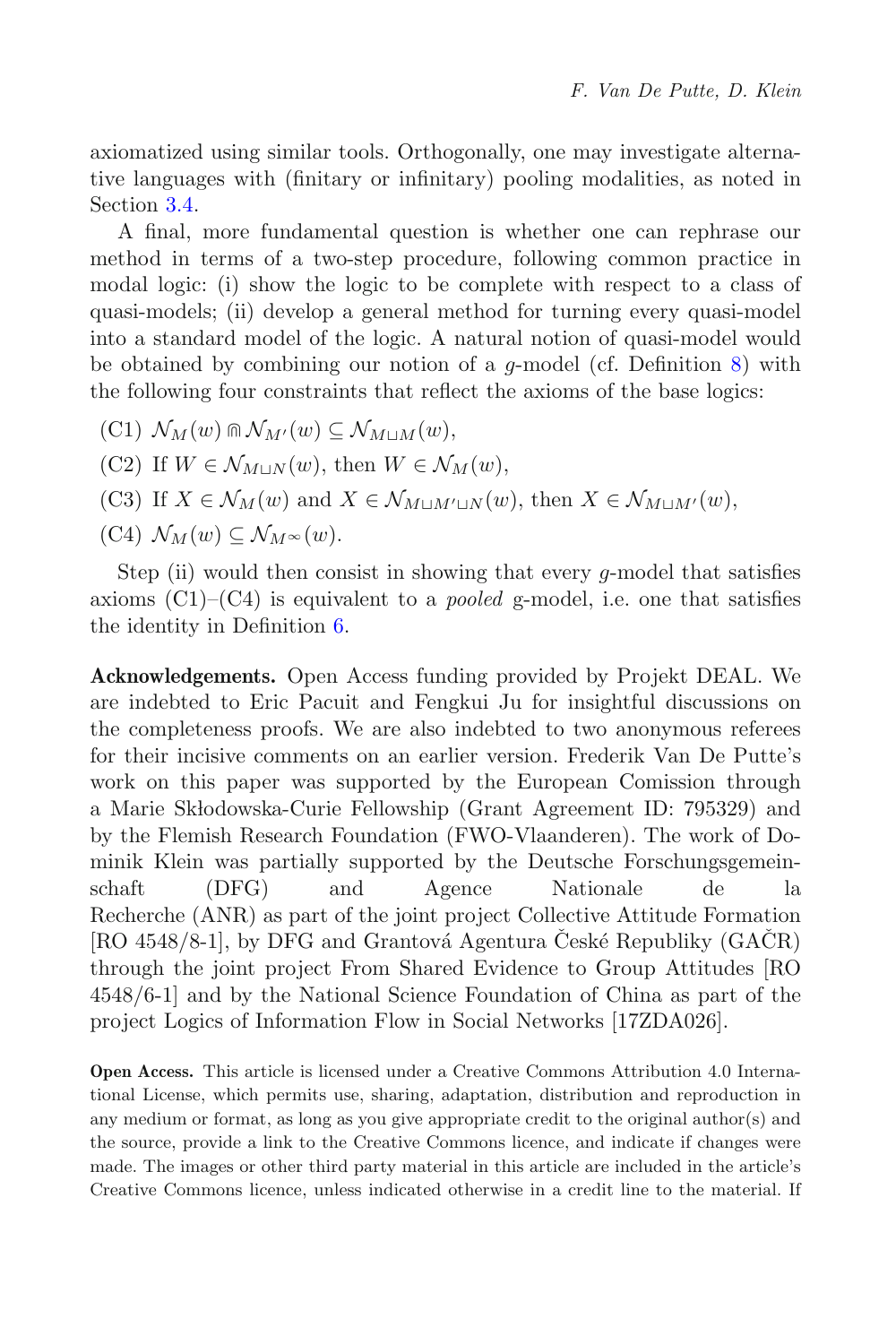axiomatized using similar tools. Orthogonally, one may investigate alternative languages with (finitary or infinitary) pooling modalities, as noted in Section 3.4.

A final, more fundamental question is whether one can rephrase our method in terms of a two-step procedure, following common practice in modal logic: (i) show the logic to be complete with respect to a class of quasi-models; (ii) develop a general method for turning every quasi-model into a standard model of the logic. A natural notion of quasi-model would be obtained by combining our notion of a $g$-model (cf. Definition 8) with the following four constraints that reflect the axioms of the base logics:

- (C1) $\mathcal{N}_M(w) \Cap \mathcal{N}_{M'}(w) \subseteq \mathcal{N}_{M \sqcup M}(w)$,
- (C2) If $W \in \mathcal{N}_{M \sqcup N}(w)$, then $W \in \mathcal{N}_M(w)$,
- (C3) If $X \in \mathcal{N}_M(w)$ and $X \in \mathcal{N}_{M \sqcup M' \sqcup N}(w)$, then $X \in \mathcal{N}_{M \sqcup M'}(w)$,
- (C4) $\mathcal{N}_M(w) \subseteq \mathcal{N}_{M^\infty}(w)$.

Step (ii) would then consist in showing that every $g$-model that satisfies axioms (C1)–(C4) is equivalent to a *pooled* g-model, i.e. one that satisfies the identity in Definition 6.

**Acknowledgements.** Open Access funding provided by Projekt DEAL. We are indebted to Eric Pacuit and Fengkui Ju for insightful discussions on the completeness proofs. We are also indebted to two anonymous referees for their incisive comments on an earlier version. Frederik Van De Putte's work on this paper was supported by the European Comission through a Marie Skłodowska-Curie Fellowship (Grant Agreement ID: 795329) and by the Flemish Research Foundation (FWO-Vlaanderen). The work of Dominik Klein was partially supported by the Deutsche Forschungsgemeinschaft (DFG) and Agence Nationale de la Recherche (ANR) as part of the joint project Collective Attitude Formation [RO 4548/8-1], by DFG and Grantová Agentura České Republiky (GAČR) through the joint project From Shared Evidence to Group Attitudes [RO 4548/6-1] and by the National Science Foundation of China as part of the project Logics of Information Flow in Social Networks [17ZDA026].

**Open Access.** This article is licensed under a Creative Commons Attribution 4.0 International License, which permits use, sharing, adaptation, distribution and reproduction in any medium or format, as long as you give appropriate credit to the original author(s) and the source, provide a link to the Creative Commons licence, and indicate if changes were made. The images or other third party material in this article are included in the article's Creative Commons licence, unless indicated otherwise in a credit line to the material. If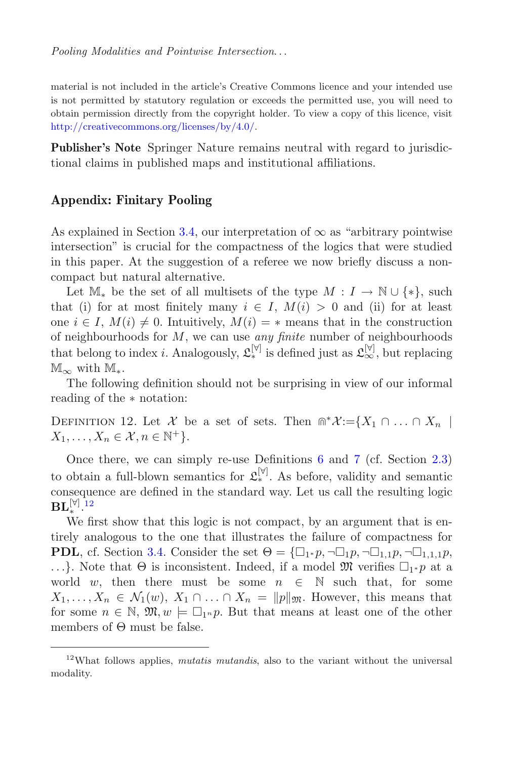material is not included in the article's Creative Commons licence and your intended use is not permitted by statutory regulation or exceeds the permitted use, you will need to obtain permission directly from the copyright holder. To view a copy of this licence, visit http://creativecommons.org/licenses/by/4.0/.

**Publisher's Note** Springer Nature remains neutral with regard to jurisdictional claims in published maps and institutional affiliations.

## Appendix: Finitary Pooling

As explained in Section 3.4, our interpretation of $\infty$ as "arbitrary pointwise intersection" is crucial for the compactness of the logics that were studied in this paper. At the suggestion of a referee we now briefly discuss a non-compact but natural alternative.

Let $\mathbb{M}_*$ be the set of all multisets of the type $M : I \rightarrow \mathbb{N} \cup \{*\}$, such that (i) for at most finitely many $i \in I$, $M(i) > 0$ and (ii) for at least one $i \in I$, $M(i) \neq 0$. Intuitively, $M(i) = *$ means that in the construction of neighbourhoods for $M$, we can use *any finite* number of neighbourhoods that belong to index $i$. Analogously, $\mathfrak{L}_*^{[\forall]}$ is defined just as $\mathfrak{L}_\infty^{[\forall]}$, but replacing $\mathbb{M}_\infty$ with $\mathbb{M}_*$.

The following definition should not be surprising in view of our informal reading of the $*$ notation:

Definition 12. Let $\mathcal{X}$ be a set of sets. Then $\Cap^* \mathcal{X} := \{X_1 \cap \ldots \cap X_n \mid X_1, \ldots, X_n \in \mathcal{X}, n \in \mathbb{N}^+\}$.

Once there, we can simply re-use Definitions 6 and 7 (cf. Section 2.3) to obtain a full-blown semantics for $\mathfrak{L}_*^{[\forall]}$. As before, validity and semantic consequence are defined in the standard way. Let us call the resulting logic $\mathbf{BL}_*^{[\forall]}$.[12]

We first show that this logic is not compact, by an argument that is entirely analogous to the one that illustrates the failure of compactness for **PDL**, cf. Section 3.4. Consider the set $\Theta = \{\Box_{1^*} p, \neg\Box_1 p, \neg\Box_{1,1} p, \neg\Box_{1,1,1} p, \ldots\}$. Note that $\Theta$ is inconsistent. Indeed, if a model $\mathfrak{M}$ verifies $\Box_{1^*} p$ at a world $w$, then there must be some $n \in \mathbb{N}$ such that, for some $X_1, \ldots, X_n \in \mathcal{N}_1(w)$, $X_1 \cap \ldots \cap X_n = \|p\|_{\mathfrak{M}}$. However, this means that for some $n \in \mathbb{N}$, $\mathfrak{M}, w \models \Box_{1^n} p$. But that means at least one of the other members of $\Theta$ must be false.

---

[12] What follows applies, *mutatis mutandis*, also to the variant without the universal modality.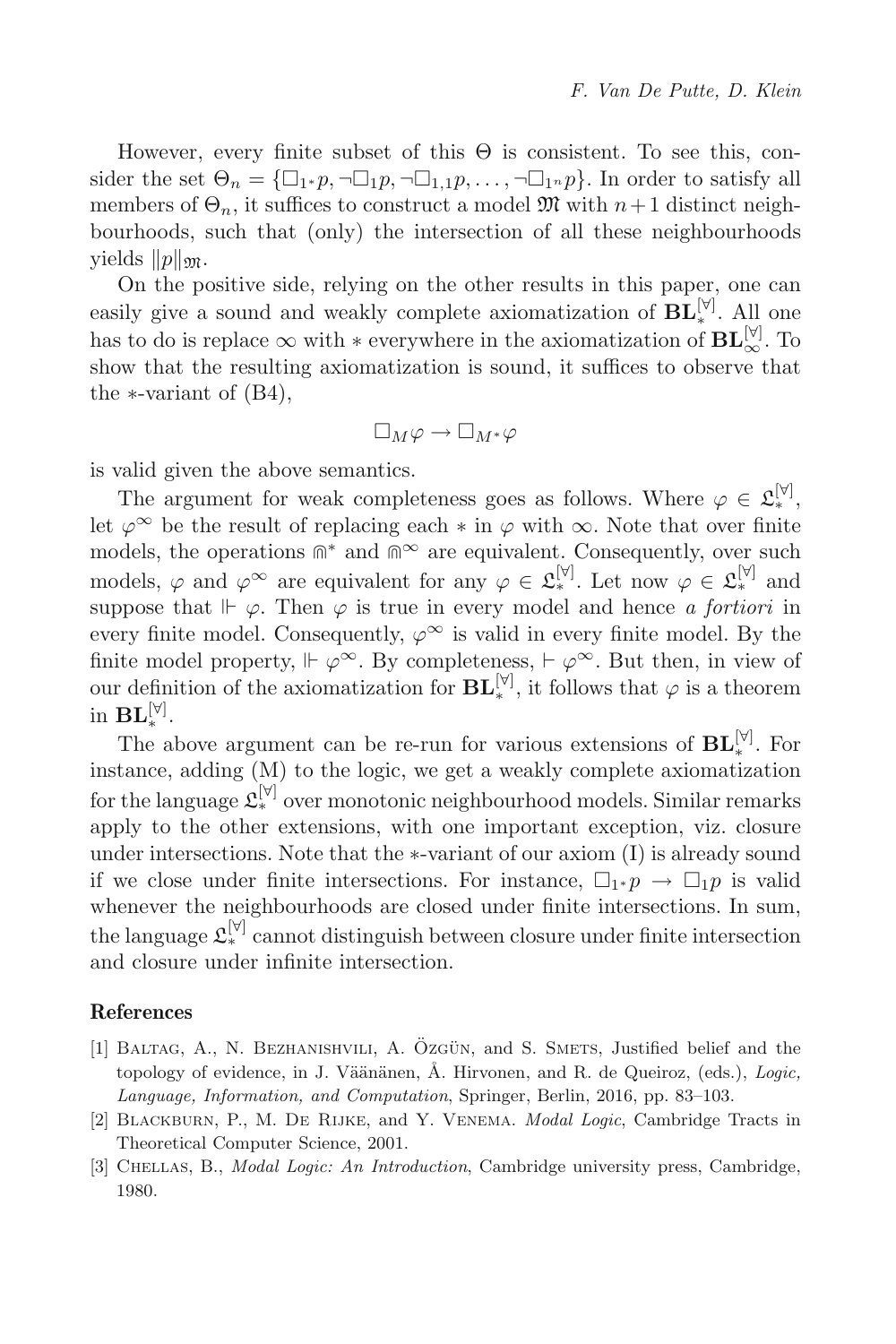However, every finite subset of this $\Theta$ is consistent. To see this, consider the set $\Theta_n = \{\Box_{1^*}p, \neg\Box_1 p, \neg\Box_{1,1}p, \ldots, \neg\Box_{1^n}p\}$. In order to satisfy all members of $\Theta_n$, it suffices to construct a model $\mathfrak{M}$ with $n+1$ distinct neighbourhoods, such that (only) the intersection of all these neighbourhoods yields $\|p\|_{\mathfrak{M}}$.

On the positive side, relying on the other results in this paper, one can easily give a sound and weakly complete axiomatization of $\mathbf{BL}_*^{[\forall]}$. All one has to do is replace $\infty$ with $*$ everywhere in the axiomatization of $\mathbf{BL}_\infty^{[\forall]}$. To show that the resulting axiomatization is sound, it suffices to observe that the $*$-variant of (B4),

$$\Box_M\varphi \to \Box_{M^*}\varphi$$

is valid given the above semantics.

The argument for weak completeness goes as follows. Where $\varphi \in \mathfrak{L}_*^{[\forall]}$, let $\varphi^\infty$ be the result of replacing each $*$ in $\varphi$ with $\infty$. Note that over finite models, the operations $\Cap^*$ and $\Cap^\infty$ are equivalent. Consequently, over such models, $\varphi$ and $\varphi^\infty$ are equivalent for any $\varphi \in \mathfrak{L}_*^{[\forall]}$. Let now $\varphi \in \mathfrak{L}_*^{[\forall]}$ and suppose that $\Vdash \varphi$. Then $\varphi$ is true in every model and hence *a fortiori* in every finite model. Consequently, $\varphi^\infty$ is valid in every finite model. By the finite model property, $\Vdash \varphi^\infty$. By completeness, $\vdash \varphi^\infty$. But then, in view of our definition of the axiomatization for $\mathbf{BL}_*^{[\forall]}$, it follows that $\varphi$ is a theorem in $\mathbf{BL}_*^{[\forall]}$.

The above argument can be re-run for various extensions of $\mathbf{BL}_*^{[\forall]}$. For instance, adding (M) to the logic, we get a weakly complete axiomatization for the language $\mathfrak{L}_*^{[\forall]}$ over monotonic neighbourhood models. Similar remarks apply to the other extensions, with one important exception, viz. closure under intersections. Note that the $*$-variant of our axiom (I) is already sound if we close under finite intersections. For instance, $\Box_{1^*}p \to \Box_1 p$ is valid whenever the neighbourhoods are closed under finite intersections. In sum, the language $\mathfrak{L}_*^{[\forall]}$ cannot distinguish between closure under finite intersection and closure under infinite intersection.

## References

[1] Baltag, A., N. Bezhanishvili, A. Özgün, and S. Smets, Justified belief and the topology of evidence, in J. Väänänen, Å. Hirvonen, and R. de Queiroz, (eds.), *Logic, Language, Information, and Computation*, Springer, Berlin, 2016, pp. 83–103.

[2] Blackburn, P., M. De Rijke, and Y. Venema. *Modal Logic*, Cambridge Tracts in Theoretical Computer Science, 2001.

[3] Chellas, B., *Modal Logic: An Introduction*, Cambridge university press, Cambridge, 1980.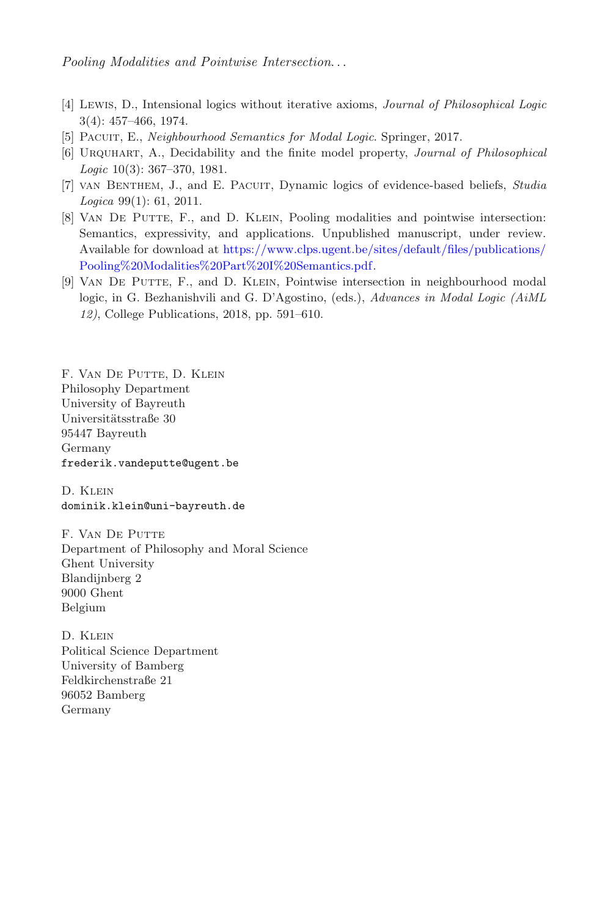[4] Lewis, D., Intensional logics without iterative axioms, *Journal of Philosophical Logic* 3(4): 457–466, 1974.

[5] Pacuit, E., *Neighbourhood Semantics for Modal Logic*. Springer, 2017.

[6] Urquhart, A., Decidability and the finite model property, *Journal of Philosophical Logic* 10(3): 367–370, 1981.

[7] van Benthem, J., and E. Pacuit, Dynamic logics of evidence-based beliefs, *Studia Logica* 99(1): 61, 2011.

[8] Van De Putte, F., and D. Klein, Pooling modalities and pointwise intersection: Semantics, expressivity, and applications. Unpublished manuscript, under review. Available for download at https://www.clps.ugent.be/sites/default/files/publications/Pooling%20Modalities%20Part%20I%20Semantics.pdf.

[9] Van De Putte, F., and D. Klein, Pointwise intersection in neighbourhood modal logic, in G. Bezhanishvili and G. D'Agostino, (eds.), *Advances in Modal Logic (AiML 12)*, College Publications, 2018, pp. 591–610.

F. Van De Putte, D. Klein
Philosophy Department
University of Bayreuth
Universitätsstraße 30
95447 Bayreuth
Germany
frederik.vandeputte@ugent.be

D. Klein
dominik.klein@uni-bayreuth.de

F. Van De Putte
Department of Philosophy and Moral Science
Ghent University
Blandijnberg 2
9000 Ghent
Belgium

D. Klein
Political Science Department
University of Bamberg
Feldkirchenstraße 21
96052 Bamberg
Germany